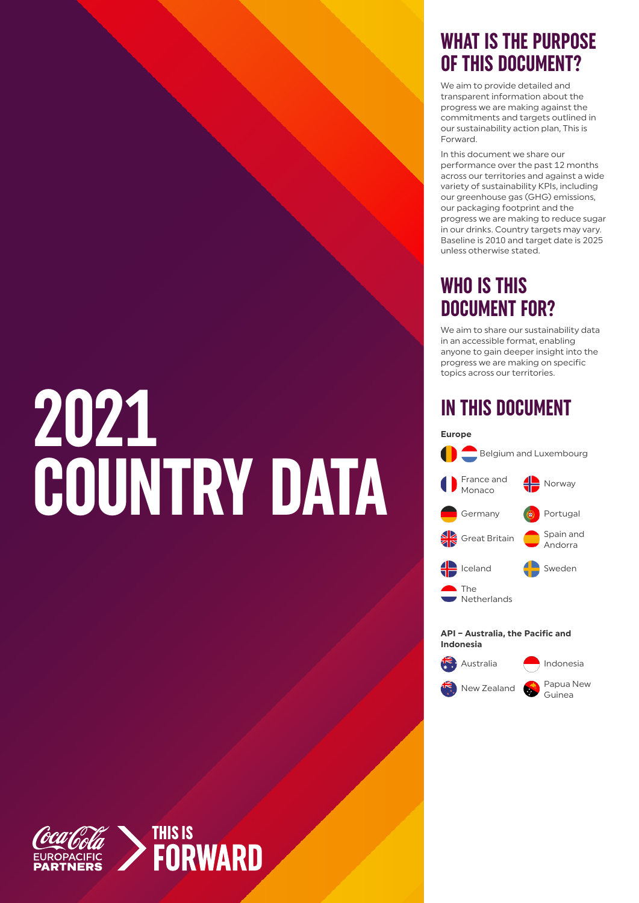# 2021 COUNTRY DATA

## WHAT IS THE PURPOSE OF THIS DOCUMENT?

We aim to provide detailed and transparent information about the progress we are making against the commitments and targets outlined in our sustainability action plan, This is Forward.

In this document we share our performance over the past 12 months across our territories and against a wide variety of sustainability KPIs, including our greenhouse gas (GHG) emissions, our packaging footprint and the progress we are making to reduce sugar in our drinks. Country targets may vary. Baseline is 2010 and target date is 2025 unless otherwise stated.

## WHO IS THIS DOCUMENT FOR?

We aim to share our sustainability data in an accessible format, enabling anyone to gain deeper insight into the progress we are making on specific topics across our territories.

## IN THIS DOCUMENT

**Europe**

- Belgium and Luxembourg
- France and Monaco
- Norway
- Germany
- Portugal
- Great Britain
- Spain and Andorra
- Iceland
- Sweden
- The Netherlands

**API – Australia, the Pacific and Indonesia**

- Australia
- Indonesia
- New Zealand
- Papua New Guinea

Coca-Cola EUROPACIFIC PARTNERS

THIS IS FORWARD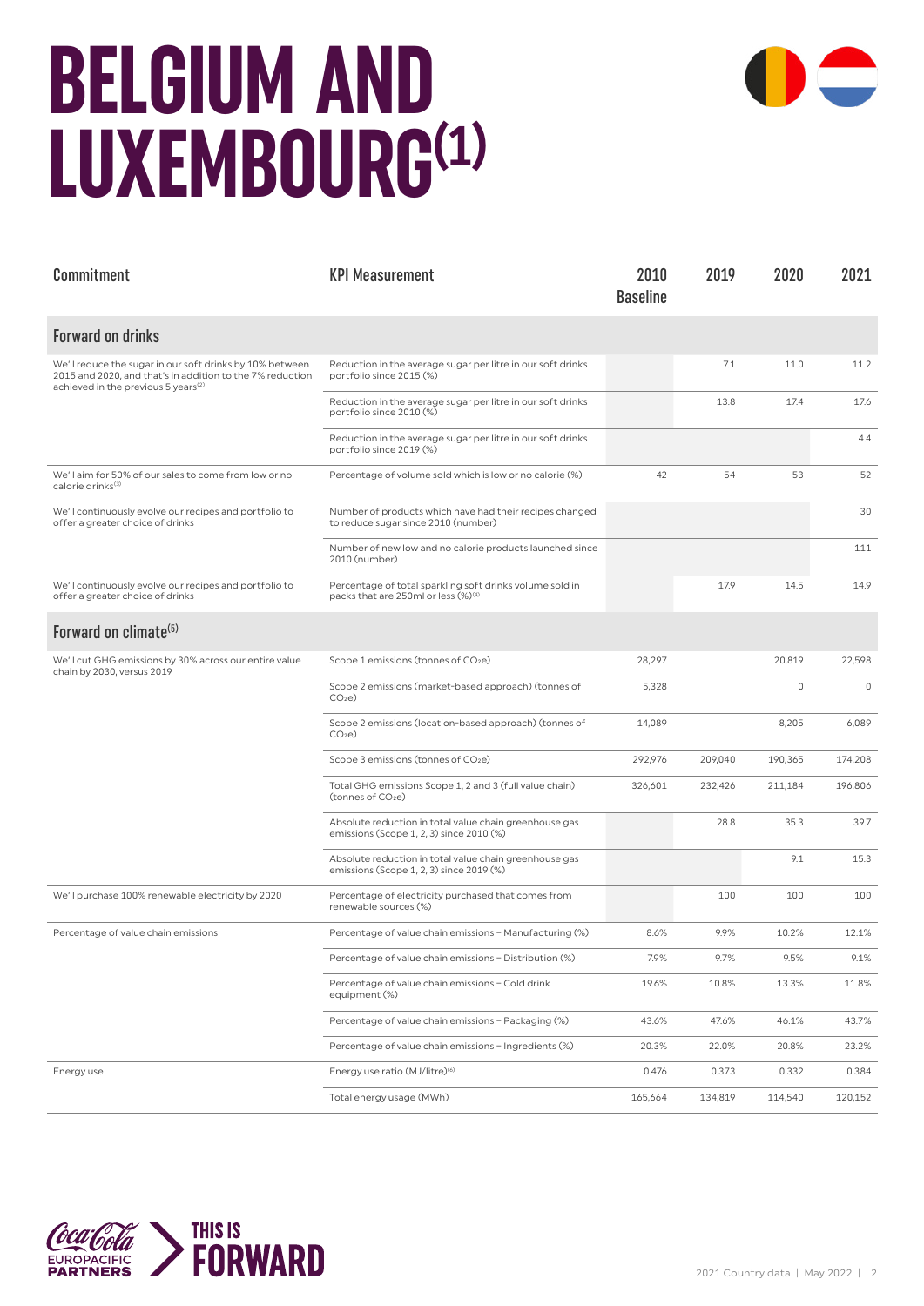# BELGIUM AND LUXEMBOURG[1]

| Commitment | KPI Measurement | 2010 Baseline | 2019 | 2020 | 2021 |
|---|---|---|---|---|---|
| **Forward on drinks** | | | | | |
| We'll reduce the sugar in our soft drinks by 10% between 2015 and 2020, and that's in addition to the 7% reduction achieved in the previous 5 years[2] | Reduction in the average sugar per litre in our soft drinks portfolio since 2015 (%) | | 7.1 | 11.0 | 11.2 |
| | Reduction in the average sugar per litre in our soft drinks portfolio since 2010 (%) | | 13.8 | 17.4 | 17.6 |
| | Reduction in the average sugar per litre in our soft drinks portfolio since 2019 (%) | | | | 4.4 |
| We'll aim for 50% of our sales to come from low or no calorie drinks[3] | Percentage of volume sold which is low or no calorie (%) | 42 | 54 | 53 | 52 |
| We'll continuously evolve our recipes and portfolio to offer a greater choice of drinks | Number of products which have had their recipes changed to reduce sugar since 2010 (number) | | | | 30 |
| | Number of new low and no calorie products launched since 2010 (number) | | | | 111 |
| We'll continuously evolve our recipes and portfolio to offer a greater choice of drinks | Percentage of total sparkling soft drinks volume sold in packs that are 250ml or less (%)[4] | | 17.9 | 14.5 | 14.9 |
| **Forward on climate[5]** | | | | | |
| We'll cut GHG emissions by 30% across our entire value chain by 2030, versus 2019 | Scope 1 emissions (tonnes of $CO_2e$) | 28,297 | | 20,819 | 22,598 |
| | Scope 2 emissions (market-based approach) (tonnes of $CO_2e$) | 5,328 | | 0 | 0 |
| | Scope 2 emissions (location-based approach) (tonnes of $CO_2e$) | 14,089 | | 8,205 | 6,089 |
| | Scope 3 emissions (tonnes of $CO_2e$) | 292,976 | 209,040 | 190,365 | 174,208 |
| | Total GHG emissions Scope 1, 2 and 3 (full value chain) (tonnes of $CO_2e$) | 326,601 | 232,426 | 211,184 | 196,806 |
| | Absolute reduction in total value chain greenhouse gas emissions (Scope 1, 2, 3) since 2010 (%) | | 28.8 | 35.3 | 39.7 |
| | Absolute reduction in total value chain greenhouse gas emissions (Scope 1, 2, 3) since 2019 (%) | | | 9.1 | 15.3 |
| We'll purchase 100% renewable electricity by 2020 | Percentage of electricity purchased that comes from renewable sources (%) | | 100 | 100 | 100 |
| Percentage of value chain emissions | Percentage of value chain emissions – Manufacturing (%) | 8.6% | 9.9% | 10.2% | 12.1% |
| | Percentage of value chain emissions – Distribution (%) | 7.9% | 9.7% | 9.5% | 9.1% |
| | Percentage of value chain emissions – Cold drink equipment (%) | 19.6% | 10.8% | 13.3% | 11.8% |
| | Percentage of value chain emissions – Packaging (%) | 43.6% | 47.6% | 46.1% | 43.7% |
| | Percentage of value chain emissions – Ingredients (%) | 20.3% | 22.0% | 20.8% | 23.2% |
| Energy use | Energy use ratio (MJ/litre)[6] | 0.476 | 0.373 | 0.332 | 0.384 |
| | Total energy usage (MWh) | 165,664 | 134,819 | 114,540 | 120,152 |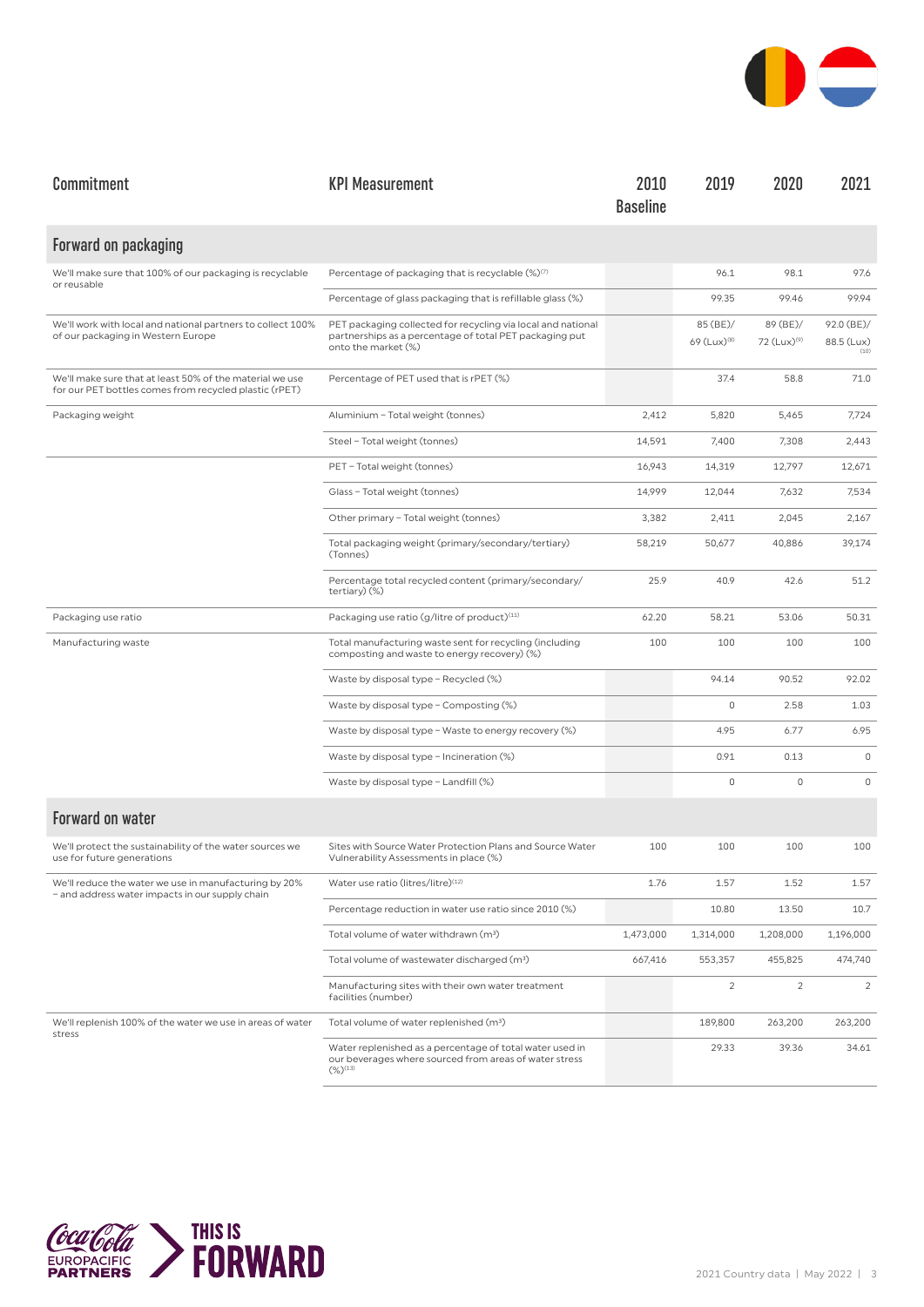| Commitment | KPI Measurement | 2010 Baseline | 2019 | 2020 | 2021 |
|---|---|---|---|---|---|
| **Forward on packaging** | | | | | |
| We'll make sure that 100% of our packaging is recyclable or reusable | Percentage of packaging that is recyclable (%)[7] | | 96.1 | 98.1 | 97.6 |
| | Percentage of glass packaging that is refillable glass (%) | | 99.35 | 99.46 | 99.94 |
| We'll work with local and national partners to collect 100% of our packaging in Western Europe | PET packaging collected for recycling via local and national partnerships as a percentage of total PET packaging put onto the market (%) | | 85 (BE)/ 69 (Lux)[8] | 89 (BE)/ 72 (Lux)[9] | 92.0 (BE)/ 88.5 (Lux)[10] |
| We'll make sure that at least 50% of the material we use for our PET bottles comes from recycled plastic (rPET) | Percentage of PET used that is rPET (%) | | 37.4 | 58.8 | 71.0 |
| Packaging weight | Aluminium – Total weight (tonnes) | 2,412 | 5,820 | 5,465 | 7,724 |
| | Steel – Total weight (tonnes) | 14,591 | 7,400 | 7,308 | 2,443 |
| | PET – Total weight (tonnes) | 16,943 | 14,319 | 12,797 | 12,671 |
| | Glass – Total weight (tonnes) | 14,999 | 12,044 | 7,632 | 7,534 |
| | Other primary – Total weight (tonnes) | 3,382 | 2,411 | 2,045 | 2,167 |
| | Total packaging weight (primary/secondary/tertiary) (Tonnes) | 58,219 | 50,677 | 40,886 | 39,174 |
| | Percentage total recycled content (primary/secondary/ tertiary) (%) | 25.9 | 40.9 | 42.6 | 51.2 |
| Packaging use ratio | Packaging use ratio (g/litre of product)[11] | 62.20 | 58.21 | 53.06 | 50.31 |
| Manufacturing waste | Total manufacturing waste sent for recycling (including composting and waste to energy recovery) (%) | 100 | 100 | 100 | 100 |
| | Waste by disposal type – Recycled (%) | | 94.14 | 90.52 | 92.02 |
| | Waste by disposal type – Composting (%) | | 0 | 2.58 | 1.03 |
| | Waste by disposal type – Waste to energy recovery (%) | | 4.95 | 6.77 | 6.95 |
| | Waste by disposal type – Incineration (%) | | 0.91 | 0.13 | 0 |
| | Waste by disposal type – Landfill (%) | | 0 | 0 | 0 |
| **Forward on water** | | | | | |
| We'll protect the sustainability of the water sources we use for future generations | Sites with Source Water Protection Plans and Source Water Vulnerability Assessments in place (%) | 100 | 100 | 100 | 100 |
| We'll reduce the water we use in manufacturing by 20% – and address water impacts in our supply chain | Water use ratio (litres/litre)[12] | 1.76 | 1.57 | 1.52 | 1.57 |
| | Percentage reduction in water use ratio since 2010 (%) | | 10.80 | 13.50 | 10.7 |
| | Total volume of water withdrawn ($m^3$) | 1,473,000 | 1,314,000 | 1,208,000 | 1,196,000 |
| | Total volume of wastewater discharged ($m^3$) | 667,416 | 553,357 | 455,825 | 474,740 |
| | Manufacturing sites with their own water treatment facilities (number) | | 2 | 2 | 2 |
| We'll replenish 100% of the water we use in areas of water stress | Total volume of water replenished ($m^3$) | | 189,800 | 263,200 | 263,200 |
| | Water replenished as a percentage of total water used in our beverages where sourced from areas of water stress (%)[13] | | 29.33 | 39.36 | 34.61 |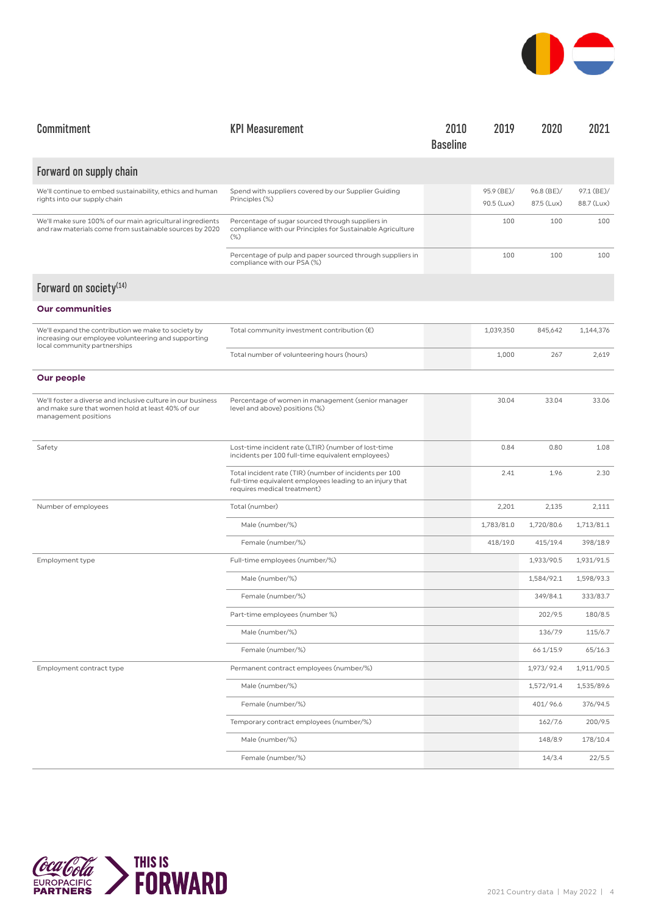| Commitment | KPI Measurement | 2010 Baseline | 2019 | 2020 | 2021 |
|---|---|---|---|---|---|
| **Forward on supply chain** | | | | | |
| We'll continue to embed sustainability, ethics and human rights into our supply chain | Spend with suppliers covered by our Supplier Guiding Principles (%) | | 95.9 (BE)/ 90.5 (Lux) | 96.8 (BE)/ 87.5 (Lux) | 97.1 (BE)/ 88.7 (Lux) |
| We'll make sure 100% of our main agricultural ingredients and raw materials come from sustainable sources by 2020 | Percentage of sugar sourced through suppliers in compliance with our Principles for Sustainable Agriculture (%) | | 100 | 100 | 100 |
| | Percentage of pulp and paper sourced through suppliers in compliance with our PSA (%) | | 100 | 100 | 100 |
| **Forward on society**[14] | | | | | |
| **Our communities** | | | | | |
| We'll expand the contribution we make to society by increasing our employee volunteering and supporting local community partnerships | Total community investment contribution (€) | | 1,039,350 | 845,642 | 1,144,376 |
| | Total number of volunteering hours (hours) | | 1,000 | 267 | 2,619 |
| **Our people** | | | | | |
| We'll foster a diverse and inclusive culture in our business and make sure that women hold at least 40% of our management positions | Percentage of women in management (senior manager level and above) positions (%) | | 30.04 | 33.04 | 33.06 |
| Safety | Lost-time incident rate (LTIR) (number of lost-time incidents per 100 full-time equivalent employees) | | 0.84 | 0.80 | 1.08 |
| | Total incident rate (TIR) (number of incidents per 100 full-time equivalent employees leading to an injury that requires medical treatment) | | 2.41 | 1.96 | 2.30 |
| Number of employees | Total (number) | | 2,201 | 2,135 | 2,111 |
| | Male (number/%) | | 1,783/81.0 | 1,720/80.6 | 1,713/81.1 |
| | Female (number/%) | | 418/19.0 | 415/19.4 | 398/18.9 |
| Employment type | Full-time employees (number/%) | | | 1,933/90.5 | 1,931/91.5 |
| | Male (number/%) | | | 1,584/92.1 | 1,598/93.3 |
| | Female (number/%) | | | 349/84.1 | 333/83.7 |
| | Part-time employees (number %) | | | 202/9.5 | 180/8.5 |
| | Male (number/%) | | | 136/7.9 | 115/6.7 |
| | Female (number/%) | | | 66 1/15.9 | 65/16.3 |
| Employment contract type | Permanent contract employees (number/%) | | | 1,973/ 92.4 | 1,911/90.5 |
| | Male (number/%) | | | 1,572/91.4 | 1,535/89.6 |
| | Female (number/%) | | | 401/ 96.6 | 376/94.5 |
| | Temporary contract employees (number/%) | | | 162/7.6 | 200/9.5 |
| | Male (number/%) | | | 148/8.9 | 178/10.4 |
| | Female (number/%) | | | 14/3.4 | 22/5.5 |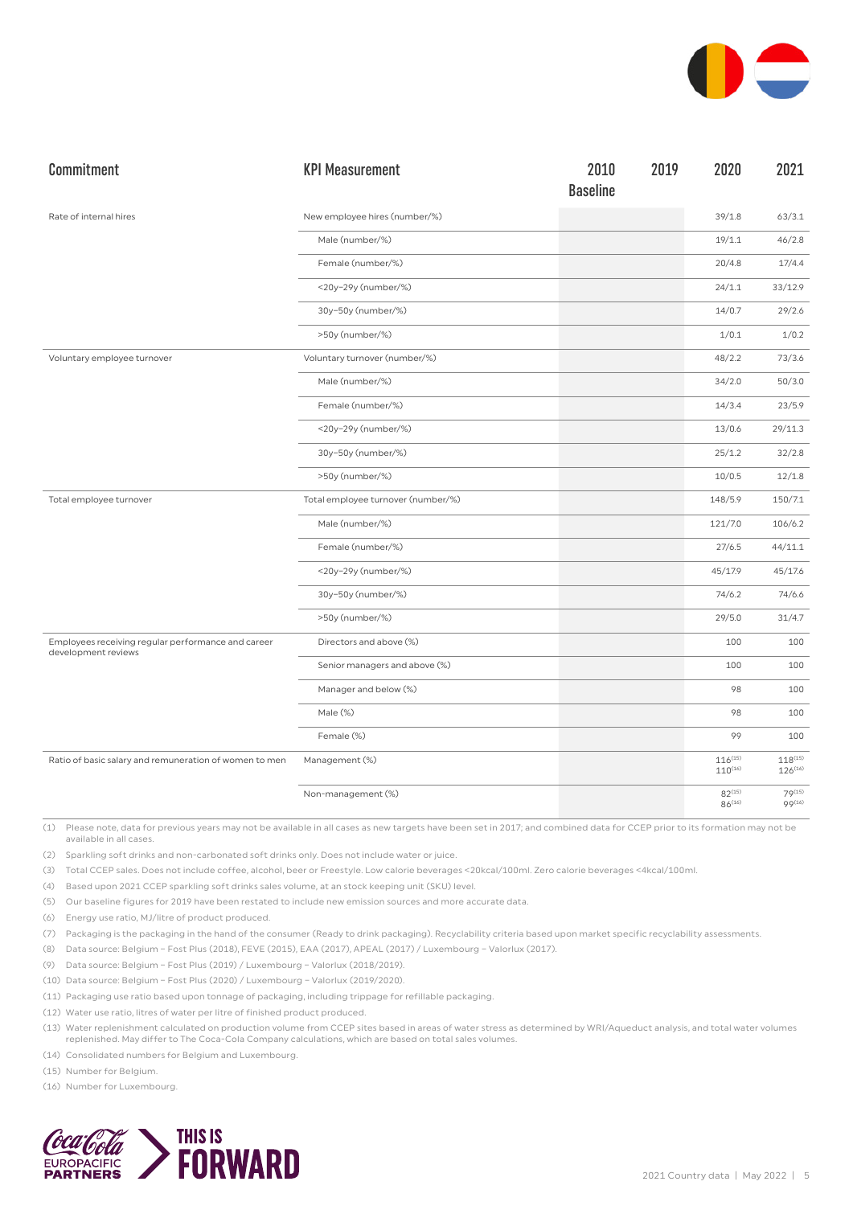| Commitment | KPI Measurement | 2010 Baseline | 2019 | 2020 | 2021 |
|---|---|---|---|---|---|
| Rate of internal hires | New employee hires (number/%) | | | 39/1.8 | 63/3.1 |
| | Male (number/%) | | | 19/1.1 | 46/2.8 |
| | Female (number/%) | | | 20/4.8 | 17/4.4 |
| | <20y–29y (number/%) | | | 24/1.1 | 33/12.9 |
| | 30y–50y (number/%) | | | 14/0.7 | 29/2.6 |
| | >50y (number/%) | | | 1/0.1 | 1/0.2 |
| Voluntary employee turnover | Voluntary turnover (number/%) | | | 48/2.2 | 73/3.6 |
| | Male (number/%) | | | 34/2.0 | 50/3.0 |
| | Female (number/%) | | | 14/3.4 | 23/5.9 |
| | <20y–29y (number/%) | | | 13/0.6 | 29/11.3 |
| | 30y–50y (number/%) | | | 25/1.2 | 32/2.8 |
| | >50y (number/%) | | | 10/0.5 | 12/1.8 |
| Total employee turnover | Total employee turnover (number/%) | | | 148/5.9 | 150/7.1 |
| | Male (number/%) | | | 121/7.0 | 106/6.2 |
| | Female (number/%) | | | 27/6.5 | 44/11.1 |
| | <20y–29y (number/%) | | | 45/17.9 | 45/17.6 |
| | 30y–50y (number/%) | | | 74/6.2 | 74/6.6 |
| | >50y (number/%) | | | 29/5.0 | 31/4.7 |
| Employees receiving regular performance and career development reviews | Directors and above (%) | | | 100 | 100 |
| | Senior managers and above (%) | | | 100 | 100 |
| | Manager and below (%) | | | 98 | 100 |
| | Male (%) | | | 98 | 100 |
| | Female (%) | | | 99 | 100 |
| Ratio of basic salary and remuneration of women to men | Management (%) | | | 116[15] 110[16] | 118[15] 126[16] |
| | Non-management (%) | | | 82[15] 86[16] | 79[15] 99[16] |

(1) Please note, data for previous years may not be available in all cases as new targets have been set in 2017; and combined data for CCEP prior to its formation may not be available in all cases.

(2) Sparkling soft drinks and non-carbonated soft drinks only. Does not include water or juice.

(3) Total CCEP sales. Does not include coffee, alcohol, beer or Freestyle. Low calorie beverages <20kcal/100ml. Zero calorie beverages <4kcal/100ml.

(4) Based upon 2021 CCEP sparkling soft drinks sales volume, at an stock keeping unit (SKU) level.

(5) Our baseline figures for 2019 have been restated to include new emission sources and more accurate data.

(6) Energy use ratio, MJ/litre of product produced.

(7) Packaging is the packaging in the hand of the consumer (Ready to drink packaging). Recyclability criteria based upon market specific recyclability assessments.

(8) Data source: Belgium – Fost Plus (2018), FEVE (2015), EAA (2017), APEAL (2017) / Luxembourg – Valorlux (2017).

(9) Data source: Belgium – Fost Plus (2019) / Luxembourg – Valorlux (2018/2019).

(10) Data source: Belgium – Fost Plus (2020) / Luxembourg – Valorlux (2019/2020).

(11) Packaging use ratio based upon tonnage of packaging, including trippage for refillable packaging.

(12) Water use ratio, litres of water per litre of finished product produced.

(13) Water replenishment calculated on production volume from CCEP sites based in areas of water stress as determined by WRI/Aqueduct analysis, and total water volumes replenished. May differ to The Coca-Cola Company calculations, which are based on total sales volumes.

(14) Consolidated numbers for Belgium and Luxembourg.

(15) Number for Belgium.

(16) Number for Luxembourg.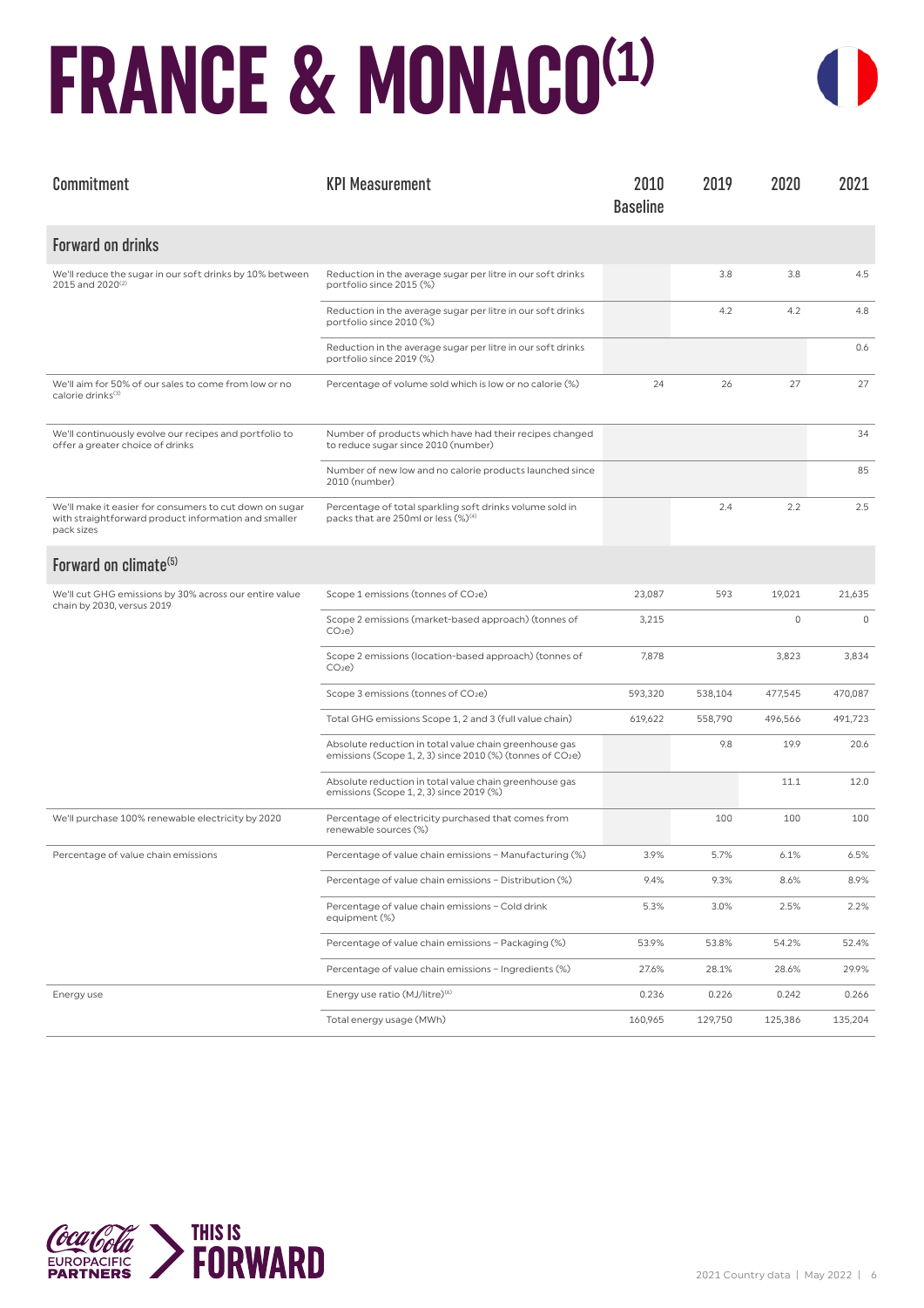# FRANCE & MONACO[1]

| Commitment | KPI Measurement | 2010 Baseline | 2019 | 2020 | 2021 |
|---|---|---|---|---|---|
| **Forward on drinks** | | | | | |
| We'll reduce the sugar in our soft drinks by 10% between 2015 and 2020[2] | Reduction in the average sugar per litre in our soft drinks portfolio since 2015 (%) | | 3.8 | 3.8 | 4.5 |
| | Reduction in the average sugar per litre in our soft drinks portfolio since 2010 (%) | | 4.2 | 4.2 | 4.8 |
| | Reduction in the average sugar per litre in our soft drinks portfolio since 2019 (%) | | | | 0.6 |
| We'll aim for 50% of our sales to come from low or no calorie drinks[3] | Percentage of volume sold which is low or no calorie (%) | 24 | 26 | 27 | 27 |
| We'll continuously evolve our recipes and portfolio to offer a greater choice of drinks | Number of products which have had their recipes changed to reduce sugar since 2010 (number) | | | | 34 |
| | Number of new low and no calorie products launched since 2010 (number) | | | | 85 |
| We'll make it easier for consumers to cut down on sugar with straightforward product information and smaller pack sizes | Percentage of total sparkling soft drinks volume sold in packs that are 250ml or less (%)[4] | | 2.4 | 2.2 | 2.5 |
| **Forward on climate[5]** | | | | | |
| We'll cut GHG emissions by 30% across our entire value chain by 2030, versus 2019 | Scope 1 emissions (tonnes of $CO_2e$) | 23,087 | 593 | 19,021 | 21,635 |
| | Scope 2 emissions (market-based approach) (tonnes of $CO_2e$) | 3,215 | | 0 | 0 |
| | Scope 2 emissions (location-based approach) (tonnes of $CO_2e$) | 7,878 | | 3,823 | 3,834 |
| | Scope 3 emissions (tonnes of $CO_2e$) | 593,320 | 538,104 | 477,545 | 470,087 |
| | Total GHG emissions Scope 1, 2 and 3 (full value chain) | 619,622 | 558,790 | 496,566 | 491,723 |
| | Absolute reduction in total value chain greenhouse gas emissions (Scope 1, 2, 3) since 2010 (%) (tonnes of $CO_2e$) | | 9.8 | 19.9 | 20.6 |
| | Absolute reduction in total value chain greenhouse gas emissions (Scope 1, 2, 3) since 2019 (%) | | | 11.1 | 12.0 |
| We'll purchase 100% renewable electricity by 2020 | Percentage of electricity purchased that comes from renewable sources (%) | | 100 | 100 | 100 |
| Percentage of value chain emissions | Percentage of value chain emissions – Manufacturing (%) | 3.9% | 5.7% | 6.1% | 6.5% |
| | Percentage of value chain emissions – Distribution (%) | 9.4% | 9.3% | 8.6% | 8.9% |
| | Percentage of value chain emissions – Cold drink equipment (%) | 5.3% | 3.0% | 2.5% | 2.2% |
| | Percentage of value chain emissions – Packaging (%) | 53.9% | 53.8% | 54.2% | 52.4% |
| | Percentage of value chain emissions – Ingredients (%) | 27.6% | 28.1% | 28.6% | 29.9% |
| Energy use | Energy use ratio (MJ/litre)[6] | 0.236 | 0.226 | 0.242 | 0.266 |
| | Total energy usage (MWh) | 160,965 | 129,750 | 125,386 | 135,204 |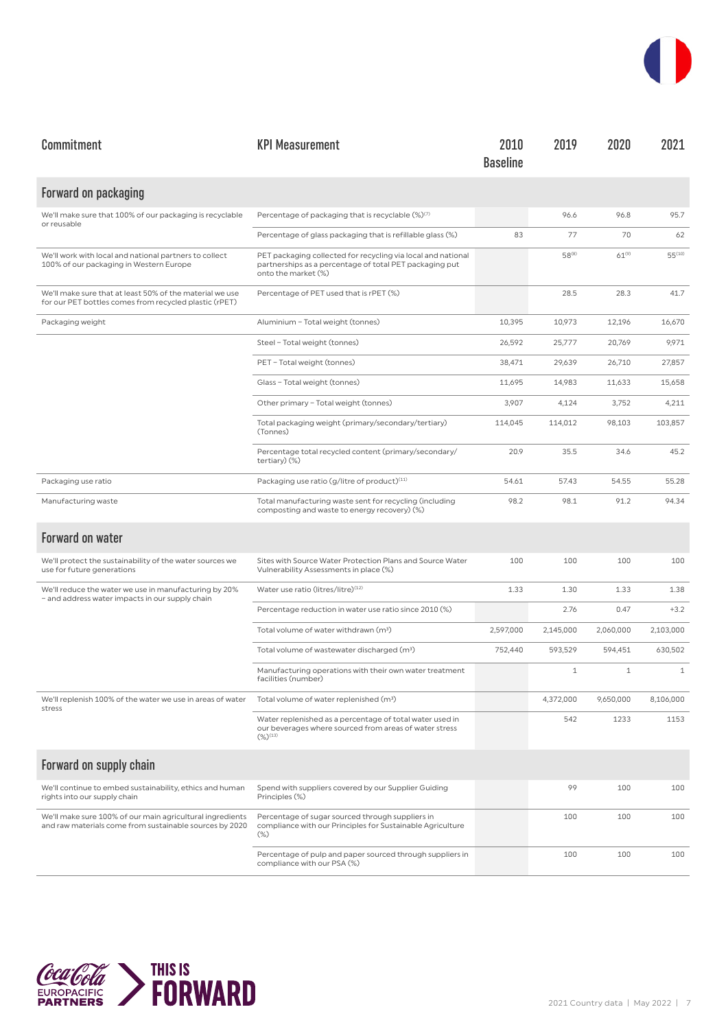| Commitment | KPI Measurement | 2010 Baseline | 2019 | 2020 | 2021 |
|---|---|---|---|---|---|
| **Forward on packaging** | | | | | |
| We'll make sure that 100% of our packaging is recyclable or reusable | Percentage of packaging that is recyclable (%)[7] | | 96.6 | 96.8 | 95.7 |
| | Percentage of glass packaging that is refillable glass (%) | 83 | 77 | 70 | 62 |
| We'll work with local and national partners to collect 100% of our packaging in Western Europe | PET packaging collected for recycling via local and national partnerships as a percentage of total PET packaging put onto the market (%) | | 58[8] | 61[9] | 55[10] |
| We'll make sure that at least 50% of the material we use for our PET bottles comes from recycled plastic (rPET) | Percentage of PET used that is rPET (%) | | 28.5 | 28.3 | 41.7 |
| Packaging weight | Aluminium – Total weight (tonnes) | 10,395 | 10,973 | 12,196 | 16,670 |
| | Steel – Total weight (tonnes) | 26,592 | 25,777 | 20,769 | 9,971 |
| | PET – Total weight (tonnes) | 38,471 | 29,639 | 26,710 | 27,857 |
| | Glass – Total weight (tonnes) | 11,695 | 14,983 | 11,633 | 15,658 |
| | Other primary – Total weight (tonnes) | 3,907 | 4,124 | 3,752 | 4,211 |
| | Total packaging weight (primary/secondary/tertiary) (Tonnes) | 114,045 | 114,012 | 98,103 | 103,857 |
| | Percentage total recycled content (primary/secondary/tertiary) (%) | 20.9 | 35.5 | 34.6 | 45.2 |
| Packaging use ratio | Packaging use ratio (g/litre of product)[11] | 54.61 | 57.43 | 54.55 | 55.28 |
| Manufacturing waste | Total manufacturing waste sent for recycling (including composting and waste to energy recovery) (%) | 98.2 | 98.1 | 91.2 | 94.34 |
| **Forward on water** | | | | | |
| We'll protect the sustainability of the water sources we use for future generations | Sites with Source Water Protection Plans and Source Water Vulnerability Assessments in place (%) | 100 | 100 | 100 | 100 |
| We'll reduce the water we use in manufacturing by 20% – and address water impacts in our supply chain | Water use ratio (litres/litre)[12] | 1.33 | 1.30 | 1.33 | 1.38 |
| | Percentage reduction in water use ratio since 2010 (%) | | 2.76 | 0.47 | +3.2 |
| | Total volume of water withdrawn ($m^3$) | 2,597,000 | 2,145,000 | 2,060,000 | 2,103,000 |
| | Total volume of wastewater discharged ($m^3$) | 752,440 | 593,529 | 594,451 | 630,502 |
| | Manufacturing operations with their own water treatment facilities (number) | | 1 | 1 | 1 |
| We'll replenish 100% of the water we use in areas of water stress | Total volume of water replenished ($m^3$) | | 4,372,000 | 9,650,000 | 8,106,000 |
| | Water replenished as a percentage of total water used in our beverages where sourced from areas of water stress (%)[13] | | 542 | 1233 | 1153 |
| **Forward on supply chain** | | | | | |
| We'll continue to embed sustainability, ethics and human rights into our supply chain | Spend with suppliers covered by our Supplier Guiding Principles (%) | | 99 | 100 | 100 |
| We'll make sure 100% of our main agricultural ingredients and raw materials come from sustainable sources by 2020 | Percentage of sugar sourced through suppliers in compliance with our Principles for Sustainable Agriculture (%) | | 100 | 100 | 100 |
| | Percentage of pulp and paper sourced through suppliers in compliance with our PSA (%) | | 100 | 100 | 100 |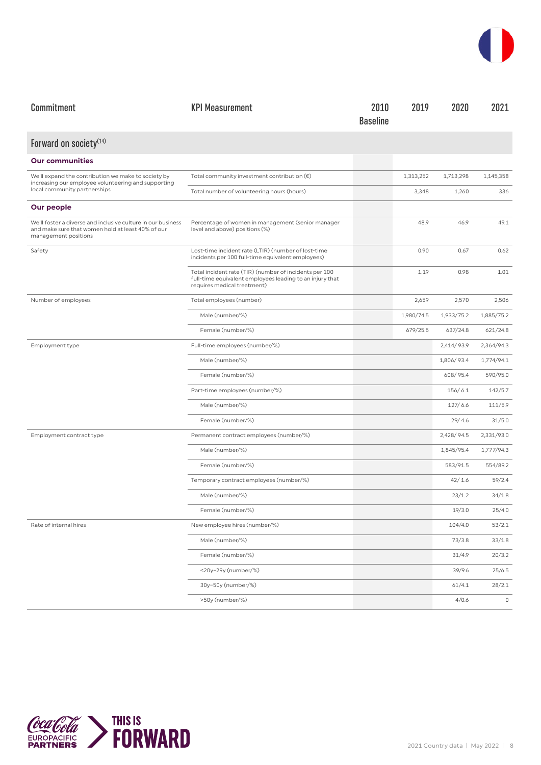| Commitment | KPI Measurement | 2010 Baseline | 2019 | 2020 | 2021 |
|---|---|---|---|---|---|
| **Forward on society[14]** | | | | | |
| **Our communities** | | | | | |
| We'll expand the contribution we make to society by increasing our employee volunteering and supporting local community partnerships | Total community investment contribution (€) | | 1,313,252 | 1,713,298 | 1,145,358 |
| | Total number of volunteering hours (hours) | | 3,348 | 1,260 | 336 |
| **Our people** | | | | | |
| We'll foster a diverse and inclusive culture in our business and make sure that women hold at least 40% of our management positions | Percentage of women in management (senior manager level and above) positions (%) | | 48.9 | 46.9 | 49.1 |
| Safety | Lost-time incident rate (LTIR) (number of lost-time incidents per 100 full-time equivalent employees) | | 0.90 | 0.67 | 0.62 |
| | Total incident rate (TIR) (number of incidents per 100 full-time equivalent employees leading to an injury that requires medical treatment) | | 1.19 | 0.98 | 1.01 |
| Number of employees | Total employees (number) | | 2,659 | 2,570 | 2,506 |
| | Male (number/%) | | 1,980/74.5 | 1,933/75.2 | 1,885/75.2 |
| | Female (number/%) | | 679/25.5 | 637/24.8 | 621/24.8 |
| Employment type | Full-time employees (number/%) | | | 2,414/ 93.9 | 2,364/94.3 |
| | Male (number/%) | | | 1,806/ 93.4 | 1,774/94.1 |
| | Female (number/%) | | | 608/ 95.4 | 590/95.0 |
| | Part-time employees (number/%) | | | 156/ 6.1 | 142/5.7 |
| | Male (number/%) | | | 127/ 6.6 | 111/5.9 |
| | Female (number/%) | | | 29/ 4.6 | 31/5.0 |
| Employment contract type | Permanent contract employees (number/%) | | | 2,428/ 94.5 | 2,331/93.0 |
| | Male (number/%) | | | 1,845/95.4 | 1,777/94.3 |
| | Female (number/%) | | | 583/91.5 | 554/89.2 |
| | Temporary contract employees (number/%) | | | 42/ 1.6 | 59/2.4 |
| | Male (number/%) | | | 23/1.2 | 34/1.8 |
| | Female (number/%) | | | 19/3.0 | 25/4.0 |
| Rate of internal hires | New employee hires (number/%) | | | 104/4.0 | 53/2.1 |
| | Male (number/%) | | | 73/3.8 | 33/1.8 |
| | Female (number/%) | | | 31/4.9 | 20/3.2 |
| | <20y–29y (number/%) | | | 39/9.6 | 25/6.5 |
| | 30y–50y (number/%) | | | 61/4.1 | 28/2.1 |
| | >50y (number/%) | | | 4/0.6 | 0 |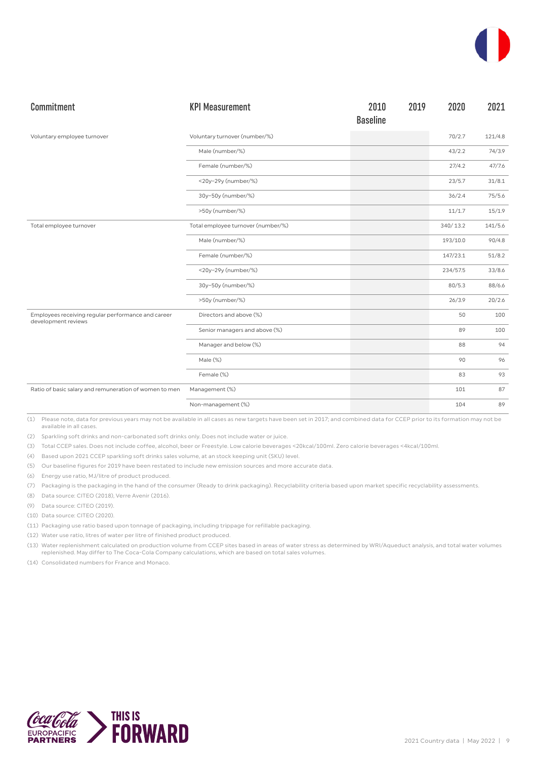| Commitment | KPI Measurement | 2010 Baseline | 2019 | 2020 | 2021 |
|---|---|---|---|---|---|
| Voluntary employee turnover | Voluntary turnover (number/%) | | | 70/2.7 | 121/4.8 |
| | Male (number/%) | | | 43/2.2 | 74/3.9 |
| | Female (number/%) | | | 27/4.2 | 47/7.6 |
| | <20y–29y (number/%) | | | 23/5.7 | 31/8.1 |
| | 30y–50y (number/%) | | | 36/2.4 | 75/5.6 |
| | >50y (number/%) | | | 11/1.7 | 15/1.9 |
| Total employee turnover | Total employee turnover (number/%) | | | 340/ 13.2 | 141/5.6 |
| | Male (number/%) | | | 193/10.0 | 90/4.8 |
| | Female (number/%) | | | 147/23.1 | 51/8.2 |
| | <20y–29y (number/%) | | | 234/57.5 | 33/8.6 |
| | 30y–50y (number/%) | | | 80/5.3 | 88/6.6 |
| | >50y (number/%) | | | 26/3.9 | 20/2.6 |
| Employees receiving regular performance and career development reviews | Directors and above (%) | | | 50 | 100 |
| | Senior managers and above (%) | | | 89 | 100 |
| | Manager and below (%) | | | 88 | 94 |
| | Male (%) | | | 90 | 96 |
| | Female (%) | | | 83 | 93 |
| Ratio of basic salary and remuneration of women to men | Management (%) | | | 101 | 87 |
| | Non-management (%) | | | 104 | 89 |

(1) Please note, data for previous years may not be available in all cases as new targets have been set in 2017; and combined data for CCEP prior to its formation may not be available in all cases.

(2) Sparkling soft drinks and non-carbonated soft drinks only. Does not include water or juice.

(3) Total CCEP sales. Does not include coffee, alcohol, beer or Freestyle. Low calorie beverages <20kcal/100ml. Zero calorie beverages <4kcal/100ml.

(4) Based upon 2021 CCEP sparkling soft drinks sales volume, at an stock keeping unit (SKU) level.

(5) Our baseline figures for 2019 have been restated to include new emission sources and more accurate data.

(6) Energy use ratio, MJ/litre of product produced.

(7) Packaging is the packaging in the hand of the consumer (Ready to drink packaging). Recyclability criteria based upon market specific recyclability assessments.

(8) Data source: CITEO (2018), Verre Avenir (2016).

(9) Data source: CITEO (2019).

(10) Data source: CITEO (2020).

(11) Packaging use ratio based upon tonnage of packaging, including trippage for refillable packaging.

(12) Water use ratio, litres of water per litre of finished product produced.

(13) Water replenishment calculated on production volume from CCEP sites based in areas of water stress as determined by WRI/Aqueduct analysis, and total water volumes replenished. May differ to The Coca-Cola Company calculations, which are based on total sales volumes.

(14) Consolidated numbers for France and Monaco.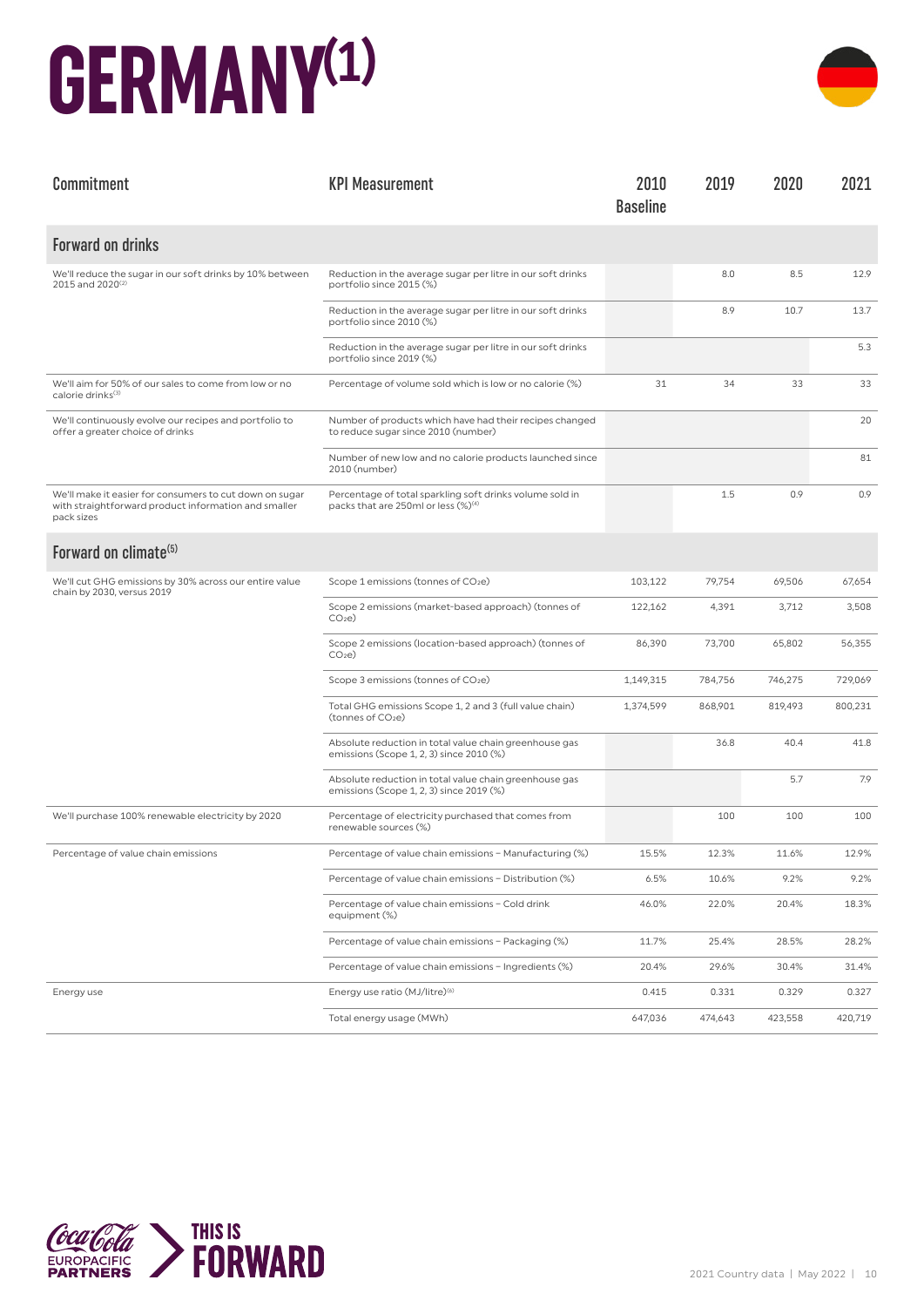# GERMANY[1]

| Commitment | KPI Measurement | 2010 Baseline | 2019 | 2020 | 2021 |
|---|---|---|---|---|---|
| **Forward on drinks** | | | | | |
| We'll reduce the sugar in our soft drinks by 10% between 2015 and 2020[2] | Reduction in the average sugar per litre in our soft drinks portfolio since 2015 (%) | | 8.0 | 8.5 | 12.9 |
| | Reduction in the average sugar per litre in our soft drinks portfolio since 2010 (%) | | 8.9 | 10.7 | 13.7 |
| | Reduction in the average sugar per litre in our soft drinks portfolio since 2019 (%) | | | | 5.3 |
| We'll aim for 50% of our sales to come from low or no calorie drinks[3] | Percentage of volume sold which is low or no calorie (%) | 31 | 34 | 33 | 33 |
| We'll continuously evolve our recipes and portfolio to offer a greater choice of drinks | Number of products which have had their recipes changed to reduce sugar since 2010 (number) | | | | 20 |
| | Number of new low and no calorie products launched since 2010 (number) | | | | 81 |
| We'll make it easier for consumers to cut down on sugar with straightforward product information and smaller pack sizes | Percentage of total sparkling soft drinks volume sold in packs that are 250ml or less (%)[4] | | 1.5 | 0.9 | 0.9 |
| **Forward on climate[5]** | | | | | |
| We'll cut GHG emissions by 30% across our entire value chain by 2030, versus 2019 | Scope 1 emissions (tonnes of $CO_2e$) | 103,122 | 79,754 | 69,506 | 67,654 |
| | Scope 2 emissions (market-based approach) (tonnes of $CO_2e$) | 122,162 | 4,391 | 3,712 | 3,508 |
| | Scope 2 emissions (location-based approach) (tonnes of $CO_2e$) | 86,390 | 73,700 | 65,802 | 56,355 |
| | Scope 3 emissions (tonnes of $CO_2e$) | 1,149,315 | 784,756 | 746,275 | 729,069 |
| | Total GHG emissions Scope 1, 2 and 3 (full value chain) (tonnes of $CO_2e$) | 1,374,599 | 868,901 | 819,493 | 800,231 |
| | Absolute reduction in total value chain greenhouse gas emissions (Scope 1, 2, 3) since 2010 (%) | | 36.8 | 40.4 | 41.8 |
| | Absolute reduction in total value chain greenhouse gas emissions (Scope 1, 2, 3) since 2019 (%) | | | 5.7 | 7.9 |
| We'll purchase 100% renewable electricity by 2020 | Percentage of electricity purchased that comes from renewable sources (%) | | 100 | 100 | 100 |
| Percentage of value chain emissions | Percentage of value chain emissions – Manufacturing (%) | 15.5% | 12.3% | 11.6% | 12.9% |
| | Percentage of value chain emissions – Distribution (%) | 6.5% | 10.6% | 9.2% | 9.2% |
| | Percentage of value chain emissions – Cold drink equipment (%) | 46.0% | 22.0% | 20.4% | 18.3% |
| | Percentage of value chain emissions – Packaging (%) | 11.7% | 25.4% | 28.5% | 28.2% |
| | Percentage of value chain emissions – Ingredients (%) | 20.4% | 29.6% | 30.4% | 31.4% |
| Energy use | Energy use ratio (MJ/litre)[6] | 0.415 | 0.331 | 0.329 | 0.327 |
| | Total energy usage (MWh) | 647,036 | 474,643 | 423,558 | 420,719 |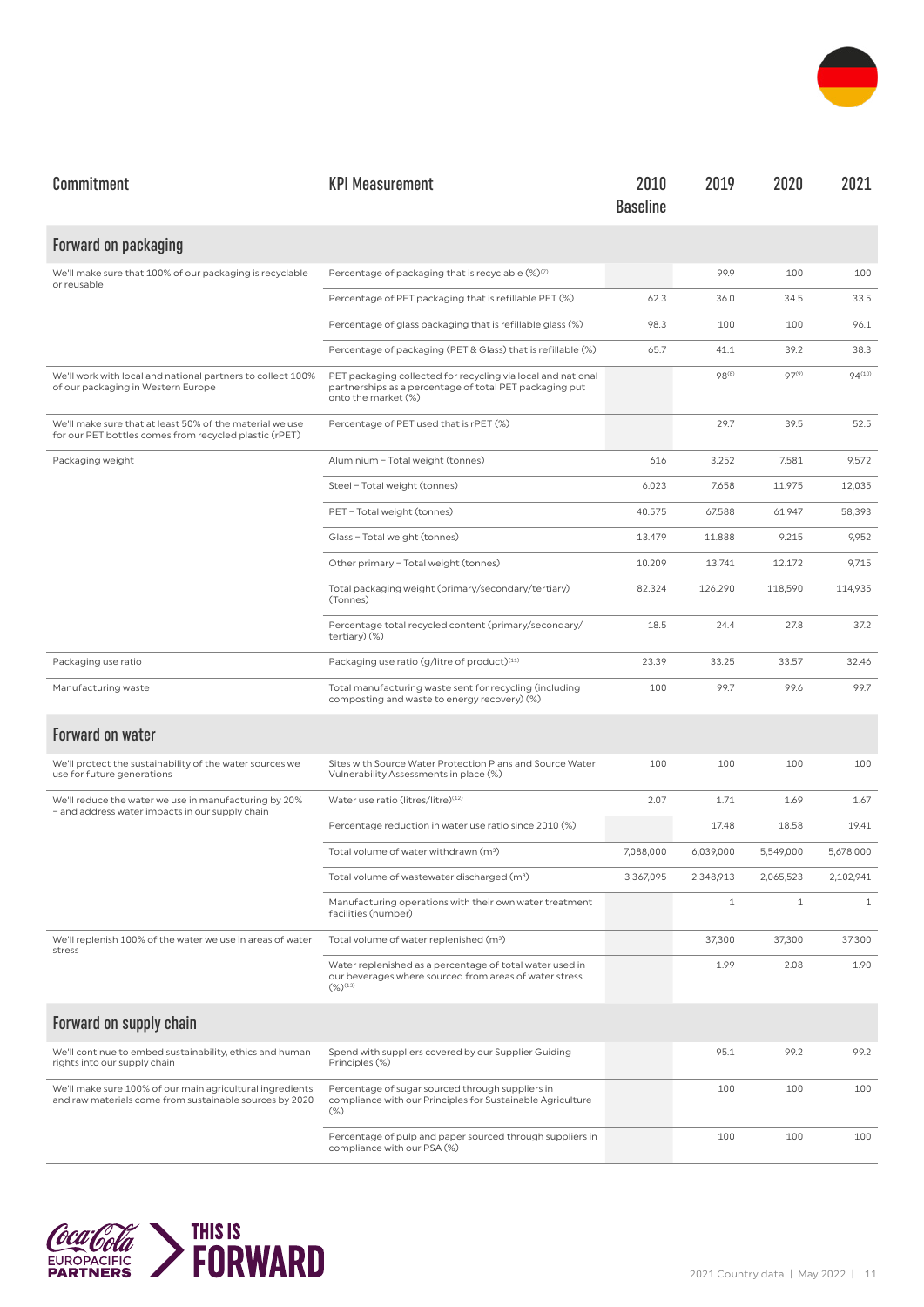| Commitment | KPI Measurement | 2010 Baseline | 2019 | 2020 | 2021 |
|---|---|---|---|---|---|
| **Forward on packaging** | | | | | |
| We'll make sure that 100% of our packaging is recyclable or reusable | Percentage of packaging that is recyclable (%)[7] | | 99.9 | 100 | 100 |
| | Percentage of PET packaging that is refillable PET (%) | 62.3 | 36.0 | 34.5 | 33.5 |
| | Percentage of glass packaging that is refillable glass (%) | 98.3 | 100 | 100 | 96.1 |
| | Percentage of packaging (PET & Glass) that is refillable (%) | 65.7 | 41.1 | 39.2 | 38.3 |
| We'll work with local and national partners to collect 100% of our packaging in Western Europe | PET packaging collected for recycling via local and national partnerships as a percentage of total PET packaging put onto the market (%) | | 98[8] | 97[9] | 94[10] |
| We'll make sure that at least 50% of the material we use for our PET bottles comes from recycled plastic (rPET) | Percentage of PET used that is rPET (%) | | 29.7 | 39.5 | 52.5 |
| Packaging weight | Aluminium – Total weight (tonnes) | 616 | 3.252 | 7.581 | 9,572 |
| | Steel – Total weight (tonnes) | 6.023 | 7.658 | 11.975 | 12,035 |
| | PET – Total weight (tonnes) | 40.575 | 67.588 | 61.947 | 58,393 |
| | Glass – Total weight (tonnes) | 13.479 | 11.888 | 9.215 | 9,952 |
| | Other primary – Total weight (tonnes) | 10.209 | 13.741 | 12.172 | 9,715 |
| | Total packaging weight (primary/secondary/tertiary) (Tonnes) | 82.324 | 126.290 | 118,590 | 114,935 |
| | Percentage total recycled content (primary/secondary/tertiary) (%) | 18.5 | 24.4 | 27.8 | 37.2 |
| Packaging use ratio | Packaging use ratio (g/litre of product)[11] | 23.39 | 33.25 | 33.57 | 32.46 |
| Manufacturing waste | Total manufacturing waste sent for recycling (including composting and waste to energy recovery) (%) | 100 | 99.7 | 99.6 | 99.7 |
| **Forward on water** | | | | | |
| We'll protect the sustainability of the water sources we use for future generations | Sites with Source Water Protection Plans and Source Water Vulnerability Assessments in place (%) | 100 | 100 | 100 | 100 |
| We'll reduce the water we use in manufacturing by 20% – and address water impacts in our supply chain | Water use ratio (litres/litre)[12] | 2.07 | 1.71 | 1.69 | 1.67 |
| | Percentage reduction in water use ratio since 2010 (%) | | 17.48 | 18.58 | 19.41 |
| | Total volume of water withdrawn ($m^3$) | 7,088,000 | 6,039,000 | 5,549,000 | 5,678,000 |
| | Total volume of wastewater discharged ($m^3$) | 3,367,095 | 2,348,913 | 2,065,523 | 2,102,941 |
| | Manufacturing operations with their own water treatment facilities (number) | | 1 | 1 | 1 |
| We'll replenish 100% of the water we use in areas of water stress | Total volume of water replenished ($m^3$) | | 37,300 | 37,300 | 37,300 |
| | Water replenished as a percentage of total water used in our beverages where sourced from areas of water stress (%)[13] | | 1.99 | 2.08 | 1.90 |
| **Forward on supply chain** | | | | | |
| We'll continue to embed sustainability, ethics and human rights into our supply chain | Spend with suppliers covered by our Supplier Guiding Principles (%) | | 95.1 | 99.2 | 99.2 |
| We'll make sure 100% of our main agricultural ingredients and raw materials come from sustainable sources by 2020 | Percentage of sugar sourced through suppliers in compliance with our Principles for Sustainable Agriculture (%) | | 100 | 100 | 100 |
| | Percentage of pulp and paper sourced through suppliers in compliance with our PSA (%) | | 100 | 100 | 100 |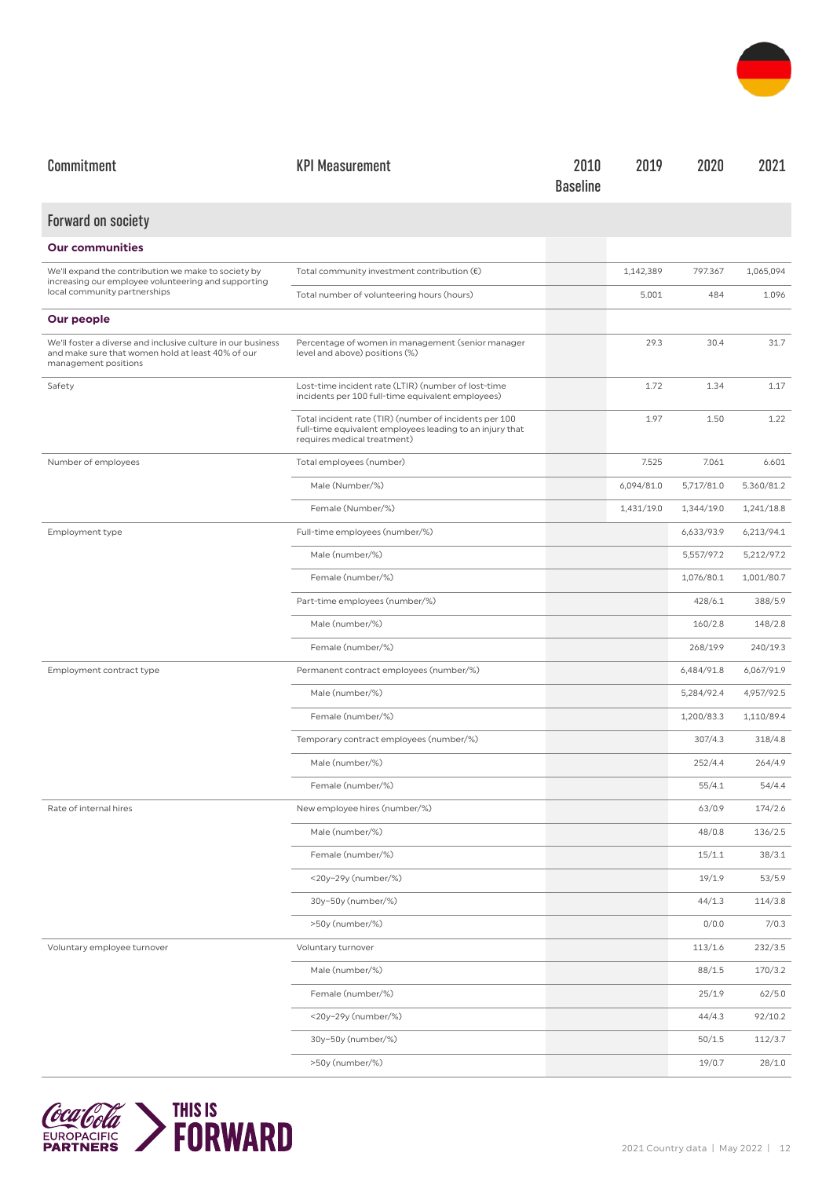| Commitment | KPI Measurement | 2010 Baseline | 2019 | 2020 | 2021 |
|---|---|---|---|---|---|
| **Forward on society** | | | | | |
| **Our communities** | | | | | |
| We'll expand the contribution we make to society by increasing our employee volunteering and supporting local community partnerships | Total community investment contribution (€) | | 1,142,389 | 797.367 | 1,065,094 |
| | Total number of volunteering hours (hours) | | 5.001 | 484 | 1.096 |
| **Our people** | | | | | |
| We'll foster a diverse and inclusive culture in our business and make sure that women hold at least 40% of our management positions | Percentage of women in management (senior manager level and above) positions (%) | | 29.3 | 30.4 | 31.7 |
| Safety | Lost-time incident rate (LTIR) (number of lost-time incidents per 100 full-time equivalent employees) | | 1.72 | 1.34 | 1.17 |
| | Total incident rate (TIR) (number of incidents per 100 full-time equivalent employees leading to an injury that requires medical treatment) | | 1.97 | 1.50 | 1.22 |
| Number of employees | Total employees (number) | | 7.525 | 7.061 | 6.601 |
| | Male (Number/%) | | 6,094/81.0 | 5,717/81.0 | 5.360/81.2 |
| | Female (Number/%) | | 1,431/19.0 | 1,344/19.0 | 1,241/18.8 |
| Employment type | Full-time employees (number/%) | | | 6,633/93.9 | 6,213/94.1 |
| | Male (number/%) | | | 5,557/97.2 | 5,212/97.2 |
| | Female (number/%) | | | 1,076/80.1 | 1,001/80.7 |
| | Part-time employees (number/%) | | | 428/6.1 | 388/5.9 |
| | Male (number/%) | | | 160/2.8 | 148/2.8 |
| | Female (number/%) | | | 268/19.9 | 240/19.3 |
| Employment contract type | Permanent contract employees (number/%) | | | 6,484/91.8 | 6,067/91.9 |
| | Male (number/%) | | | 5,284/92.4 | 4,957/92.5 |
| | Female (number/%) | | | 1,200/83.3 | 1,110/89.4 |
| | Temporary contract employees (number/%) | | | 307/4.3 | 318/4.8 |
| | Male (number/%) | | | 252/4.4 | 264/4.9 |
| | Female (number/%) | | | 55/4.1 | 54/4.4 |
| Rate of internal hires | New employee hires (number/%) | | | 63/0.9 | 174/2.6 |
| | Male (number/%) | | | 48/0.8 | 136/2.5 |
| | Female (number/%) | | | 15/1.1 | 38/3.1 |
| | <20y–29y (number/%) | | | 19/1.9 | 53/5.9 |
| | 30y–50y (number/%) | | | 44/1.3 | 114/3.8 |
| | >50y (number/%) | | | 0/0.0 | 7/0.3 |
| Voluntary employee turnover | Voluntary turnover | | | 113/1.6 | 232/3.5 |
| | Male (number/%) | | | 88/1.5 | 170/3.2 |
| | Female (number/%) | | | 25/1.9 | 62/5.0 |
| | <20y–29y (number/%) | | | 44/4.3 | 92/10.2 |
| | 30y–50y (number/%) | | | 50/1.5 | 112/3.7 |
| | >50y (number/%) | | | 19/0.7 | 28/1.0 |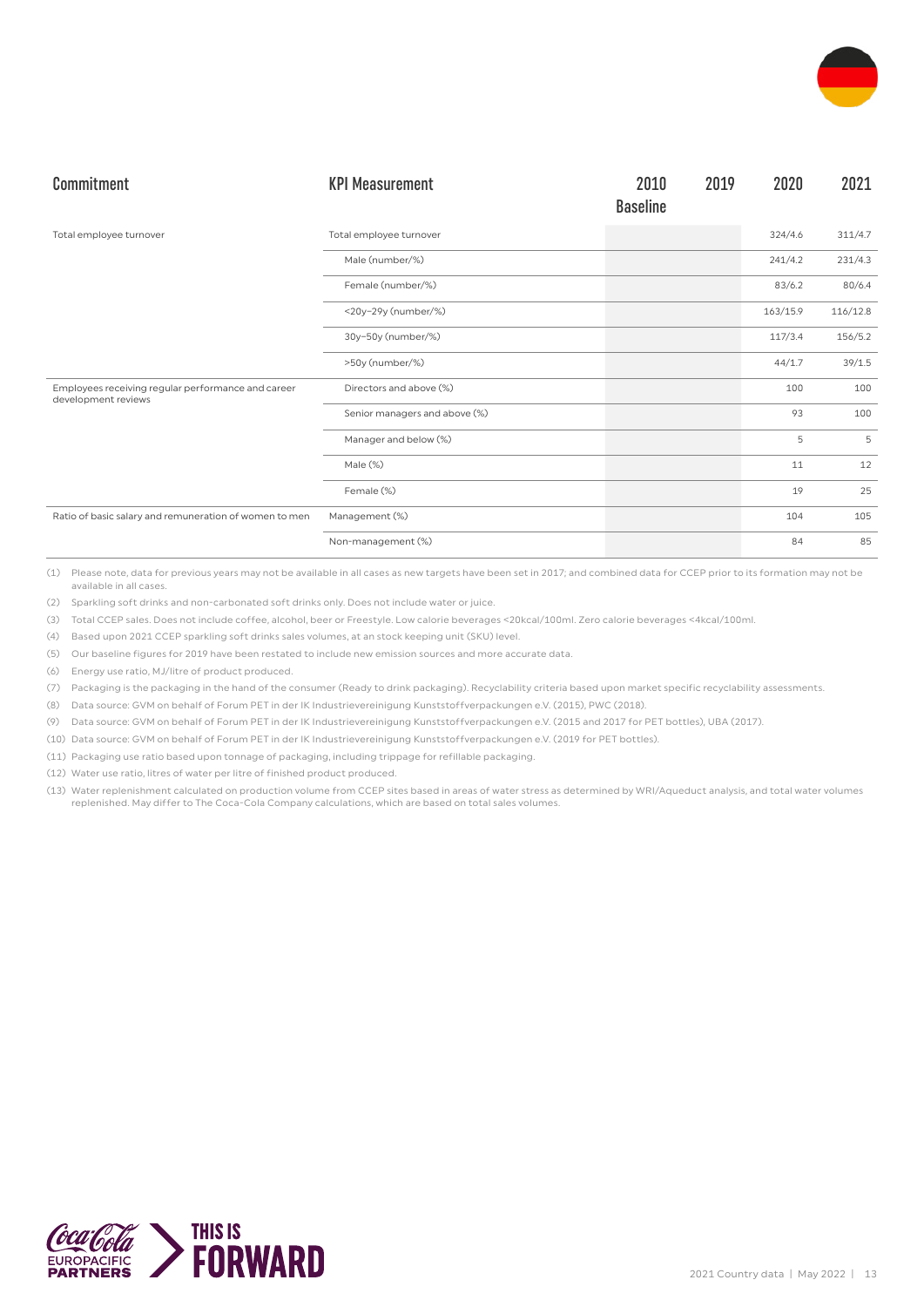| Commitment | KPI Measurement | 2010 Baseline | 2019 | 2020 | 2021 |
|---|---|---|---|---|---|
| Total employee turnover | Total employee turnover | | | 324/4.6 | 311/4.7 |
| | Male (number/%) | | | 241/4.2 | 231/4.3 |
| | Female (number/%) | | | 83/6.2 | 80/6.4 |
| | <20y–29y (number/%) | | | 163/15.9 | 116/12.8 |
| | 30y–50y (number/%) | | | 117/3.4 | 156/5.2 |
| | >50y (number/%) | | | 44/1.7 | 39/1.5 |
| Employees receiving regular performance and career development reviews | Directors and above (%) | | | 100 | 100 |
| | Senior managers and above (%) | | | 93 | 100 |
| | Manager and below (%) | | | 5 | 5 |
| | Male (%) | | | 11 | 12 |
| | Female (%) | | | 19 | 25 |
| Ratio of basic salary and remuneration of women to men | Management (%) | | | 104 | 105 |
| | Non-management (%) | | | 84 | 85 |

(1) Please note, data for previous years may not be available in all cases as new targets have been set in 2017; and combined data for CCEP prior to its formation may not be available in all cases.

(2) Sparkling soft drinks and non-carbonated soft drinks only. Does not include water or juice.

(3) Total CCEP sales. Does not include coffee, alcohol, beer or Freestyle. Low calorie beverages <20kcal/100ml. Zero calorie beverages <4kcal/100ml.

(4) Based upon 2021 CCEP sparkling soft drinks sales volumes, at an stock keeping unit (SKU) level.

(5) Our baseline figures for 2019 have been restated to include new emission sources and more accurate data.

(6) Energy use ratio, MJ/litre of product produced.

(7) Packaging is the packaging in the hand of the consumer (Ready to drink packaging). Recyclability criteria based upon market specific recyclability assessments.

(8) Data source: GVM on behalf of Forum PET in der IK Industrievereinigung Kunststoffverpackungen e.V. (2015), PWC (2018).

(9) Data source: GVM on behalf of Forum PET in der IK Industrievereinigung Kunststoffverpackungen e.V. (2015 and 2017 for PET bottles), UBA (2017).

(10) Data source: GVM on behalf of Forum PET in der IK Industrievereinigung Kunststoffverpackungen e.V. (2019 for PET bottles).

(11) Packaging use ratio based upon tonnage of packaging, including trippage for refillable packaging.

(12) Water use ratio, litres of water per litre of finished product produced.

(13) Water replenishment calculated on production volume from CCEP sites based in areas of water stress as determined by WRI/Aqueduct analysis, and total water volumes replenished. May differ to The Coca-Cola Company calculations, which are based on total sales volumes.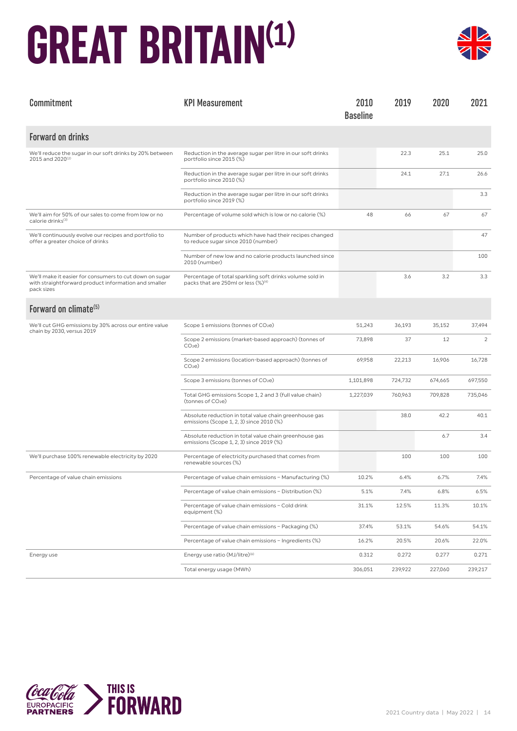# GREAT BRITAIN[1]

| Commitment | KPI Measurement | 2010 Baseline | 2019 | 2020 | 2021 |
|---|---|---|---|---|---|
| **Forward on drinks** | | | | | |
| We'll reduce the sugar in our soft drinks by 20% between 2015 and 2020[2] | Reduction in the average sugar per litre in our soft drinks portfolio since 2015 (%) | | 22.3 | 25.1 | 25.0 |
| | Reduction in the average sugar per litre in our soft drinks portfolio since 2010 (%) | | 24.1 | 27.1 | 26.6 |
| | Reduction in the average sugar per litre in our soft drinks portfolio since 2019 (%) | | | | 3.3 |
| We'll aim for 50% of our sales to come from low or no calorie drinks[3] | Percentage of volume sold which is low or no calorie (%) | 48 | 66 | 67 | 67 |
| We'll continuously evolve our recipes and portfolio to offer a greater choice of drinks | Number of products which have had their recipes changed to reduce sugar since 2010 (number) | | | | 47 |
| | Number of new low and no calorie products launched since 2010 (number) | | | | 100 |
| We'll make it easier for consumers to cut down on sugar with straightforward product information and smaller pack sizes | Percentage of total sparkling soft drinks volume sold in packs that are 250ml or less (%)[4] | | 3.6 | 3.2 | 3.3 |
| **Forward on climate[5]** | | | | | |
| We'll cut GHG emissions by 30% across our entire value chain by 2030, versus 2019 | Scope 1 emissions (tonnes of $CO_2e$) | 51,243 | 36,193 | 35,152 | 37,494 |
| | Scope 2 emissions (market-based approach) (tonnes of $CO_2e$) | 73,898 | 37 | 12 | 2 |
| | Scope 2 emissions (location-based approach) (tonnes of $CO_2e$) | 69,958 | 22,213 | 16,906 | 16,728 |
| | Scope 3 emissions (tonnes of $CO_2e$) | 1,101,898 | 724,732 | 674,665 | 697,550 |
| | Total GHG emissions Scope 1, 2 and 3 (full value chain) (tonnes of $CO_2e$) | 1,227,039 | 760,963 | 709,828 | 735,046 |
| | Absolute reduction in total value chain greenhouse gas emissions (Scope 1, 2, 3) since 2010 (%) | | 38.0 | 42.2 | 40.1 |
| | Absolute reduction in total value chain greenhouse gas emissions (Scope 1, 2, 3) since 2019 (%) | | | 6.7 | 3.4 |
| We'll purchase 100% renewable electricity by 2020 | Percentage of electricity purchased that comes from renewable sources (%) | | 100 | 100 | 100 |
| Percentage of value chain emissions | Percentage of value chain emissions – Manufacturing (%) | 10.2% | 6.4% | 6.7% | 7.4% |
| | Percentage of value chain emissions – Distribution (%) | 5.1% | 7.4% | 6.8% | 6.5% |
| | Percentage of value chain emissions – Cold drink equipment (%) | 31.1% | 12.5% | 11.3% | 10.1% |
| | Percentage of value chain emissions – Packaging (%) | 37.4% | 53.1% | 54.6% | 54.1% |
| | Percentage of value chain emissions – Ingredients (%) | 16.2% | 20.5% | 20.6% | 22.0% |
| Energy use | Energy use ratio (MJ/litre)[6] | 0.312 | 0.272 | 0.277 | 0.271 |
| | Total energy usage (MWh) | 306,051 | 239,922 | 227,060 | 239,217 |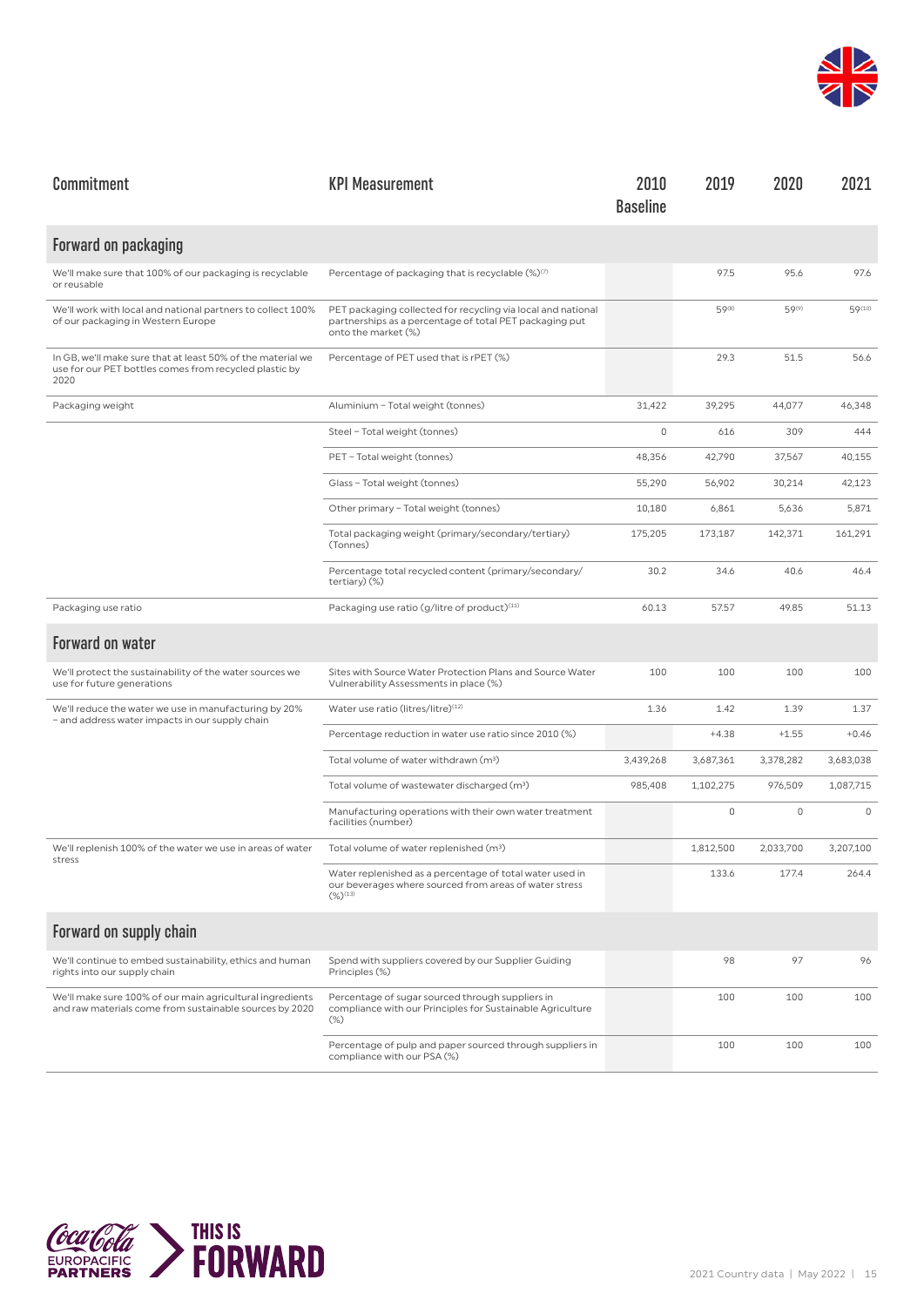| Commitment | KPI Measurement | 2010 Baseline | 2019 | 2020 | 2021 |
|---|---|---|---|---|---|
| **Forward on packaging** | | | | | |
| We'll make sure that 100% of our packaging is recyclable or reusable | Percentage of packaging that is recyclable (%)[7] | | 97.5 | 95.6 | 97.6 |
| We'll work with local and national partners to collect 100% of our packaging in Western Europe | PET packaging collected for recycling via local and national partnerships as a percentage of total PET packaging put onto the market (%) | | 59[8] | 59[9] | 59[10] |
| In GB, we'll make sure that at least 50% of the material we use for our PET bottles comes from recycled plastic by 2020 | Percentage of PET used that is rPET (%) | | 29.3 | 51.5 | 56.6 |
| Packaging weight | Aluminium – Total weight (tonnes) | 31,422 | 39,295 | 44,077 | 46,348 |
| | Steel – Total weight (tonnes) | 0 | 616 | 309 | 444 |
| | PET – Total weight (tonnes) | 48,356 | 42,790 | 37,567 | 40,155 |
| | Glass – Total weight (tonnes) | 55,290 | 56,902 | 30,214 | 42,123 |
| | Other primary – Total weight (tonnes) | 10,180 | 6,861 | 5,636 | 5,871 |
| | Total packaging weight (primary/secondary/tertiary) (Tonnes) | 175,205 | 173,187 | 142,371 | 161,291 |
| | Percentage total recycled content (primary/secondary/tertiary) (%) | 30.2 | 34.6 | 40.6 | 46.4 |
| Packaging use ratio | Packaging use ratio (g/litre of product)[11] | 60.13 | 57.57 | 49.85 | 51.13 |
| **Forward on water** | | | | | |
| We'll protect the sustainability of the water sources we use for future generations | Sites with Source Water Protection Plans and Source Water Vulnerability Assessments in place (%) | 100 | 100 | 100 | 100 |
| We'll reduce the water we use in manufacturing by 20% – and address water impacts in our supply chain | Water use ratio (litres/litre)[12] | 1.36 | 1.42 | 1.39 | 1.37 |
| | Percentage reduction in water use ratio since 2010 (%) | | +4.38 | +1.55 | +0.46 |
| | Total volume of water withdrawn ($m^3$) | 3,439,268 | 3,687,361 | 3,378,282 | 3,683,038 |
| | Total volume of wastewater discharged ($m^3$) | 985,408 | 1,102,275 | 976,509 | 1,087,715 |
| | Manufacturing operations with their own water treatment facilities (number) | | 0 | 0 | 0 |
| We'll replenish 100% of the water we use in areas of water stress | Total volume of water replenished ($m^3$) | | 1,812,500 | 2,033,700 | 3,207,100 |
| | Water replenished as a percentage of total water used in our beverages where sourced from areas of water stress (%)[13] | | 133.6 | 177.4 | 264.4 |
| **Forward on supply chain** | | | | | |
| We'll continue to embed sustainability, ethics and human rights into our supply chain | Spend with suppliers covered by our Supplier Guiding Principles (%) | | 98 | 97 | 96 |
| We'll make sure 100% of our main agricultural ingredients and raw materials come from sustainable sources by 2020 | Percentage of sugar sourced through suppliers in compliance with our Principles for Sustainable Agriculture (%) | | 100 | 100 | 100 |
| | Percentage of pulp and paper sourced through suppliers in compliance with our PSA (%) | | 100 | 100 | 100 |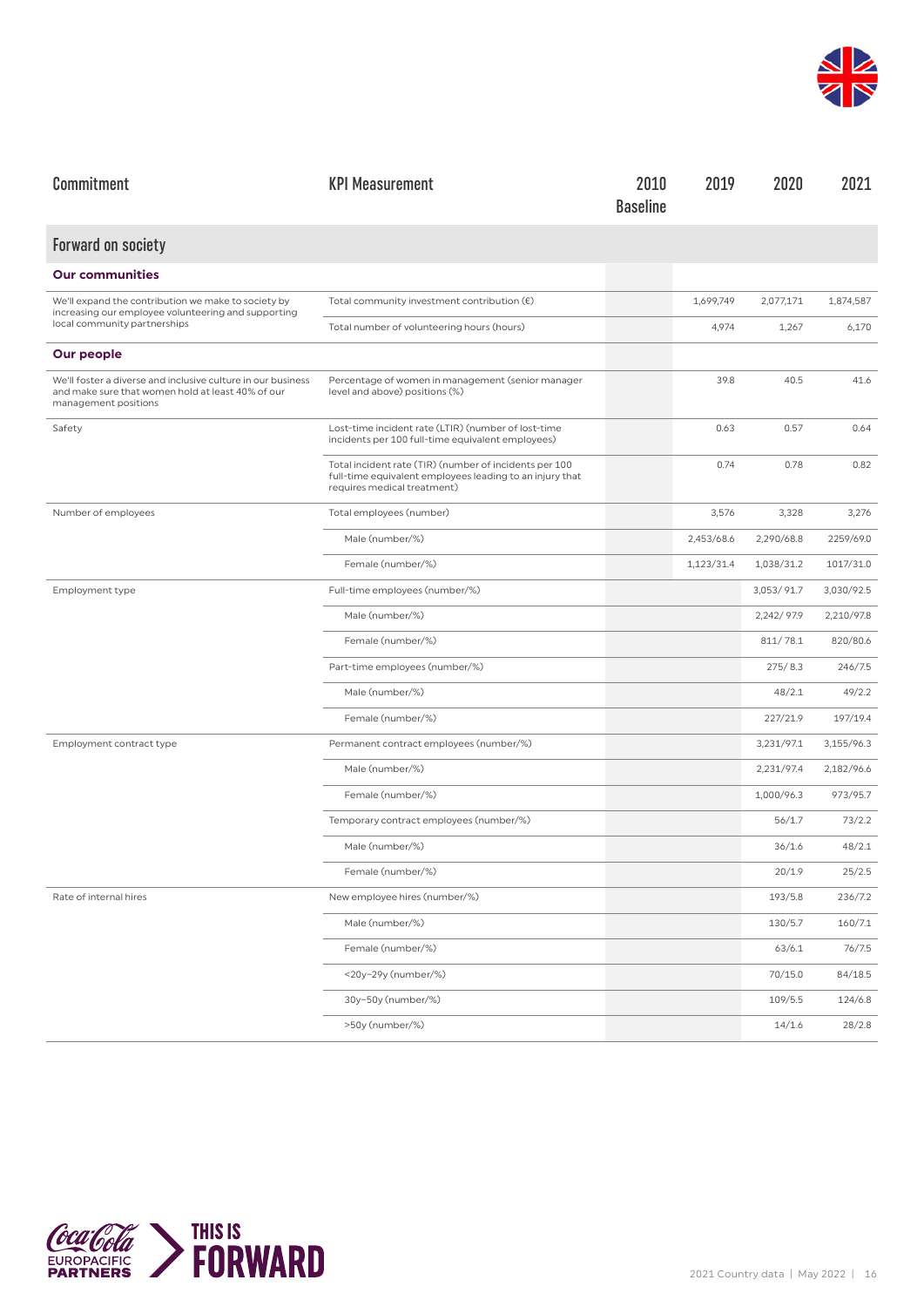| Commitment | KPI Measurement | 2010 Baseline | 2019 | 2020 | 2021 |
|---|---|---|---|---|---|
| **Forward on society** | | | | | |
| **Our communities** | | | | | |
| We'll expand the contribution we make to society by increasing our employee volunteering and supporting local community partnerships | Total community investment contribution (€) | | 1,699,749 | 2,077,171 | 1,874,587 |
| | Total number of volunteering hours (hours) | | 4,974 | 1,267 | 6,170 |
| **Our people** | | | | | |
| We'll foster a diverse and inclusive culture in our business and make sure that women hold at least 40% of our management positions | Percentage of women in management (senior manager level and above) positions (%) | | 39.8 | 40.5 | 41.6 |
| Safety | Lost-time incident rate (LTIR) (number of lost-time incidents per 100 full-time equivalent employees) | | 0.63 | 0.57 | 0.64 |
| | Total incident rate (TIR) (number of incidents per 100 full-time equivalent employees leading to an injury that requires medical treatment) | | 0.74 | 0.78 | 0.82 |
| Number of employees | Total employees (number) | | 3,576 | 3,328 | 3,276 |
| | Male (number/%) | | 2,453/68.6 | 2,290/68.8 | 2259/69.0 |
| | Female (number/%) | | 1,123/31.4 | 1,038/31.2 | 1017/31.0 |
| Employment type | Full-time employees (number/%) | | | 3,053/ 91.7 | 3,030/92.5 |
| | Male (number/%) | | | 2,242/ 97.9 | 2,210/97.8 |
| | Female (number/%) | | | 811/ 78.1 | 820/80.6 |
| | Part-time employees (number/%) | | | 275/ 8.3 | 246/7.5 |
| | Male (number/%) | | | 48/2.1 | 49/2.2 |
| | Female (number/%) | | | 227/21.9 | 197/19.4 |
| Employment contract type | Permanent contract employees (number/%) | | | 3,231/97.1 | 3,155/96.3 |
| | Male (number/%) | | | 2,231/97.4 | 2,182/96.6 |
| | Female (number/%) | | | 1,000/96.3 | 973/95.7 |
| | Temporary contract employees (number/%) | | | 56/1.7 | 73/2.2 |
| | Male (number/%) | | | 36/1.6 | 48/2.1 |
| | Female (number/%) | | | 20/1.9 | 25/2.5 |
| Rate of internal hires | New employee hires (number/%) | | | 193/5.8 | 236/7.2 |
| | Male (number/%) | | | 130/5.7 | 160/7.1 |
| | Female (number/%) | | | 63/6.1 | 76/7.5 |
| | <20y–29y (number/%) | | | 70/15.0 | 84/18.5 |
| | 30y–50y (number/%) | | | 109/5.5 | 124/6.8 |
| | >50y (number/%) | | | 14/1.6 | 28/2.8 |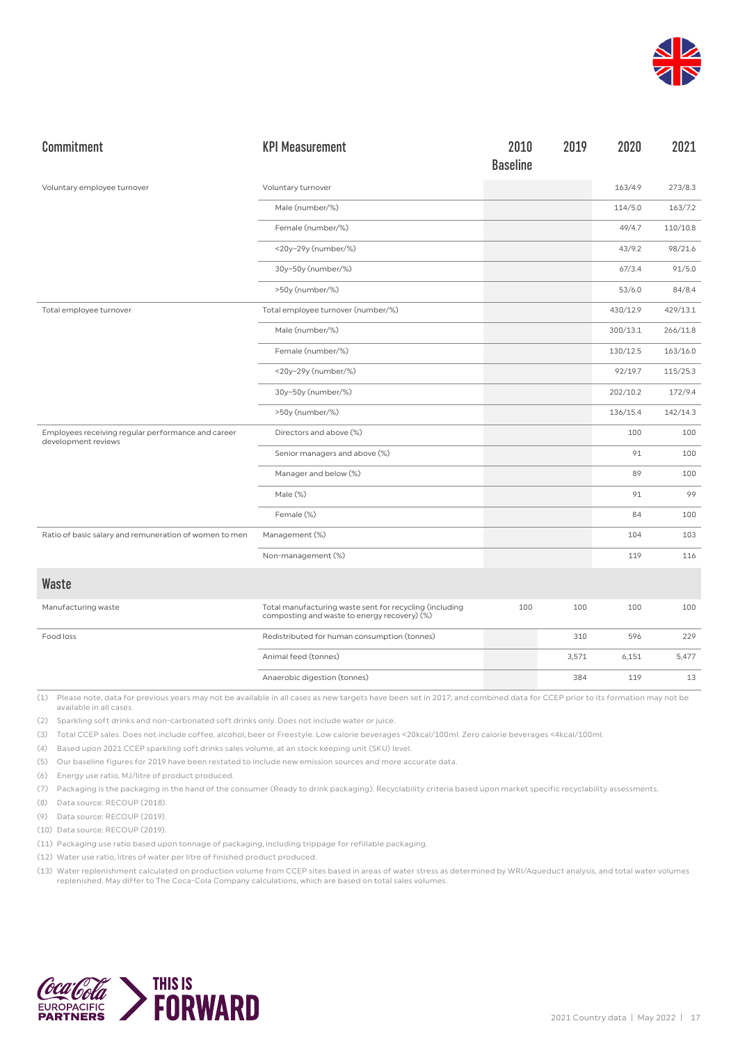| Commitment | KPI Measurement | 2010 Baseline | 2019 | 2020 | 2021 |
|---|---|---|---|---|---|
| Voluntary employee turnover | Voluntary turnover | | | 163/4.9 | 273/8.3 |
| | Male (number/%) | | | 114/5.0 | 163/7.2 |
| | Female (number/%) | | | 49/4.7 | 110/10.8 |
| | <20y–29y (number/%) | | | 43/9.2 | 98/21.6 |
| | 30y–50y (number/%) | | | 67/3.4 | 91/5.0 |
| | >50y (number/%) | | | 53/6.0 | 84/8.4 |
| Total employee turnover | Total employee turnover (number/%) | | | 430/12.9 | 429/13.1 |
| | Male (number/%) | | | 300/13.1 | 266/11.8 |
| | Female (number/%) | | | 130/12.5 | 163/16.0 |
| | <20y–29y (number/%) | | | 92/19.7 | 115/25.3 |
| | 30y–50y (number/%) | | | 202/10.2 | 172/9.4 |
| | >50y (number/%) | | | 136/15.4 | 142/14.3 |
| Employees receiving regular performance and career development reviews | Directors and above (%) | | | 100 | 100 |
| | Senior managers and above (%) | | | 91 | 100 |
| | Manager and below (%) | | | 89 | 100 |
| | Male (%) | | | 91 | 99 |
| | Female (%) | | | 84 | 100 |
| Ratio of basic salary and remuneration of women to men | Management (%) | | | 104 | 103 |
| | Non-management (%) | | | 119 | 116 |
| **Waste** | | | | | |
| Manufacturing waste | Total manufacturing waste sent for recycling (including composting and waste to energy recovery) (%) | 100 | 100 | 100 | 100 |
| Food loss | Redistributed for human consumption (tonnes) | | 310 | 596 | 229 |
| | Animal feed (tonnes) | | 3,571 | 6,151 | 5,477 |
| | Anaerobic digestion (tonnes) | | 384 | 119 | 13 |

(1) Please note, data for previous years may not be available in all cases as new targets have been set in 2017; and combined data for CCEP prior to its formation may not be available in all cases.

(2) Sparkling soft drinks and non-carbonated soft drinks only. Does not include water or juice.

(3) Total CCEP sales. Does not include coffee, alcohol, beer or Freestyle. Low calorie beverages <20kcal/100ml. Zero calorie beverages <4kcal/100ml.

(4) Based upon 2021 CCEP sparkling soft drinks sales volume, at an stock keeping unit (SKU) level.

(5) Our baseline figures for 2019 have been restated to include new emission sources and more accurate data.

(6) Energy use ratio, MJ/litre of product produced.

(7) Packaging is the packaging in the hand of the consumer (Ready to drink packaging). Recyclability criteria based upon market specific recyclability assessments.

(8) Data source: RECOUP (2018).

(9) Data source: RECOUP (2019).

(10) Data source: RECOUP (2019).

(11) Packaging use ratio based upon tonnage of packaging, including trippage for refillable packaging.

(12) Water use ratio, litres of water per litre of finished product produced.

(13) Water replenishment calculated on production volume from CCEP sites based in areas of water stress as determined by WRI/Aqueduct analysis, and total water volumes replenished. May differ to The Coca-Cola Company calculations, which are based on total sales volumes.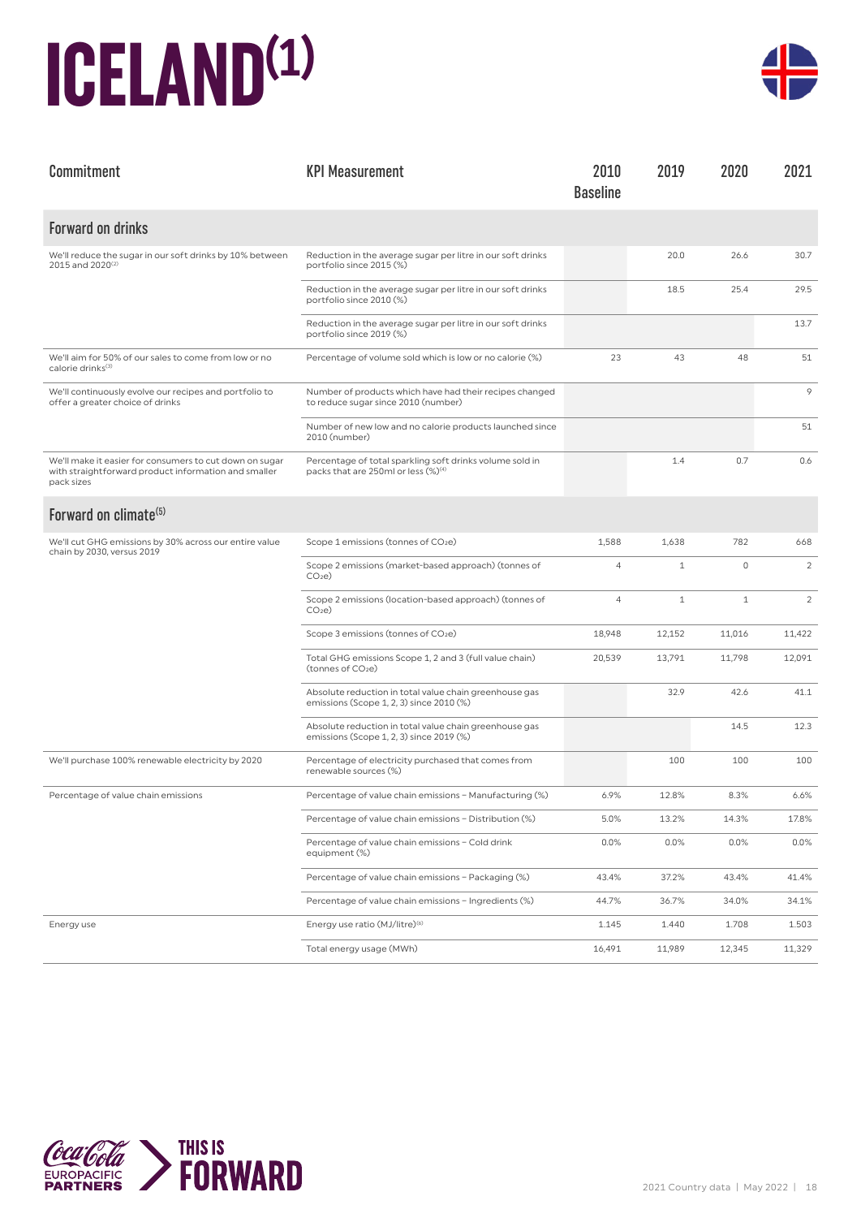# ICELAND[1]

| Commitment | KPI Measurement | 2010 Baseline | 2019 | 2020 | 2021 |
|---|---|---|---|---|---|
| **Forward on drinks** | | | | | |
| We'll reduce the sugar in our soft drinks by 10% between 2015 and 2020[2] | Reduction in the average sugar per litre in our soft drinks portfolio since 2015 (%) | | 20.0 | 26.6 | 30.7 |
| | Reduction in the average sugar per litre in our soft drinks portfolio since 2010 (%) | | 18.5 | 25.4 | 29.5 |
| | Reduction in the average sugar per litre in our soft drinks portfolio since 2019 (%) | | | | 13.7 |
| We'll aim for 50% of our sales to come from low or no calorie drinks[3] | Percentage of volume sold which is low or no calorie (%) | 23 | 43 | 48 | 51 |
| We'll continuously evolve our recipes and portfolio to offer a greater choice of drinks | Number of products which have had their recipes changed to reduce sugar since 2010 (number) | | | | 9 |
| | Number of new low and no calorie products launched since 2010 (number) | | | | 51 |
| We'll make it easier for consumers to cut down on sugar with straightforward product information and smaller pack sizes | Percentage of total sparkling soft drinks volume sold in packs that are 250ml or less (%)[4] | | 1.4 | 0.7 | 0.6 |
| **Forward on climate[5]** | | | | | |
| We'll cut GHG emissions by 30% across our entire value chain by 2030, versus 2019 | Scope 1 emissions (tonnes of $CO_2e$) | 1,588 | 1,638 | 782 | 668 |
| | Scope 2 emissions (market-based approach) (tonnes of $CO_2e$) | 4 | 1 | 0 | 2 |
| | Scope 2 emissions (location-based approach) (tonnes of $CO_2e$) | 4 | 1 | 1 | 2 |
| | Scope 3 emissions (tonnes of $CO_2e$) | 18,948 | 12,152 | 11,016 | 11,422 |
| | Total GHG emissions Scope 1, 2 and 3 (full value chain) (tonnes of $CO_2e$) | 20,539 | 13,791 | 11,798 | 12,091 |
| | Absolute reduction in total value chain greenhouse gas emissions (Scope 1, 2, 3) since 2010 (%) | | 32.9 | 42.6 | 41.1 |
| | Absolute reduction in total value chain greenhouse gas emissions (Scope 1, 2, 3) since 2019 (%) | | | 14.5 | 12.3 |
| We'll purchase 100% renewable electricity by 2020 | Percentage of electricity purchased that comes from renewable sources (%) | | 100 | 100 | 100 |
| Percentage of value chain emissions | Percentage of value chain emissions – Manufacturing (%) | 6.9% | 12.8% | 8.3% | 6.6% |
| | Percentage of value chain emissions – Distribution (%) | 5.0% | 13.2% | 14.3% | 17.8% |
| | Percentage of value chain emissions – Cold drink equipment (%) | 0.0% | 0.0% | 0.0% | 0.0% |
| | Percentage of value chain emissions – Packaging (%) | 43.4% | 37.2% | 43.4% | 41.4% |
| | Percentage of value chain emissions – Ingredients (%) | 44.7% | 36.7% | 34.0% | 34.1% |
| Energy use | Energy use ratio (MJ/litre)[6] | 1.145 | 1.440 | 1.708 | 1.503 |
| | Total energy usage (MWh) | 16,491 | 11,989 | 12,345 | 11,329 |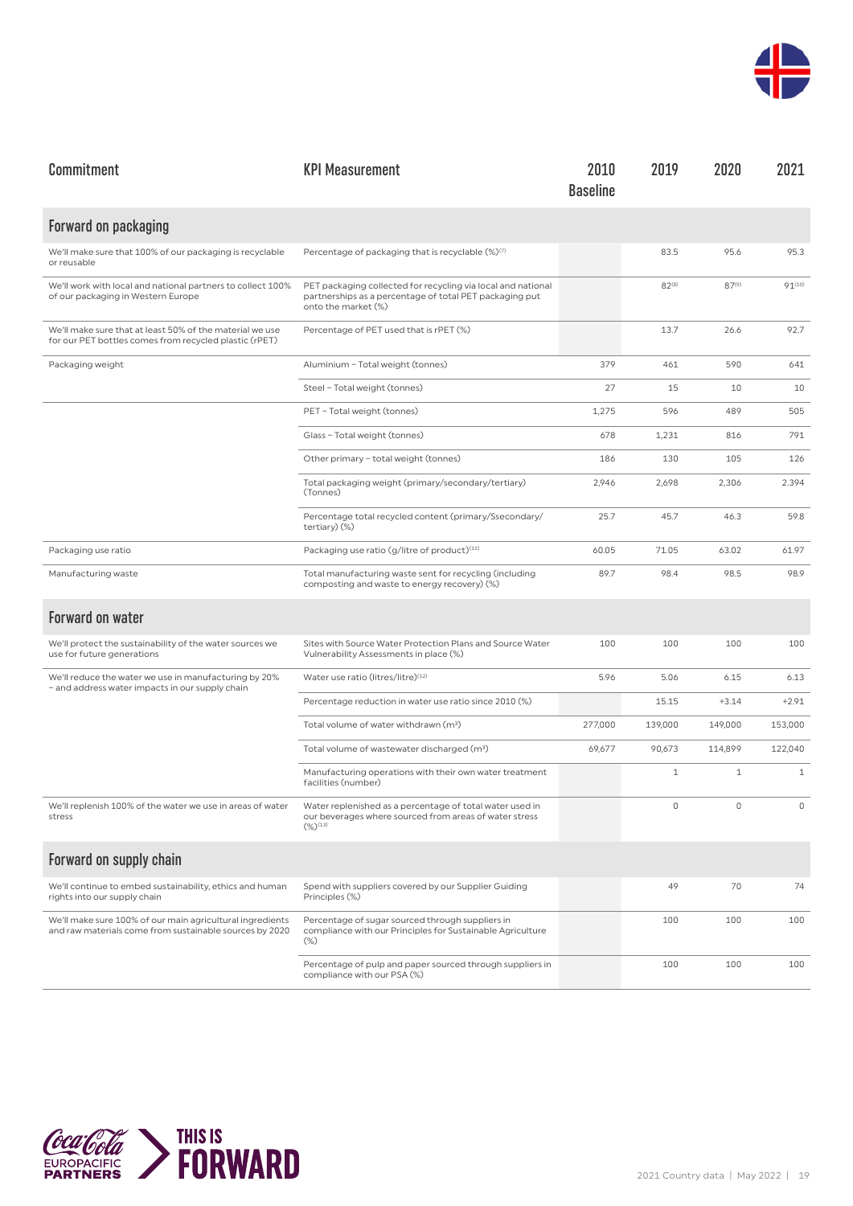| Commitment | KPI Measurement | 2010 Baseline | 2019 | 2020 | 2021 |
|---|---|---|---|---|---|
| **Forward on packaging** | | | | | |
| We'll make sure that 100% of our packaging is recyclable or reusable | Percentage of packaging that is recyclable (%)[7] | | 83.5 | 95.6 | 95.3 |
| We'll work with local and national partners to collect 100% of our packaging in Western Europe | PET packaging collected for recycling via local and national partnerships as a percentage of total PET packaging put onto the market (%) | | 82[8] | 87[9] | 91[10] |
| We'll make sure that at least 50% of the material we use for our PET bottles comes from recycled plastic (rPET) | Percentage of PET used that is rPET (%) | | 13.7 | 26.6 | 92.7 |
| Packaging weight | Aluminium – Total weight (tonnes) | 379 | 461 | 590 | 641 |
| | Steel – Total weight (tonnes) | 27 | 15 | 10 | 10 |
| | PET – Total weight (tonnes) | 1,275 | 596 | 489 | 505 |
| | Glass – Total weight (tonnes) | 678 | 1,231 | 816 | 791 |
| | Other primary – total weight (tonnes) | 186 | 130 | 105 | 126 |
| | Total packaging weight (primary/secondary/tertiary) (Tonnes) | 2,946 | 2,698 | 2,306 | 2.394 |
| | Percentage total recycled content (primary/Ssecondary/tertiary) (%) | 25.7 | 45.7 | 46.3 | 59.8 |
| Packaging use ratio | Packaging use ratio (g/litre of product)[11] | 60.05 | 71.05 | 63.02 | 61.97 |
| Manufacturing waste | Total manufacturing waste sent for recycling (including composting and waste to energy recovery) (%) | 89.7 | 98.4 | 98.5 | 98.9 |
| **Forward on water** | | | | | |
| We'll protect the sustainability of the water sources we use for future generations | Sites with Source Water Protection Plans and Source Water Vulnerability Assessments in place (%) | 100 | 100 | 100 | 100 |
| We'll reduce the water we use in manufacturing by 20% – and address water impacts in our supply chain | Water use ratio (litres/litre)[12] | 5.96 | 5.06 | 6.15 | 6.13 |
| | Percentage reduction in water use ratio since 2010 (%) | | 15.15 | +3.14 | +2.91 |
| | Total volume of water withdrawn ($m^3$) | 277,000 | 139,000 | 149,000 | 153,000 |
| | Total volume of wastewater discharged ($m^3$) | 69,677 | 90,673 | 114,899 | 122,040 |
| | Manufacturing operations with their own water treatment facilities (number) | | 1 | 1 | 1 |
| We'll replenish 100% of the water we use in areas of water stress | Water replenished as a percentage of total water used in our beverages where sourced from areas of water stress (%)[13] | | 0 | 0 | 0 |
| **Forward on supply chain** | | | | | |
| We'll continue to embed sustainability, ethics and human rights into our supply chain | Spend with suppliers covered by our Supplier Guiding Principles (%) | | 49 | 70 | 74 |
| We'll make sure 100% of our main agricultural ingredients and raw materials come from sustainable sources by 2020 | Percentage of sugar sourced through suppliers in compliance with our Principles for Sustainable Agriculture (%) | | 100 | 100 | 100 |
| | Percentage of pulp and paper sourced through suppliers in compliance with our PSA (%) | | 100 | 100 | 100 |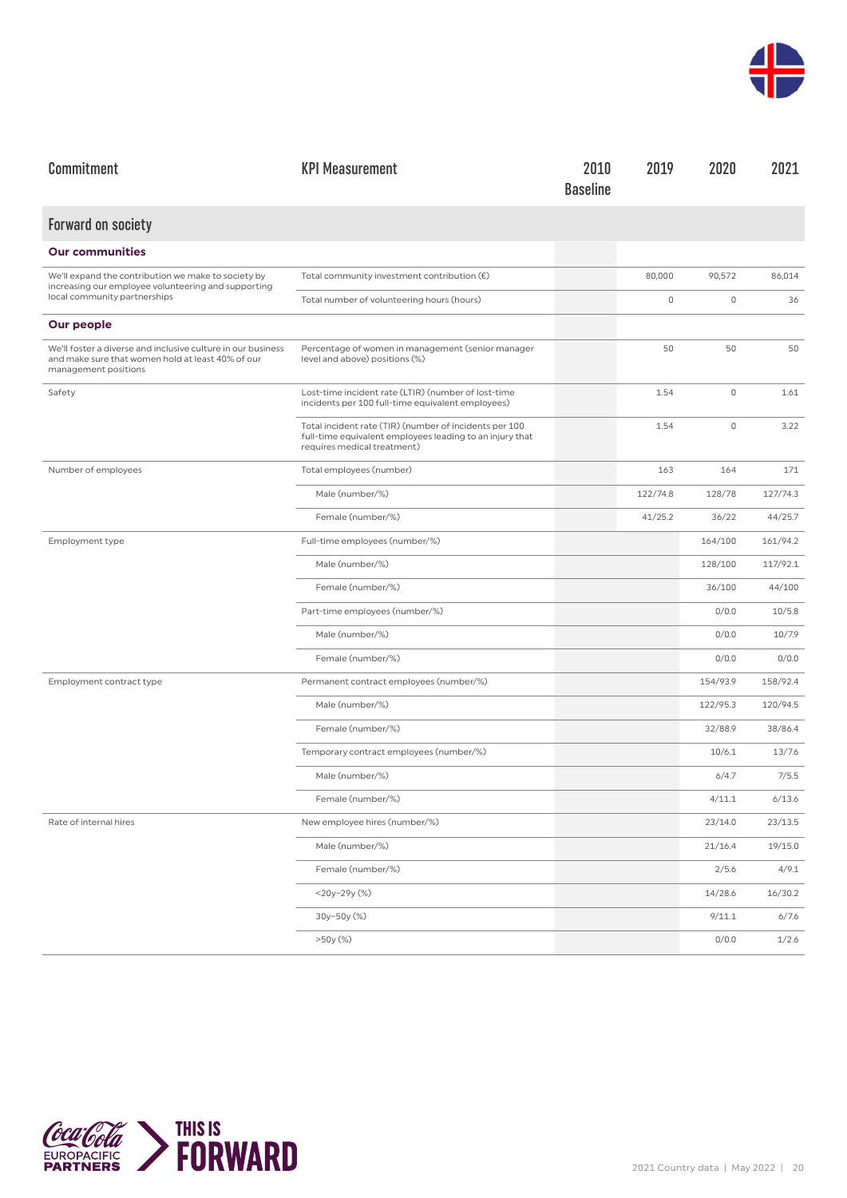| Commitment | KPI Measurement | 2010 Baseline | 2019 | 2020 | 2021 |
|---|---|---|---|---|---|
| **Forward on society** | | | | | |
| **Our communities** | | | | | |
| We'll expand the contribution we make to society by increasing our employee volunteering and supporting local community partnerships | Total community investment contribution (€) | | 80,000 | 90,572 | 86,014 |
| | Total number of volunteering hours (hours) | | 0 | 0 | 36 |
| **Our people** | | | | | |
| We'll foster a diverse and inclusive culture in our business and make sure that women hold at least 40% of our management positions | Percentage of women in management (senior manager level and above) positions (%) | | 50 | 50 | 50 |
| Safety | Lost-time incident rate (LTIR) (number of lost-time incidents per 100 full-time equivalent employees) | | 1.54 | 0 | 1.61 |
| | Total incident rate (TIR) (number of incidents per 100 full-time equivalent employees leading to an injury that requires medical treatment) | | 1.54 | 0 | 3.22 |
| Number of employees | Total employees (number) | | 163 | 164 | 171 |
| | Male (number/%) | | 122/74.8 | 128/78 | 127/74.3 |
| | Female (number/%) | | 41/25.2 | 36/22 | 44/25.7 |
| Employment type | Full-time employees (number/%) | | | 164/100 | 161/94.2 |
| | Male (number/%) | | | 128/100 | 117/92.1 |
| | Female (number/%) | | | 36/100 | 44/100 |
| | Part-time employees (number/%) | | | 0/0.0 | 10/5.8 |
| | Male (number/%) | | | 0/0.0 | 10/7.9 |
| | Female (number/%) | | | 0/0.0 | 0/0.0 |
| Employment contract type | Permanent contract employees (number/%) | | | 154/93.9 | 158/92.4 |
| | Male (number/%) | | | 122/95.3 | 120/94.5 |
| | Female (number/%) | | | 32/88.9 | 38/86.4 |
| | Temporary contract employees (number/%) | | | 10/6.1 | 13/7.6 |
| | Male (number/%) | | | 6/4.7 | 7/5.5 |
| | Female (number/%) | | | 4/11.1 | 6/13.6 |
| Rate of internal hires | New employee hires (number/%) | | | 23/14.0 | 23/13.5 |
| | Male (number/%) | | | 21/16.4 | 19/15.0 |
| | Female (number/%) | | | 2/5.6 | 4/9.1 |
| | <20y–29y (%) | | | 14/28.6 | 16/30.2 |
| | 30y–50y (%) | | | 9/11.1 | 6/7.6 |
| | >50y (%) | | | 0/0.0 | 1/2.6 |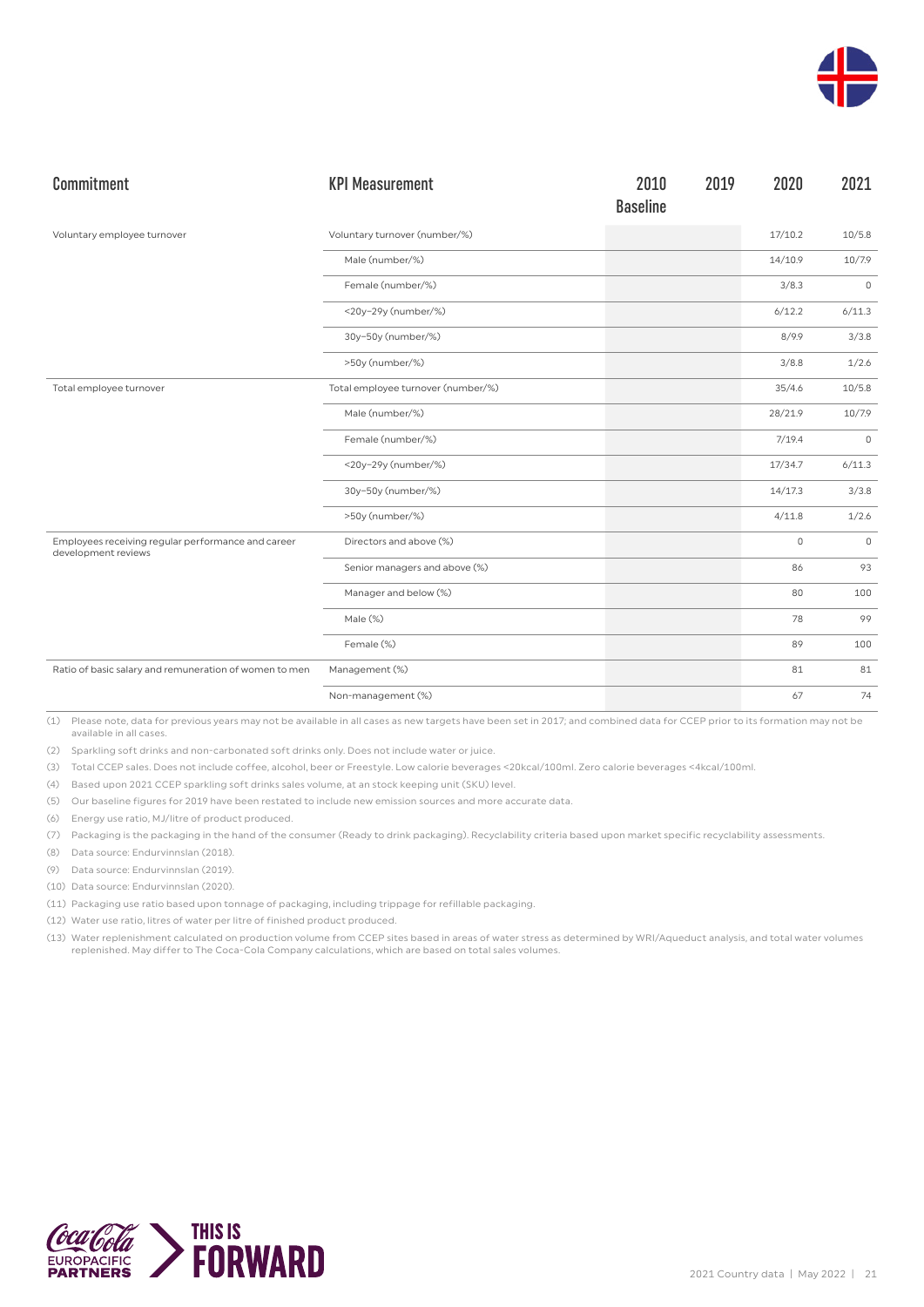| Commitment | KPI Measurement | 2010 Baseline | 2019 | 2020 | 2021 |
|---|---|---|---|---|---|
| Voluntary employee turnover | Voluntary turnover (number/%) | | | 17/10.2 | 10/5.8 |
| | Male (number/%) | | | 14/10.9 | 10/7.9 |
| | Female (number/%) | | | 3/8.3 | 0 |
| | <20y–29y (number/%) | | | 6/12.2 | 6/11.3 |
| | 30y–50y (number/%) | | | 8/9.9 | 3/3.8 |
| | >50y (number/%) | | | 3/8.8 | 1/2.6 |
| Total employee turnover | Total employee turnover (number/%) | | | 35/4.6 | 10/5.8 |
| | Male (number/%) | | | 28/21.9 | 10/7.9 |
| | Female (number/%) | | | 7/19.4 | 0 |
| | <20y–29y (number/%) | | | 17/34.7 | 6/11.3 |
| | 30y–50y (number/%) | | | 14/17.3 | 3/3.8 |
| | >50y (number/%) | | | 4/11.8 | 1/2.6 |
| Employees receiving regular performance and career development reviews | Directors and above (%) | | | 0 | 0 |
| | Senior managers and above (%) | | | 86 | 93 |
| | Manager and below (%) | | | 80 | 100 |
| | Male (%) | | | 78 | 99 |
| | Female (%) | | | 89 | 100 |
| Ratio of basic salary and remuneration of women to men | Management (%) | | | 81 | 81 |
| | Non-management (%) | | | 67 | 74 |

(1) Please note, data for previous years may not be available in all cases as new targets have been set in 2017; and combined data for CCEP prior to its formation may not be available in all cases.

(2) Sparkling soft drinks and non-carbonated soft drinks only. Does not include water or juice.

(3) Total CCEP sales. Does not include coffee, alcohol, beer or Freestyle. Low calorie beverages <20kcal/100ml. Zero calorie beverages <4kcal/100ml.

(4) Based upon 2021 CCEP sparkling soft drinks sales volume, at an stock keeping unit (SKU) level.

(5) Our baseline figures for 2019 have been restated to include new emission sources and more accurate data.

(6) Energy use ratio, MJ/litre of product produced.

(7) Packaging is the packaging in the hand of the consumer (Ready to drink packaging). Recyclability criteria based upon market specific recyclability assessments.

(8) Data source: Endurvinnslan (2018).

(9) Data source: Endurvinnslan (2019).

(10) Data source: Endurvinnslan (2020).

(11) Packaging use ratio based upon tonnage of packaging, including trippage for refillable packaging.

(12) Water use ratio, litres of water per litre of finished product produced.

(13) Water replenishment calculated on production volume from CCEP sites based in areas of water stress as determined by WRI/Aqueduct analysis, and total water volumes replenished. May differ to The Coca-Cola Company calculations, which are based on total sales volumes.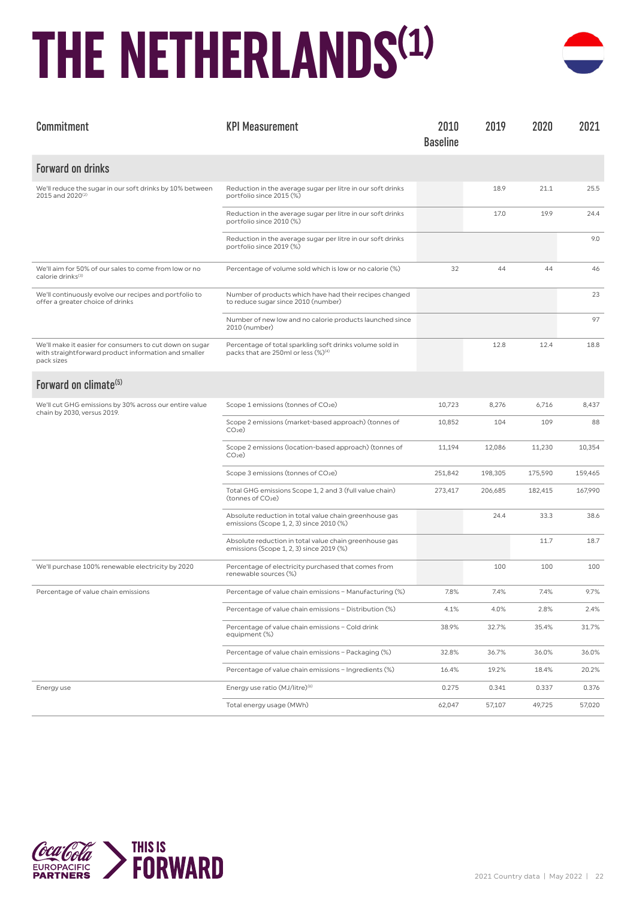# THE NETHERLANDS[1]

| Commitment | KPI Measurement | 2010 Baseline | 2019 | 2020 | 2021 |
|---|---|---|---|---|---|
| **Forward on drinks** | | | | | |
| We'll reduce the sugar in our soft drinks by 10% between 2015 and 2020[2] | Reduction in the average sugar per litre in our soft drinks portfolio since 2015 (%) | | 18.9 | 21.1 | 25.5 |
| | Reduction in the average sugar per litre in our soft drinks portfolio since 2010 (%) | | 17.0 | 19.9 | 24.4 |
| | Reduction in the average sugar per litre in our soft drinks portfolio since 2019 (%) | | | | 9.0 |
| We'll aim for 50% of our sales to come from low or no calorie drinks[3] | Percentage of volume sold which is low or no calorie (%) | 32 | 44 | 44 | 46 |
| We'll continuously evolve our recipes and portfolio to offer a greater choice of drinks | Number of products which have had their recipes changed to reduce sugar since 2010 (number) | | | | 23 |
| | Number of new low and no calorie products launched since 2010 (number) | | | | 97 |
| We'll make it easier for consumers to cut down on sugar with straightforward product information and smaller pack sizes | Percentage of total sparkling soft drinks volume sold in packs that are 250ml or less (%)[4] | | 12.8 | 12.4 | 18.8 |
| **Forward on climate[5]** | | | | | |
| We'll cut GHG emissions by 30% across our entire value chain by 2030, versus 2019. | Scope 1 emissions (tonnes of $CO_2e$) | 10,723 | 8,276 | 6,716 | 8,437 |
| | Scope 2 emissions (market-based approach) (tonnes of $CO_2e$) | 10,852 | 104 | 109 | 88 |
| | Scope 2 emissions (location-based approach) (tonnes of $CO_2e$) | 11,194 | 12,086 | 11,230 | 10,354 |
| | Scope 3 emissions (tonnes of $CO_2e$) | 251,842 | 198,305 | 175,590 | 159,465 |
| | Total GHG emissions Scope 1, 2 and 3 (full value chain) (tonnes of $CO_2e$) | 273,417 | 206,685 | 182,415 | 167,990 |
| | Absolute reduction in total value chain greenhouse gas emissions (Scope 1, 2, 3) since 2010 (%) | | 24.4 | 33.3 | 38.6 |
| | Absolute reduction in total value chain greenhouse gas emissions (Scope 1, 2, 3) since 2019 (%) | | | 11.7 | 18.7 |
| We'll purchase 100% renewable electricity by 2020 | Percentage of electricity purchased that comes from renewable sources (%) | | 100 | 100 | 100 |
| Percentage of value chain emissions | Percentage of value chain emissions – Manufacturing (%) | 7.8% | 7.4% | 7.4% | 9.7% |
| | Percentage of value chain emissions – Distribution (%) | 4.1% | 4.0% | 2.8% | 2.4% |
| | Percentage of value chain emissions – Cold drink equipment (%) | 38.9% | 32.7% | 35.4% | 31.7% |
| | Percentage of value chain emissions – Packaging (%) | 32.8% | 36.7% | 36.0% | 36.0% |
| | Percentage of value chain emissions – Ingredients (%) | 16.4% | 19.2% | 18.4% | 20.2% |
| Energy use | Energy use ratio (MJ/litre)[6] | 0.275 | 0.341 | 0.337 | 0.376 |
| | Total energy usage (MWh) | 62,047 | 57,107 | 49,725 | 57,020 |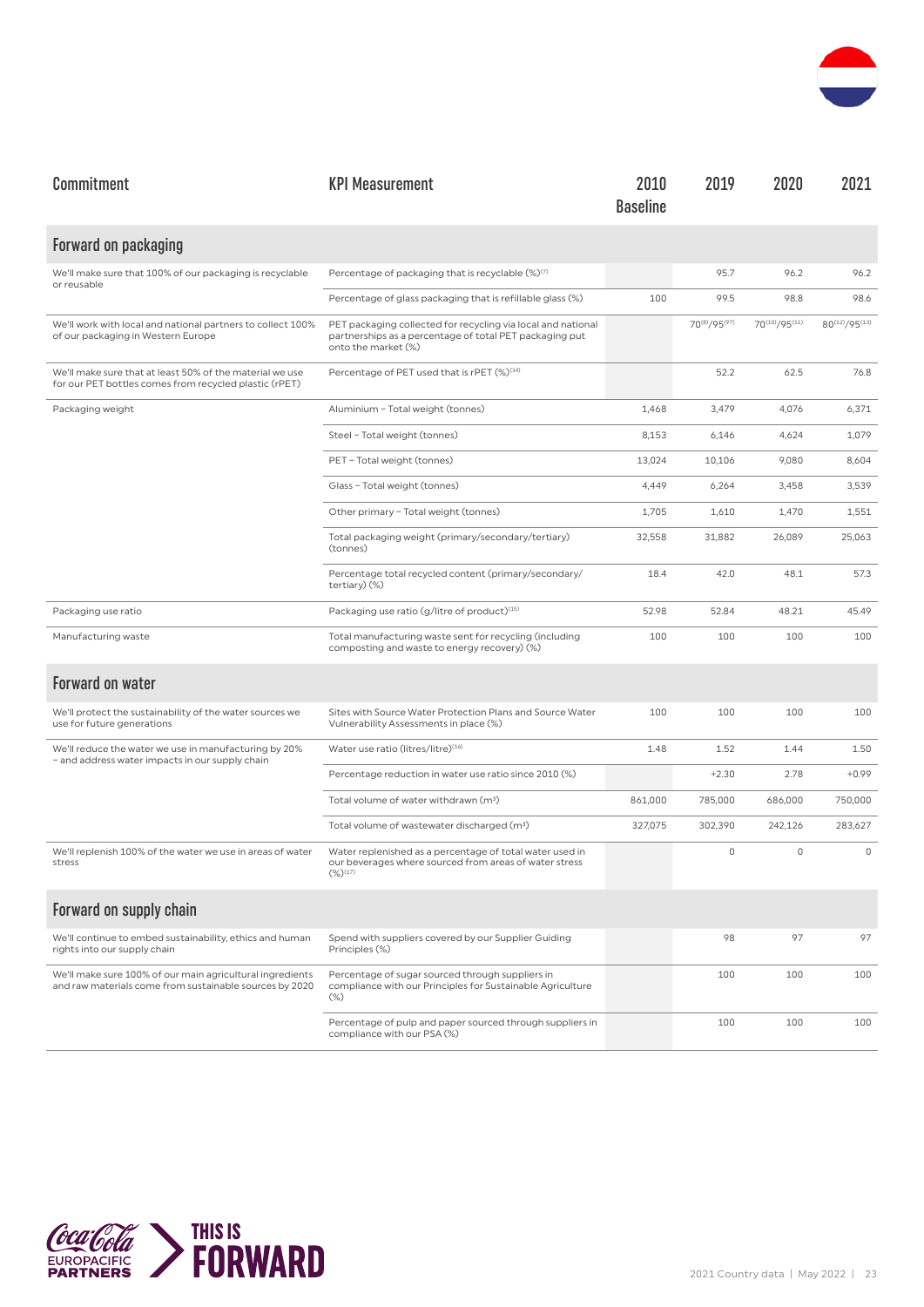| Commitment | KPI Measurement | 2010 Baseline | 2019 | 2020 | 2021 |
|---|---|---|---|---|---|
| **Forward on packaging** | | | | | |
| We'll make sure that 100% of our packaging is recyclable or reusable | Percentage of packaging that is recyclable (%)[7] | | 95.7 | 96.2 | 96.2 |
| | Percentage of glass packaging that is refillable glass (%) | 100 | 99.5 | 98.8 | 98.6 |
| We'll work with local and national partners to collect 100% of our packaging in Western Europe | PET packaging collected for recycling via local and national partnerships as a percentage of total PET packaging put onto the market (%) | | 70[8]/95[97] | 70[10]/95[11] | 80[12]/95[13] |
| We'll make sure that at least 50% of the material we use for our PET bottles comes from recycled plastic (rPET) | Percentage of PET used that is rPET (%)[14] | | 52.2 | 62.5 | 76.8 |
| Packaging weight | Aluminium – Total weight (tonnes) | 1,468 | 3,479 | 4,076 | 6,371 |
| | Steel – Total weight (tonnes) | 8,153 | 6,146 | 4,624 | 1,079 |
| | PET – Total weight (tonnes) | 13,024 | 10,106 | 9,080 | 8,604 |
| | Glass – Total weight (tonnes) | 4,449 | 6,264 | 3,458 | 3,539 |
| | Other primary – Total weight (tonnes) | 1,705 | 1,610 | 1,470 | 1,551 |
| | Total packaging weight (primary/secondary/tertiary) (tonnes) | 32,558 | 31,882 | 26,089 | 25,063 |
| | Percentage total recycled content (primary/secondary/tertiary) (%) | 18.4 | 42.0 | 48.1 | 57.3 |
| Packaging use ratio | Packaging use ratio (g/litre of product)[15] | 52.98 | 52.84 | 48.21 | 45.49 |
| Manufacturing waste | Total manufacturing waste sent for recycling (including composting and waste to energy recovery) (%) | 100 | 100 | 100 | 100 |
| **Forward on water** | | | | | |
| We'll protect the sustainability of the water sources we use for future generations | Sites with Source Water Protection Plans and Source Water Vulnerability Assessments in place (%) | 100 | 100 | 100 | 100 |
| We'll reduce the water we use in manufacturing by 20% – and address water impacts in our supply chain | Water use ratio (litres/litre)[16] | 1.48 | 1.52 | 1.44 | 1.50 |
| | Percentage reduction in water use ratio since 2010 (%) | | +2.30 | 2.78 | +0.99 |
| | Total volume of water withdrawn (m³) | 861,000 | 785,000 | 686,000 | 750,000 |
| | Total volume of wastewater discharged (m³) | 327,075 | 302,390 | 242,126 | 283,627 |
| We'll replenish 100% of the water we use in areas of water stress | Water replenished as a percentage of total water used in our beverages where sourced from areas of water stress (%)[17] | | 0 | 0 | 0 |
| **Forward on supply chain** | | | | | |
| We'll continue to embed sustainability, ethics and human rights into our supply chain | Spend with suppliers covered by our Supplier Guiding Principles (%) | | 98 | 97 | 97 |
| We'll make sure 100% of our main agricultural ingredients and raw materials come from sustainable sources by 2020 | Percentage of sugar sourced through suppliers in compliance with our Principles for Sustainable Agriculture (%) | | 100 | 100 | 100 |
| | Percentage of pulp and paper sourced through suppliers in compliance with our PSA (%) | | 100 | 100 | 100 |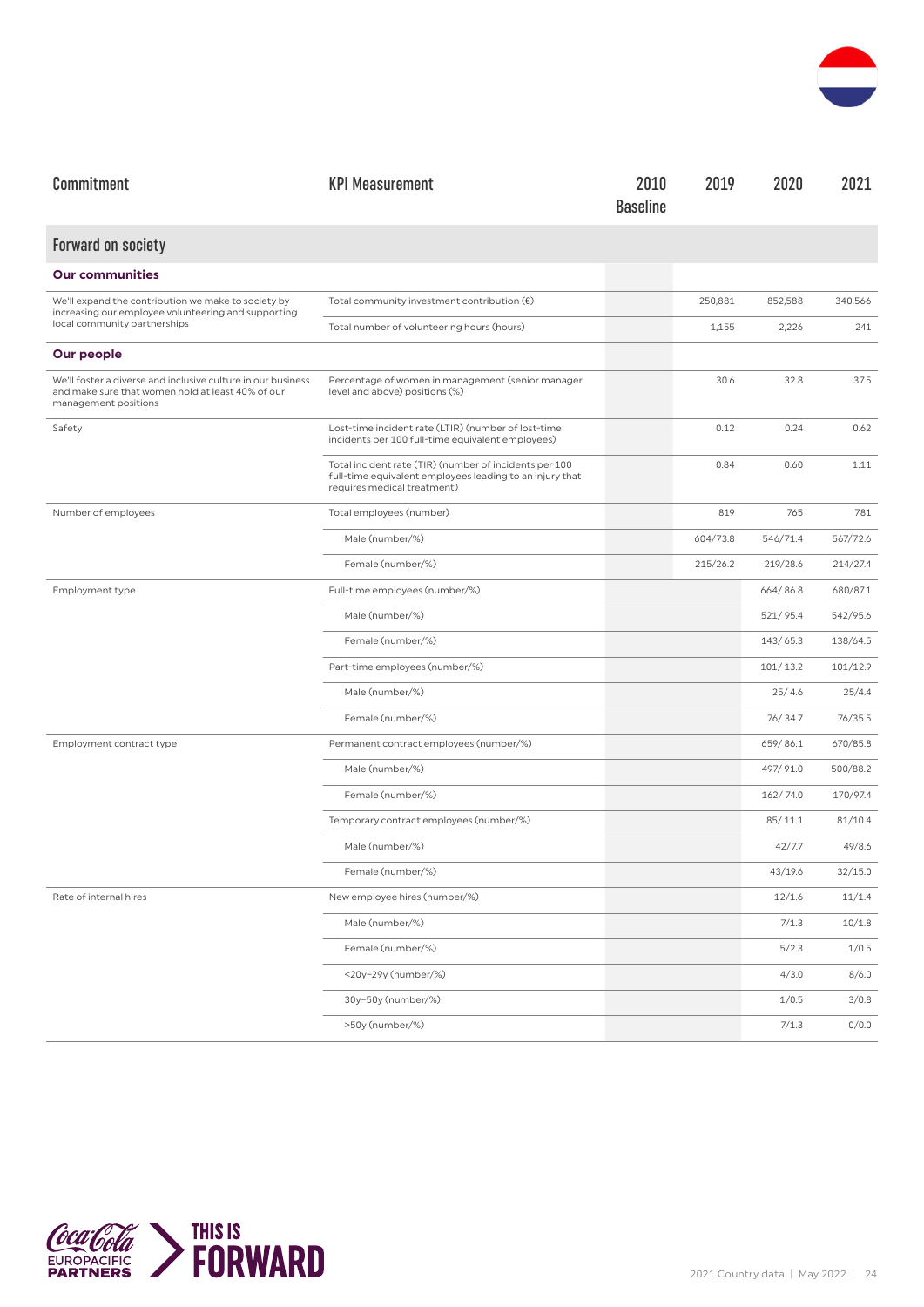| Commitment | KPI Measurement | 2010 Baseline | 2019 | 2020 | 2021 |
|---|---|---|---|---|---|
| **Forward on society** | | | | | |
| **Our communities** | | | | | |
| We'll expand the contribution we make to society by increasing our employee volunteering and supporting local community partnerships | Total community investment contribution (€) | | 250,881 | 852,588 | 340,566 |
| | Total number of volunteering hours (hours) | | 1,155 | 2,226 | 241 |
| **Our people** | | | | | |
| We'll foster a diverse and inclusive culture in our business and make sure that women hold at least 40% of our management positions | Percentage of women in management (senior manager level and above) positions (%) | | 30.6 | 32.8 | 37.5 |
| Safety | Lost-time incident rate (LTIR) (number of lost-time incidents per 100 full-time equivalent employees) | | 0.12 | 0.24 | 0.62 |
| | Total incident rate (TIR) (number of incidents per 100 full-time equivalent employees leading to an injury that requires medical treatment) | | 0.84 | 0.60 | 1.11 |
| Number of employees | Total employees (number) | | 819 | 765 | 781 |
| | Male (number/%) | | 604/73.8 | 546/71.4 | 567/72.6 |
| | Female (number/%) | | 215/26.2 | 219/28.6 | 214/27.4 |
| Employment type | Full-time employees (number/%) | | | 664/ 86.8 | 680/87.1 |
| | Male (number/%) | | | 521/ 95.4 | 542/95.6 |
| | Female (number/%) | | | 143/ 65.3 | 138/64.5 |
| | Part-time employees (number/%) | | | 101/ 13.2 | 101/12.9 |
| | Male (number/%) | | | 25/ 4.6 | 25/4.4 |
| | Female (number/%) | | | 76/ 34.7 | 76/35.5 |
| Employment contract type | Permanent contract employees (number/%) | | | 659/ 86.1 | 670/85.8 |
| | Male (number/%) | | | 497/ 91.0 | 500/88.2 |
| | Female (number/%) | | | 162/ 74.0 | 170/97.4 |
| | Temporary contract employees (number/%) | | | 85/ 11.1 | 81/10.4 |
| | Male (number/%) | | | 42/7.7 | 49/8.6 |
| | Female (number/%) | | | 43/19.6 | 32/15.0 |
| Rate of internal hires | New employee hires (number/%) | | | 12/1.6 | 11/1.4 |
| | Male (number/%) | | | 7/1.3 | 10/1.8 |
| | Female (number/%) | | | 5/2.3 | 1/0.5 |
| | <20y–29y (number/%) | | | 4/3.0 | 8/6.0 |
| | 30y–50y (number/%) | | | 1/0.5 | 3/0.8 |
| | >50y (number/%) | | | 7/1.3 | 0/0.0 |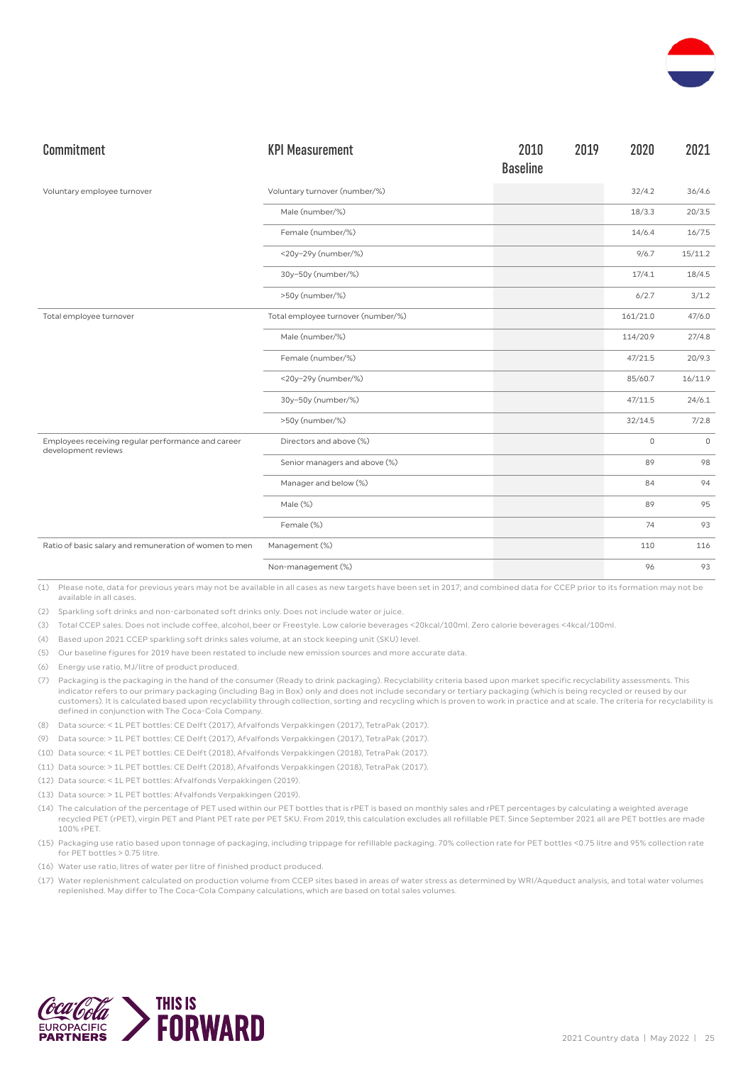| Commitment | KPI Measurement | 2010 Baseline | 2019 | 2020 | 2021 |
|---|---|---|---|---|---|
| Voluntary employee turnover | Voluntary turnover (number/%) | | | 32/4.2 | 36/4.6 |
| | Male (number/%) | | | 18/3.3 | 20/3.5 |
| | Female (number/%) | | | 14/6.4 | 16/7.5 |
| | <20y–29y (number/%) | | | 9/6.7 | 15/11.2 |
| | 30y–50y (number/%) | | | 17/4.1 | 18/4.5 |
| | >50y (number/%) | | | 6/2.7 | 3/1.2 |
| Total employee turnover | Total employee turnover (number/%) | | | 161/21.0 | 47/6.0 |
| | Male (number/%) | | | 114/20.9 | 27/4.8 |
| | Female (number/%) | | | 47/21.5 | 20/9.3 |
| | <20y–29y (number/%) | | | 85/60.7 | 16/11.9 |
| | 30y–50y (number/%) | | | 47/11.5 | 24/6.1 |
| | >50y (number/%) | | | 32/14.5 | 7/2.8 |
| Employees receiving regular performance and career development reviews | Directors and above (%) | | | 0 | 0 |
| | Senior managers and above (%) | | | 89 | 98 |
| | Manager and below (%) | | | 84 | 94 |
| | Male (%) | | | 89 | 95 |
| | Female (%) | | | 74 | 93 |
| Ratio of basic salary and remuneration of women to men | Management (%) | | | 110 | 116 |
| | Non-management (%) | | | 96 | 93 |

(1) Please note, data for previous years may not be available in all cases as new targets have been set in 2017; and combined data for CCEP prior to its formation may not be available in all cases.

(2) Sparkling soft drinks and non-carbonated soft drinks only. Does not include water or juice.

(3) Total CCEP sales. Does not include coffee, alcohol, beer or Freestyle. Low calorie beverages <20kcal/100ml. Zero calorie beverages <4kcal/100ml.

(4) Based upon 2021 CCEP sparkling soft drinks sales volume, at an stock keeping unit (SKU) level.

(5) Our baseline figures for 2019 have been restated to include new emission sources and more accurate data.

(6) Energy use ratio, MJ/litre of product produced.

(7) Packaging is the packaging in the hand of the consumer (Ready to drink packaging). Recyclability criteria based upon market specific recyclability assessments. This indicator refers to our primary packaging (including Bag in Box) only and does not include secondary or tertiary packaging (which is being recycled or reused by our customers). It is calculated based upon recyclability through collection, sorting and recycling which is proven to work in practice and at scale. The criteria for recyclability is defined in conjunction with The Coca-Cola Company.

(8) Data source: < 1L PET bottles: CE Delft (2017), Afvalfonds Verpakkingen (2017), TetraPak (2017).

(9) Data source: > 1L PET bottles: CE Delft (2017), Afvalfonds Verpakkingen (2017), TetraPak (2017).

(10) Data source: < 1L PET bottles: CE Delft (2018), Afvalfonds Verpakkingen (2018), TetraPak (2017).

(11) Data source: > 1L PET bottles: CE Delft (2018), Afvalfonds Verpakkingen (2018), TetraPak (2017).

(12) Data source: < 1L PET bottles: Afvalfonds Verpakkingen (2019).

(13) Data source: > 1L PET bottles: Afvalfonds Verpakkingen (2019).

(14) The calculation of the percentage of PET used within our PET bottles that is rPET is based on monthly sales and rPET percentages by calculating a weighted average recycled PET (rPET), virgin PET and Plant PET rate per PET SKU. From 2019, this calculation excludes all refillable PET. Since September 2021 all are PET bottles are made 100% rPET.

(15) Packaging use ratio based upon tonnage of packaging, including trippage for refillable packaging. 70% collection rate for PET bottles <0.75 litre and 95% collection rate for PET bottles > 0.75 litre.

(16) Water use ratio, litres of water per litre of finished product produced.

(17) Water replenishment calculated on production volume from CCEP sites based in areas of water stress as determined by WRI/Aqueduct analysis, and total water volumes replenished. May differ to The Coca-Cola Company calculations, which are based on total sales volumes.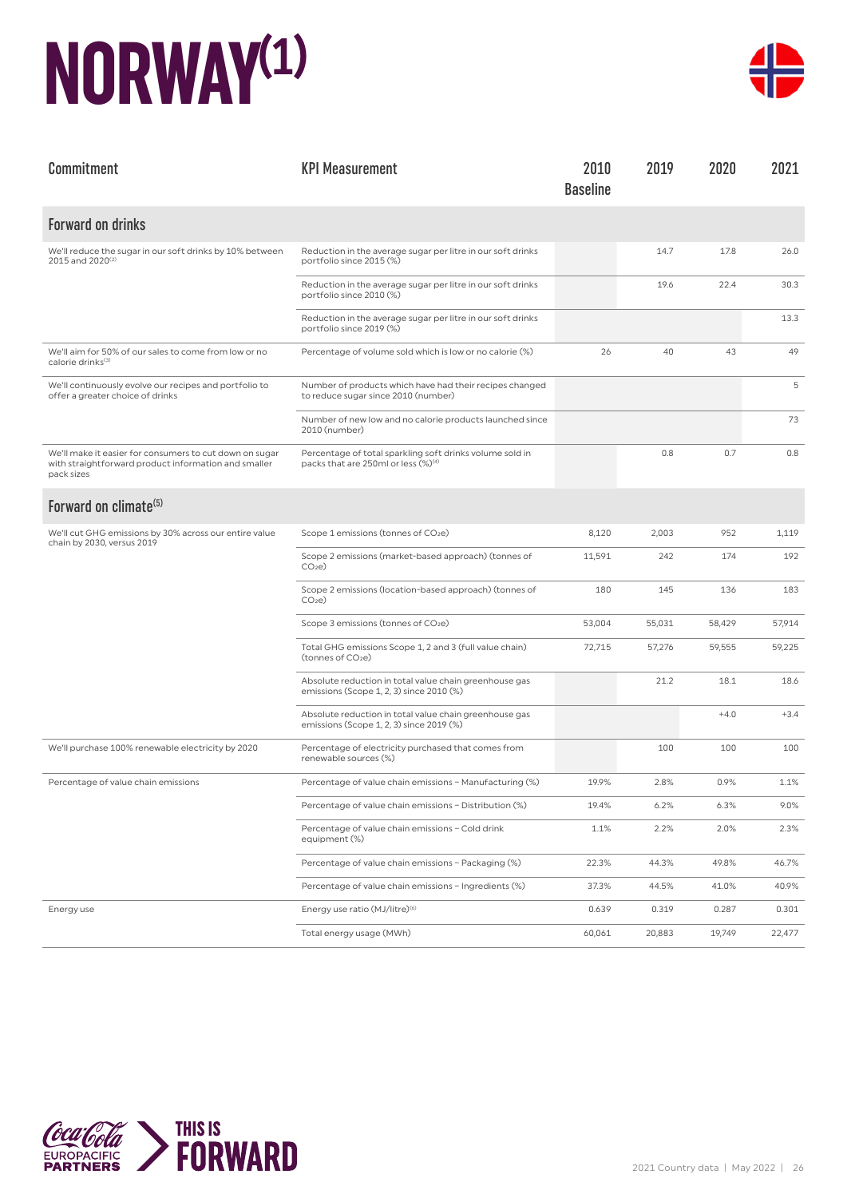# NORWAY[1]

| Commitment | KPI Measurement | 2010 Baseline | 2019 | 2020 | 2021 |
|---|---|---|---|---|---|
| **Forward on drinks** | | | | | |
| We'll reduce the sugar in our soft drinks by 10% between 2015 and 2020[2] | Reduction in the average sugar per litre in our soft drinks portfolio since 2015 (%) | | 14.7 | 17.8 | 26.0 |
| | Reduction in the average sugar per litre in our soft drinks portfolio since 2010 (%) | | 19.6 | 22.4 | 30.3 |
| | Reduction in the average sugar per litre in our soft drinks portfolio since 2019 (%) | | | | 13.3 |
| We'll aim for 50% of our sales to come from low or no calorie drinks[3] | Percentage of volume sold which is low or no calorie (%) | 26 | 40 | 43 | 49 |
| We'll continuously evolve our recipes and portfolio to offer a greater choice of drinks | Number of products which have had their recipes changed to reduce sugar since 2010 (number) | | | | 5 |
| | Number of new low and no calorie products launched since 2010 (number) | | | | 73 |
| We'll make it easier for consumers to cut down on sugar with straightforward product information and smaller pack sizes | Percentage of total sparkling soft drinks volume sold in packs that are 250ml or less (%)[4] | | 0.8 | 0.7 | 0.8 |
| **Forward on climate[5]** | | | | | |
| We'll cut GHG emissions by 30% across our entire value chain by 2030, versus 2019 | Scope 1 emissions (tonnes of $CO_2e$) | 8,120 | 2,003 | 952 | 1,119 |
| | Scope 2 emissions (market-based approach) (tonnes of $CO_2e$) | 11,591 | 242 | 174 | 192 |
| | Scope 2 emissions (location-based approach) (tonnes of $CO_2e$) | 180 | 145 | 136 | 183 |
| | Scope 3 emissions (tonnes of $CO_2e$) | 53,004 | 55,031 | 58,429 | 57,914 |
| | Total GHG emissions Scope 1, 2 and 3 (full value chain) (tonnes of $CO_2e$) | 72,715 | 57,276 | 59,555 | 59,225 |
| | Absolute reduction in total value chain greenhouse gas emissions (Scope 1, 2, 3) since 2010 (%) | | 21.2 | 18.1 | 18.6 |
| | Absolute reduction in total value chain greenhouse gas emissions (Scope 1, 2, 3) since 2019 (%) | | | +4.0 | +3.4 |
| We'll purchase 100% renewable electricity by 2020 | Percentage of electricity purchased that comes from renewable sources (%) | | 100 | 100 | 100 |
| Percentage of value chain emissions | Percentage of value chain emissions – Manufacturing (%) | 19.9% | 2.8% | 0.9% | 1.1% |
| | Percentage of value chain emissions – Distribution (%) | 19.4% | 6.2% | 6.3% | 9.0% |
| | Percentage of value chain emissions – Cold drink equipment (%) | 1.1% | 2.2% | 2.0% | 2.3% |
| | Percentage of value chain emissions – Packaging (%) | 22.3% | 44.3% | 49.8% | 46.7% |
| | Percentage of value chain emissions – Ingredients (%) | 37.3% | 44.5% | 41.0% | 40.9% |
| Energy use | Energy use ratio (MJ/litre)[6] | 0.639 | 0.319 | 0.287 | 0.301 |
| | Total energy usage (MWh) | 60,061 | 20,883 | 19,749 | 22,477 |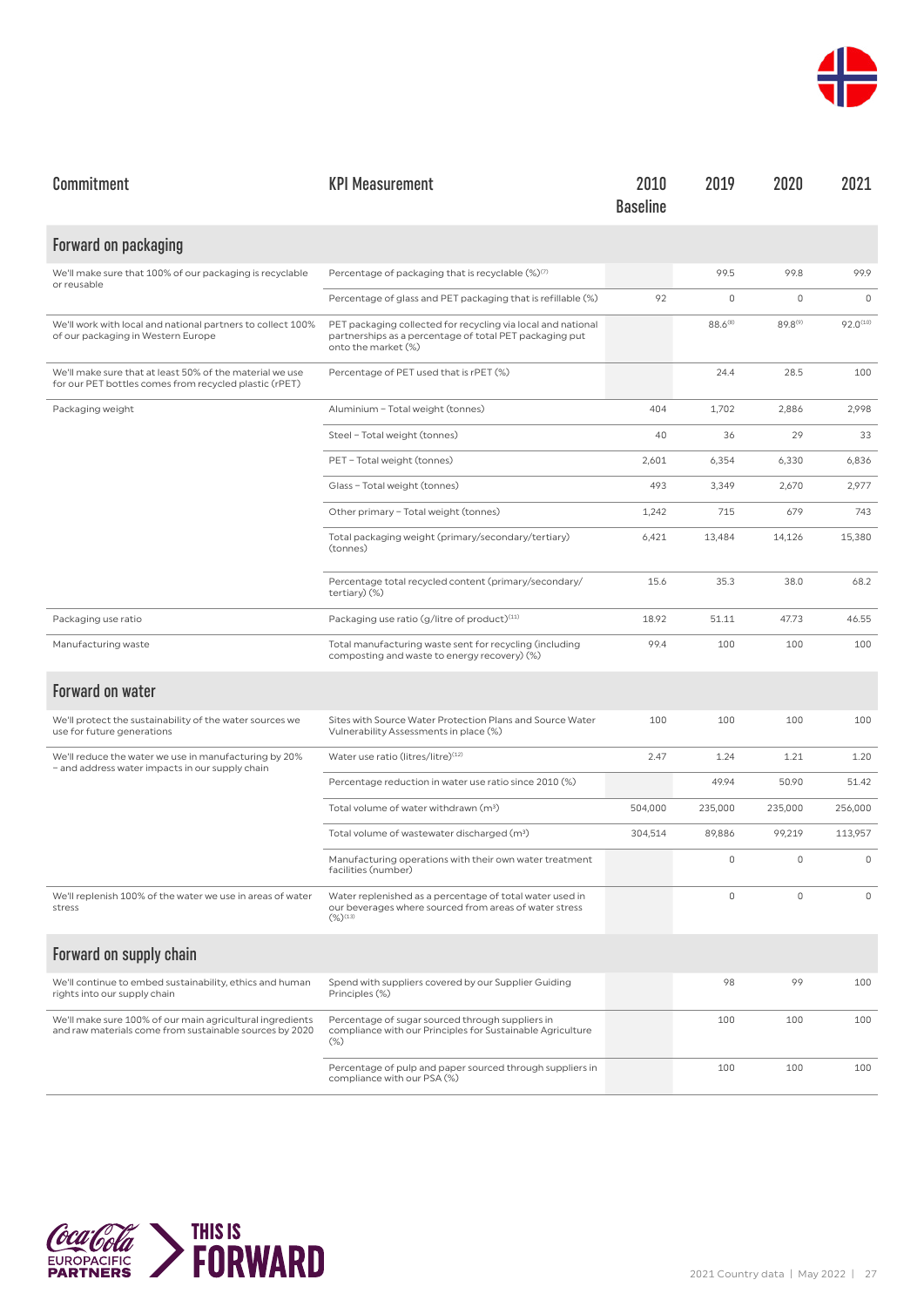| Commitment | KPI Measurement | 2010 Baseline | 2019 | 2020 | 2021 |
|---|---|---|---|---|---|
| **Forward on packaging** | | | | | |
| We'll make sure that 100% of our packaging is recyclable or reusable | Percentage of packaging that is recyclable (%)[7] | | 99.5 | 99.8 | 99.9 |
| | Percentage of glass and PET packaging that is refillable (%) | 92 | 0 | 0 | 0 |
| We'll work with local and national partners to collect 100% of our packaging in Western Europe | PET packaging collected for recycling via local and national partnerships as a percentage of total PET packaging put onto the market (%) | | 88.6[8] | 89.8[9] | 92.0[10] |
| We'll make sure that at least 50% of the material we use for our PET bottles comes from recycled plastic (rPET) | Percentage of PET used that is rPET (%) | | 24.4 | 28.5 | 100 |
| Packaging weight | Aluminium – Total weight (tonnes) | 404 | 1,702 | 2,886 | 2,998 |
| | Steel – Total weight (tonnes) | 40 | 36 | 29 | 33 |
| | PET – Total weight (tonnes) | 2,601 | 6,354 | 6,330 | 6,836 |
| | Glass – Total weight (tonnes) | 493 | 3,349 | 2,670 | 2,977 |
| | Other primary – Total weight (tonnes) | 1,242 | 715 | 679 | 743 |
| | Total packaging weight (primary/secondary/tertiary) (tonnes) | 6,421 | 13,484 | 14,126 | 15,380 |
| | Percentage total recycled content (primary/secondary/tertiary) (%) | 15.6 | 35.3 | 38.0 | 68.2 |
| Packaging use ratio | Packaging use ratio (g/litre of product)[11] | 18.92 | 51.11 | 47.73 | 46.55 |
| Manufacturing waste | Total manufacturing waste sent for recycling (including composting and waste to energy recovery) (%) | 99.4 | 100 | 100 | 100 |
| **Forward on water** | | | | | |
| We'll protect the sustainability of the water sources we use for future generations | Sites with Source Water Protection Plans and Source Water Vulnerability Assessments in place (%) | 100 | 100 | 100 | 100 |
| We'll reduce the water we use in manufacturing by 20% – and address water impacts in our supply chain | Water use ratio (litres/litre)[12] | 2.47 | 1.24 | 1.21 | 1.20 |
| | Percentage reduction in water use ratio since 2010 (%) | | 49.94 | 50.90 | 51.42 |
| | Total volume of water withdrawn ($m^3$) | 504,000 | 235,000 | 235,000 | 256,000 |
| | Total volume of wastewater discharged ($m^3$) | 304,514 | 89,886 | 99,219 | 113,957 |
| | Manufacturing operations with their own water treatment facilities (number) | | 0 | 0 | 0 |
| We'll replenish 100% of the water we use in areas of water stress | Water replenished as a percentage of total water used in our beverages where sourced from areas of water stress (%)[13] | | 0 | 0 | 0 |
| **Forward on supply chain** | | | | | |
| We'll continue to embed sustainability, ethics and human rights into our supply chain | Spend with suppliers covered by our Supplier Guiding Principles (%) | | 98 | 99 | 100 |
| We'll make sure 100% of our main agricultural ingredients and raw materials come from sustainable sources by 2020 | Percentage of sugar sourced through suppliers in compliance with our Principles for Sustainable Agriculture (%) | | 100 | 100 | 100 |
| | Percentage of pulp and paper sourced through suppliers in compliance with our PSA (%) | | 100 | 100 | 100 |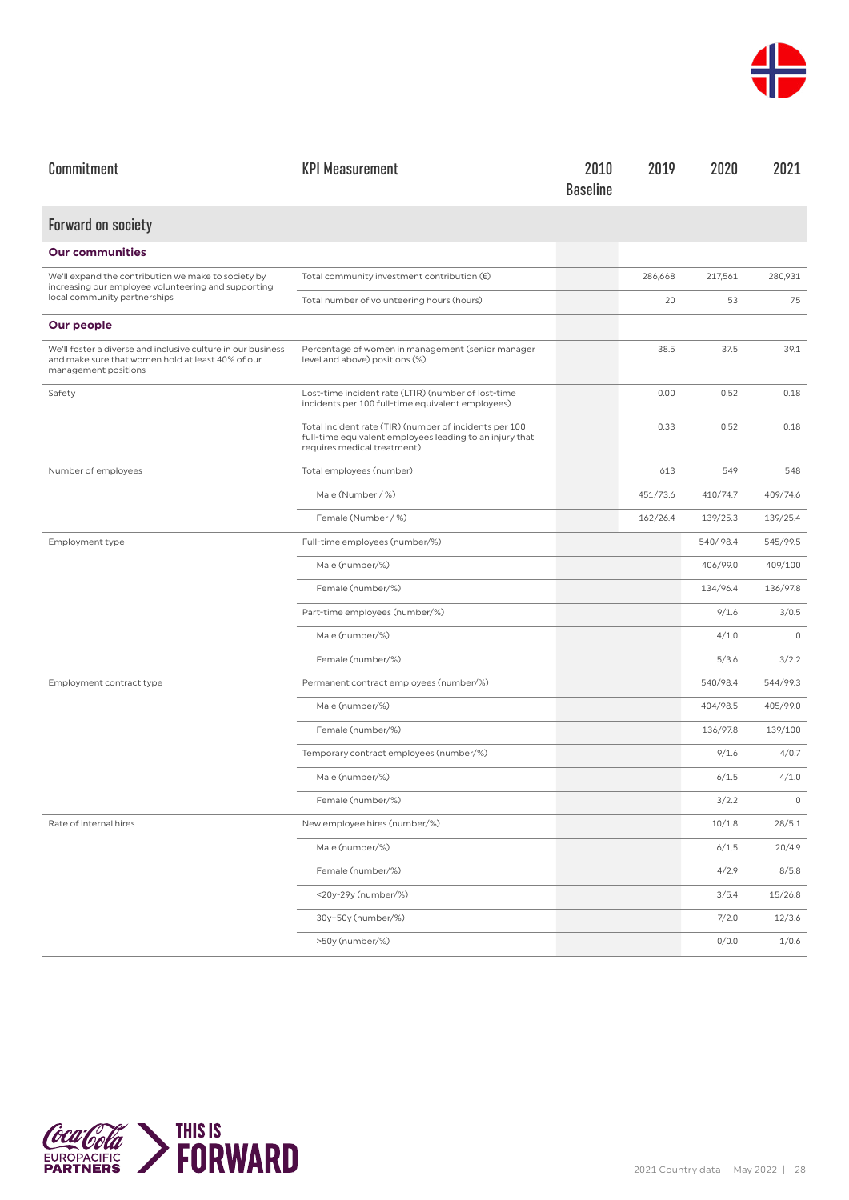| Commitment | KPI Measurement | 2010 Baseline | 2019 | 2020 | 2021 |
|---|---|---|---|---|---|
| **Forward on society** | | | | | |
| **Our communities** | | | | | |
| We'll expand the contribution we make to society by increasing our employee volunteering and supporting local community partnerships | Total community investment contribution (€) | | 286,668 | 217,561 | 280,931 |
| | Total number of volunteering hours (hours) | | 20 | 53 | 75 |
| **Our people** | | | | | |
| We'll foster a diverse and inclusive culture in our business and make sure that women hold at least 40% of our management positions | Percentage of women in management (senior manager level and above) positions (%) | | 38.5 | 37.5 | 39.1 |
| Safety | Lost-time incident rate (LTIR) (number of lost-time incidents per 100 full-time equivalent employees) | | 0.00 | 0.52 | 0.18 |
| | Total incident rate (TIR) (number of incidents per 100 full-time equivalent employees leading to an injury that requires medical treatment) | | 0.33 | 0.52 | 0.18 |
| Number of employees | Total employees (number) | | 613 | 549 | 548 |
| | Male (Number / %) | | 451/73.6 | 410/74.7 | 409/74.6 |
| | Female (Number / %) | | 162/26.4 | 139/25.3 | 139/25.4 |
| Employment type | Full-time employees (number/%) | | | 540/ 98.4 | 545/99.5 |
| | Male (number/%) | | | 406/99.0 | 409/100 |
| | Female (number/%) | | | 134/96.4 | 136/97.8 |
| | Part-time employees (number/%) | | | 9/1.6 | 3/0.5 |
| | Male (number/%) | | | 4/1.0 | 0 |
| | Female (number/%) | | | 5/3.6 | 3/2.2 |
| Employment contract type | Permanent contract employees (number/%) | | | 540/98.4 | 544/99.3 |
| | Male (number/%) | | | 404/98.5 | 405/99.0 |
| | Female (number/%) | | | 136/97.8 | 139/100 |
| | Temporary contract employees (number/%) | | | 9/1.6 | 4/0.7 |
| | Male (number/%) | | | 6/1.5 | 4/1.0 |
| | Female (number/%) | | | 3/2.2 | 0 |
| Rate of internal hires | New employee hires (number/%) | | | 10/1.8 | 28/5.1 |
| | Male (number/%) | | | 6/1.5 | 20/4.9 |
| | Female (number/%) | | | 4/2.9 | 8/5.8 |
| | <20y-29y (number/%) | | | 3/5.4 | 15/26.8 |
| | 30y–50y (number/%) | | | 7/2.0 | 12/3.6 |
| | >50y (number/%) | | | 0/0.0 | 1/0.6 |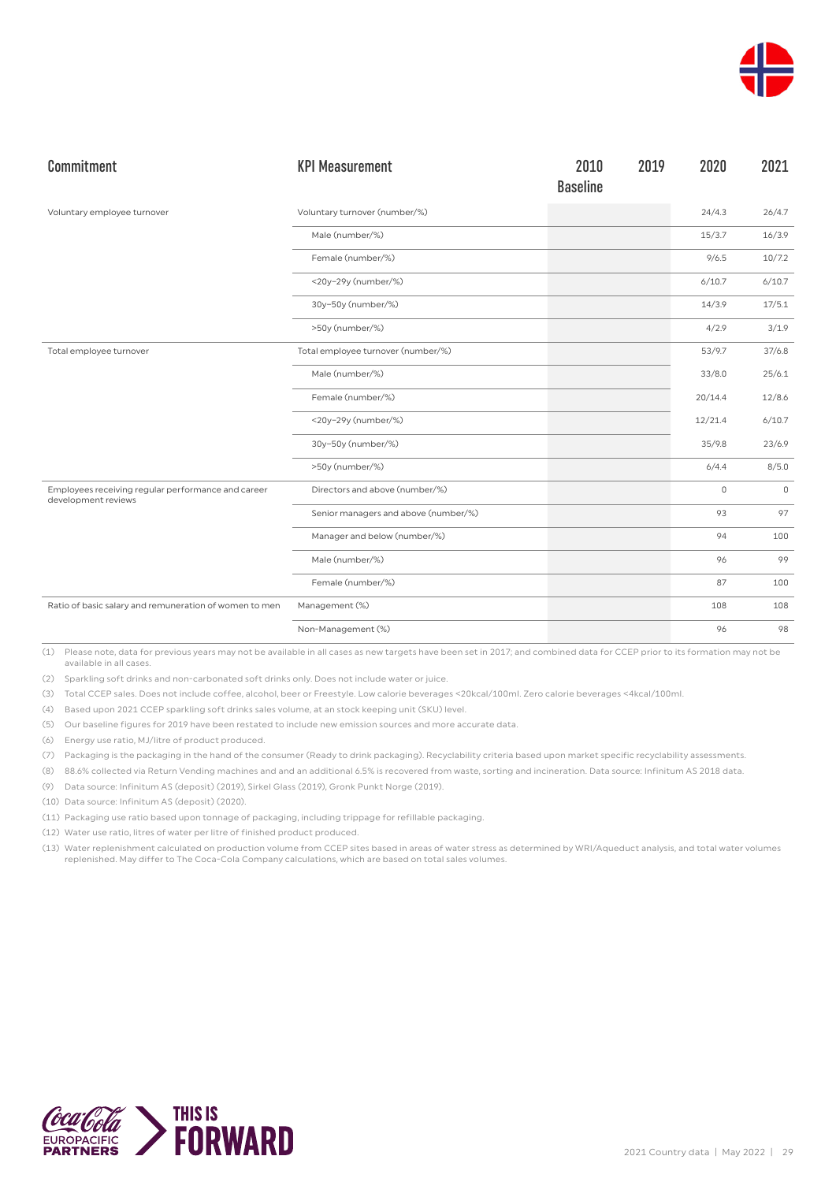| Commitment | KPI Measurement | 2010 Baseline | 2019 | 2020 | 2021 |
|---|---|---|---|---|---|
| Voluntary employee turnover | Voluntary turnover (number/%) | | | 24/4.3 | 26/4.7 |
| | Male (number/%) | | | 15/3.7 | 16/3.9 |
| | Female (number/%) | | | 9/6.5 | 10/7.2 |
| | <20y–29y (number/%) | | | 6/10.7 | 6/10.7 |
| | 30y–50y (number/%) | | | 14/3.9 | 17/5.1 |
| | >50y (number/%) | | | 4/2.9 | 3/1.9 |
| Total employee turnover | Total employee turnover (number/%) | | | 53/9.7 | 37/6.8 |
| | Male (number/%) | | | 33/8.0 | 25/6.1 |
| | Female (number/%) | | | 20/14.4 | 12/8.6 |
| | <20y–29y (number/%) | | | 12/21.4 | 6/10.7 |
| | 30y–50y (number/%) | | | 35/9.8 | 23/6.9 |
| | >50y (number/%) | | | 6/4.4 | 8/5.0 |
| Employees receiving regular performance and career development reviews | Directors and above (number/%) | | | 0 | 0 |
| | Senior managers and above (number/%) | | | 93 | 97 |
| | Manager and below (number/%) | | | 94 | 100 |
| | Male (number/%) | | | 96 | 99 |
| | Female (number/%) | | | 87 | 100 |
| Ratio of basic salary and remuneration of women to men | Management (%) | | | 108 | 108 |
| | Non-Management (%) | | | 96 | 98 |

(1) Please note, data for previous years may not be available in all cases as new targets have been set in 2017; and combined data for CCEP prior to its formation may not be available in all cases.

(2) Sparkling soft drinks and non-carbonated soft drinks only. Does not include water or juice.

(3) Total CCEP sales. Does not include coffee, alcohol, beer or Freestyle. Low calorie beverages <20kcal/100ml. Zero calorie beverages <4kcal/100ml.

(4) Based upon 2021 CCEP sparkling soft drinks sales volume, at an stock keeping unit (SKU) level.

(5) Our baseline figures for 2019 have been restated to include new emission sources and more accurate data.

(6) Energy use ratio, MJ/litre of product produced.

(7) Packaging is the packaging in the hand of the consumer (Ready to drink packaging). Recyclability criteria based upon market specific recyclability assessments.

(8) 88.6% collected via Return Vending machines and and an additional 6.5% is recovered from waste, sorting and incineration. Data source: Infinitum AS 2018 data.

(9) Data source: Infinitum AS (deposit) (2019), Sirkel Glass (2019), Gronk Punkt Norge (2019).

(10) Data source: Infinitum AS (deposit) (2020).

(11) Packaging use ratio based upon tonnage of packaging, including trippage for refillable packaging.

(12) Water use ratio, litres of water per litre of finished product produced.

(13) Water replenishment calculated on production volume from CCEP sites based in areas of water stress as determined by WRI/Aqueduct analysis, and total water volumes replenished. May differ to The Coca-Cola Company calculations, which are based on total sales volumes.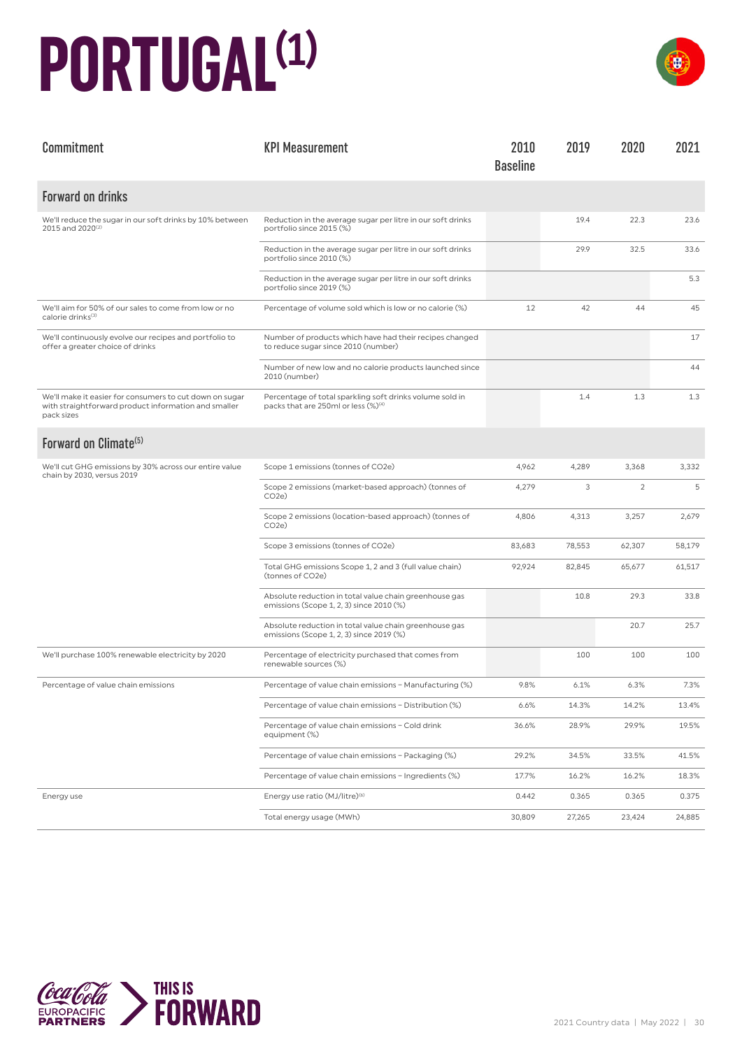# PORTUGAL[1]

| Commitment | KPI Measurement | 2010 Baseline | 2019 | 2020 | 2021 |
|---|---|---|---|---|---|
| **Forward on drinks** | | | | | |
| We'll reduce the sugar in our soft drinks by 10% between 2015 and 2020[2] | Reduction in the average sugar per litre in our soft drinks portfolio since 2015 (%) | | 19.4 | 22.3 | 23.6 |
| | Reduction in the average sugar per litre in our soft drinks portfolio since 2010 (%) | | 29.9 | 32.5 | 33.6 |
| | Reduction in the average sugar per litre in our soft drinks portfolio since 2019 (%) | | | | 5.3 |
| We'll aim for 50% of our sales to come from low or no calorie drinks[3] | Percentage of volume sold which is low or no calorie (%) | 12 | 42 | 44 | 45 |
| We'll continuously evolve our recipes and portfolio to offer a greater choice of drinks | Number of products which have had their recipes changed to reduce sugar since 2010 (number) | | | | 17 |
| | Number of new low and no calorie products launched since 2010 (number) | | | | 44 |
| We'll make it easier for consumers to cut down on sugar with straightforward product information and smaller pack sizes | Percentage of total sparkling soft drinks volume sold in packs that are 250ml or less (%)[4] | | 1.4 | 1.3 | 1.3 |
| **Forward on Climate[5]** | | | | | |
| We'll cut GHG emissions by 30% across our entire value chain by 2030, versus 2019 | Scope 1 emissions (tonnes of CO2e) | 4,962 | 4,289 | 3,368 | 3,332 |
| | Scope 2 emissions (market-based approach) (tonnes of CO2e) | 4,279 | 3 | 2 | 5 |
| | Scope 2 emissions (location-based approach) (tonnes of CO2e) | 4,806 | 4,313 | 3,257 | 2,679 |
| | Scope 3 emissions (tonnes of CO2e) | 83,683 | 78,553 | 62,307 | 58,179 |
| | Total GHG emissions Scope 1, 2 and 3 (full value chain) (tonnes of CO2e) | 92,924 | 82,845 | 65,677 | 61,517 |
| | Absolute reduction in total value chain greenhouse gas emissions (Scope 1, 2, 3) since 2010 (%) | | 10.8 | 29.3 | 33.8 |
| | Absolute reduction in total value chain greenhouse gas emissions (Scope 1, 2, 3) since 2019 (%) | | | 20.7 | 25.7 |
| We'll purchase 100% renewable electricity by 2020 | Percentage of electricity purchased that comes from renewable sources (%) | | 100 | 100 | 100 |
| Percentage of value chain emissions | Percentage of value chain emissions – Manufacturing (%) | 9.8% | 6.1% | 6.3% | 7.3% |
| | Percentage of value chain emissions – Distribution (%) | 6.6% | 14.3% | 14.2% | 13.4% |
| | Percentage of value chain emissions – Cold drink equipment (%) | 36.6% | 28.9% | 29.9% | 19.5% |
| | Percentage of value chain emissions – Packaging (%) | 29.2% | 34.5% | 33.5% | 41.5% |
| | Percentage of value chain emissions – Ingredients (%) | 17.7% | 16.2% | 16.2% | 18.3% |
| Energy use | Energy use ratio (MJ/litre)[6] | 0.442 | 0.365 | 0.365 | 0.375 |
| | Total energy usage (MWh) | 30,809 | 27,265 | 23,424 | 24,885 |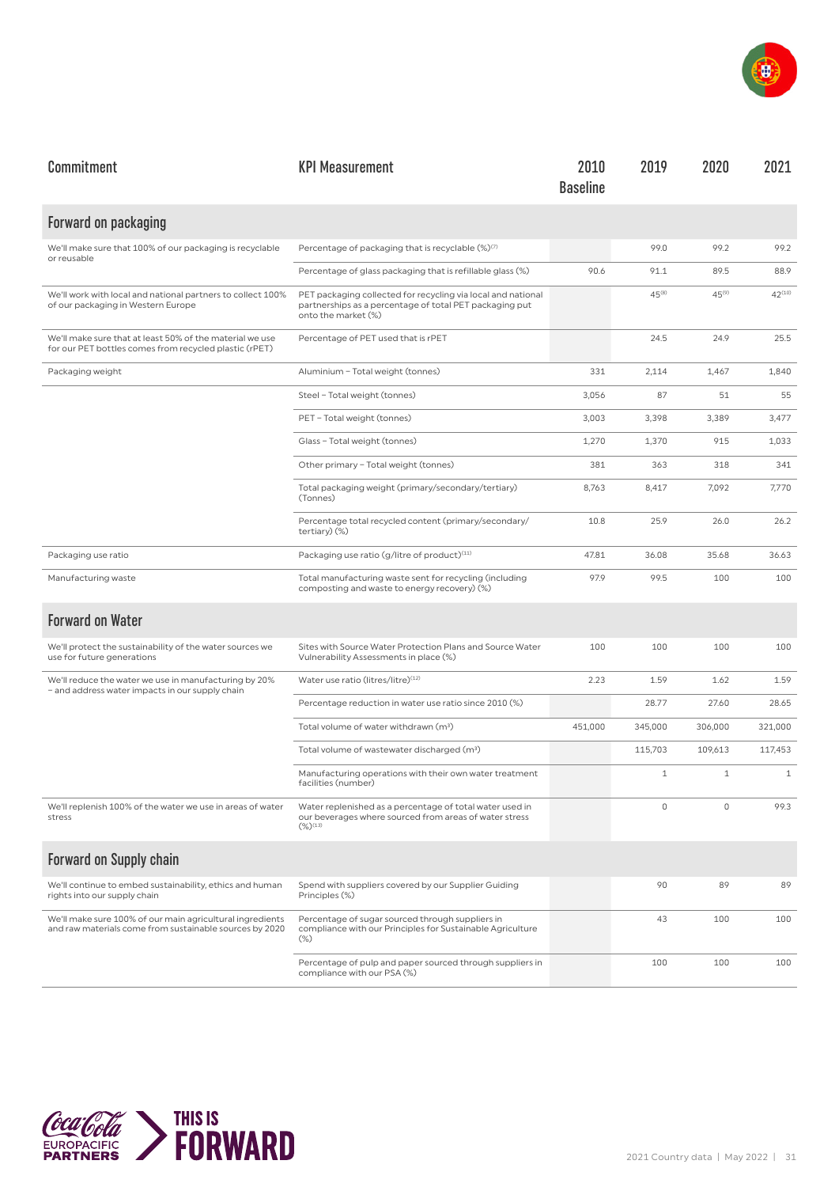| Commitment | KPI Measurement | 2010 Baseline | 2019 | 2020 | 2021 |
|---|---|---|---|---|---|
| **Forward on packaging** | | | | | |
| We'll make sure that 100% of our packaging is recyclable or reusable | Percentage of packaging that is recyclable (%)[7] | | 99.0 | 99.2 | 99.2 |
| | Percentage of glass packaging that is refillable glass (%) | 90.6 | 91.1 | 89.5 | 88.9 |
| We'll work with local and national partners to collect 100% of our packaging in Western Europe | PET packaging collected for recycling via local and national partnerships as a percentage of total PET packaging put onto the market (%) | | 45[8] | 45[9] | 42[10] |
| We'll make sure that at least 50% of the material we use for our PET bottles comes from recycled plastic (rPET) | Percentage of PET used that is rPET | | 24.5 | 24.9 | 25.5 |
| Packaging weight | Aluminium – Total weight (tonnes) | 331 | 2,114 | 1,467 | 1,840 |
| | Steel – Total weight (tonnes) | 3,056 | 87 | 51 | 55 |
| | PET – Total weight (tonnes) | 3,003 | 3,398 | 3,389 | 3,477 |
| | Glass – Total weight (tonnes) | 1,270 | 1,370 | 915 | 1,033 |
| | Other primary – Total weight (tonnes) | 381 | 363 | 318 | 341 |
| | Total packaging weight (primary/secondary/tertiary) (Tonnes) | 8,763 | 8,417 | 7,092 | 7,770 |
| | Percentage total recycled content (primary/secondary/tertiary) (%) | 10.8 | 25.9 | 26.0 | 26.2 |
| Packaging use ratio | Packaging use ratio (g/litre of product)[11] | 47.81 | 36.08 | 35.68 | 36.63 |
| Manufacturing waste | Total manufacturing waste sent for recycling (including composting and waste to energy recovery) (%) | 97.9 | 99.5 | 100 | 100 |
| **Forward on Water** | | | | | |
| We'll protect the sustainability of the water sources we use for future generations | Sites with Source Water Protection Plans and Source Water Vulnerability Assessments in place (%) | 100 | 100 | 100 | 100 |
| We'll reduce the water we use in manufacturing by 20% – and address water impacts in our supply chain | Water use ratio (litres/litre)[12] | 2.23 | 1.59 | 1.62 | 1.59 |
| | Percentage reduction in water use ratio since 2010 (%) | | 28.77 | 27.60 | 28.65 |
| | Total volume of water withdrawn ($m^3$) | 451,000 | 345,000 | 306,000 | 321,000 |
| | Total volume of wastewater discharged ($m^3$) | | 115,703 | 109,613 | 117,453 |
| | Manufacturing operations with their own water treatment facilities (number) | | 1 | 1 | 1 |
| We'll replenish 100% of the water we use in areas of water stress | Water replenished as a percentage of total water used in our beverages where sourced from areas of water stress (%)[13] | | 0 | 0 | 99.3 |
| **Forward on Supply chain** | | | | | |
| We'll continue to embed sustainability, ethics and human rights into our supply chain | Spend with suppliers covered by our Supplier Guiding Principles (%) | | 90 | 89 | 89 |
| We'll make sure 100% of our main agricultural ingredients and raw materials come from sustainable sources by 2020 | Percentage of sugar sourced through suppliers in compliance with our Principles for Sustainable Agriculture (%) | | 43 | 100 | 100 |
| | Percentage of pulp and paper sourced through suppliers in compliance with our PSA (%) | | 100 | 100 | 100 |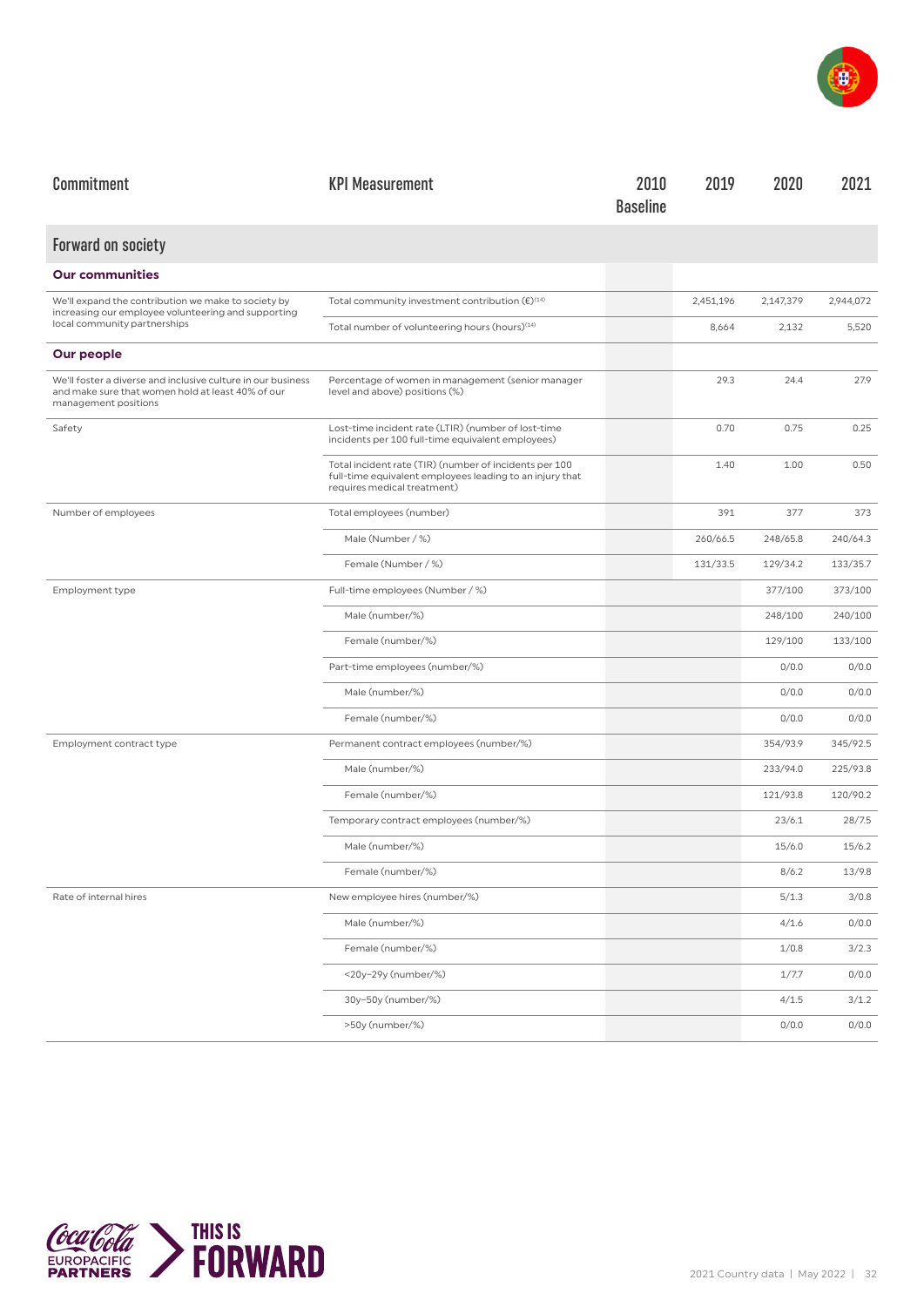| Commitment | KPI Measurement | 2010 Baseline | 2019 | 2020 | 2021 |
|---|---|---|---|---|---|
| **Forward on society** | | | | | |
| **Our communities** | | | | | |
| We'll expand the contribution we make to society by increasing our employee volunteering and supporting local community partnerships | Total community investment contribution (€)[14] | | 2,451,196 | 2,147,379 | 2,944,072 |
| | Total number of volunteering hours (hours)[14] | | 8,664 | 2,132 | 5,520 |
| **Our people** | | | | | |
| We'll foster a diverse and inclusive culture in our business and make sure that women hold at least 40% of our management positions | Percentage of women in management (senior manager level and above) positions (%) | | 29.3 | 24.4 | 27.9 |
| Safety | Lost-time incident rate (LTIR) (number of lost-time incidents per 100 full-time equivalent employees) | | 0.70 | 0.75 | 0.25 |
| | Total incident rate (TIR) (number of incidents per 100 full-time equivalent employees leading to an injury that requires medical treatment) | | 1.40 | 1.00 | 0.50 |
| Number of employees | Total employees (number) | | 391 | 377 | 373 |
| | Male (Number / %) | | 260/66.5 | 248/65.8 | 240/64.3 |
| | Female (Number / %) | | 131/33.5 | 129/34.2 | 133/35.7 |
| Employment type | Full-time employees (Number / %) | | | 377/100 | 373/100 |
| | Male (number/%) | | | 248/100 | 240/100 |
| | Female (number/%) | | | 129/100 | 133/100 |
| | Part-time employees (number/%) | | | 0/0.0 | 0/0.0 |
| | Male (number/%) | | | 0/0.0 | 0/0.0 |
| | Female (number/%) | | | 0/0.0 | 0/0.0 |
| Employment contract type | Permanent contract employees (number/%) | | | 354/93.9 | 345/92.5 |
| | Male (number/%) | | | 233/94.0 | 225/93.8 |
| | Female (number/%) | | | 121/93.8 | 120/90.2 |
| | Temporary contract employees (number/%) | | | 23/6.1 | 28/7.5 |
| | Male (number/%) | | | 15/6.0 | 15/6.2 |
| | Female (number/%) | | | 8/6.2 | 13/9.8 |
| Rate of internal hires | New employee hires (number/%) | | | 5/1.3 | 3/0.8 |
| | Male (number/%) | | | 4/1.6 | 0/0.0 |
| | Female (number/%) | | | 1/0.8 | 3/2.3 |
| | <20y–29y (number/%) | | | 1/7.7 | 0/0.0 |
| | 30y–50y (number/%) | | | 4/1.5 | 3/1.2 |
| | >50y (number/%) | | | 0/0.0 | 0/0.0 |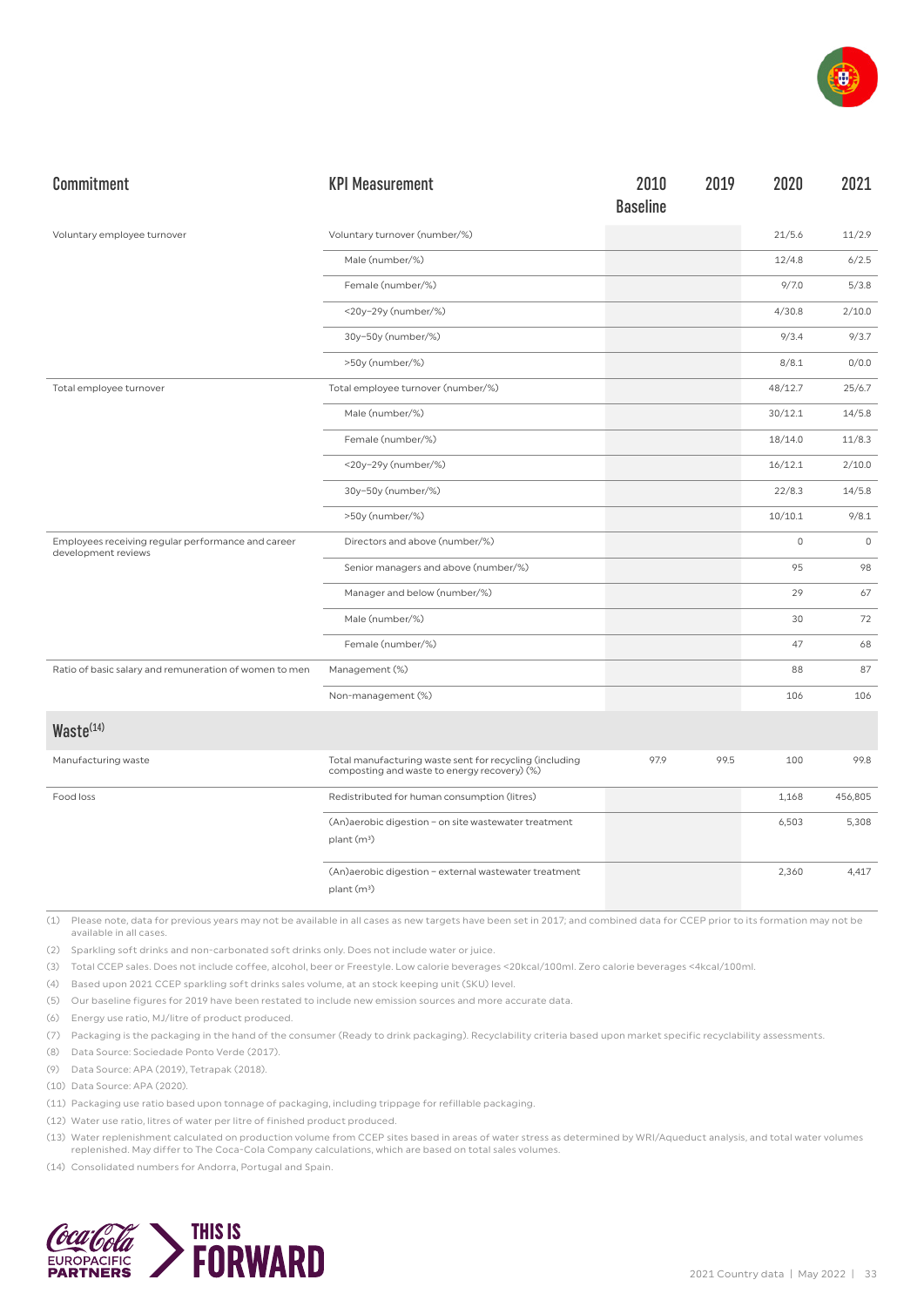| Commitment | KPI Measurement | 2010 Baseline | 2019 | 2020 | 2021 |
|---|---|---|---|---|---|
| Voluntary employee turnover | Voluntary turnover (number/%) | | | 21/5.6 | 11/2.9 |
| | Male (number/%) | | | 12/4.8 | 6/2.5 |
| | Female (number/%) | | | 9/7.0 | 5/3.8 |
| | <20y–29y (number/%) | | | 4/30.8 | 2/10.0 |
| | 30y–50y (number/%) | | | 9/3.4 | 9/3.7 |
| | >50y (number/%) | | | 8/8.1 | 0/0.0 |
| Total employee turnover | Total employee turnover (number/%) | | | 48/12.7 | 25/6.7 |
| | Male (number/%) | | | 30/12.1 | 14/5.8 |
| | Female (number/%) | | | 18/14.0 | 11/8.3 |
| | <20y–29y (number/%) | | | 16/12.1 | 2/10.0 |
| | 30y–50y (number/%) | | | 22/8.3 | 14/5.8 |
| | >50y (number/%) | | | 10/10.1 | 9/8.1 |
| Employees receiving regular performance and career development reviews | Directors and above (number/%) | | | 0 | 0 |
| | Senior managers and above (number/%) | | | 95 | 98 |
| | Manager and below (number/%) | | | 29 | 67 |
| | Male (number/%) | | | 30 | 72 |
| | Female (number/%) | | | 47 | 68 |
| Ratio of basic salary and remuneration of women to men | Management (%) | | | 88 | 87 |
| | Non-management (%) | | | 106 | 106 |
| **Waste[14]** | | | | | |
| Manufacturing waste | Total manufacturing waste sent for recycling (including composting and waste to energy recovery) (%) | 97.9 | 99.5 | 100 | 99.8 |
| Food loss | Redistributed for human consumption (litres) | | | 1,168 | 456,805 |
| | (An)aerobic digestion – on site wastewater treatment plant ($m^3$) | | | 6,503 | 5,308 |
| | (An)aerobic digestion – external wastewater treatment plant ($m^3$) | | | 2,360 | 4,417 |

(1) Please note, data for previous years may not be available in all cases as new targets have been set in 2017; and combined data for CCEP prior to its formation may not be available in all cases.

(2) Sparkling soft drinks and non-carbonated soft drinks only. Does not include water or juice.

(3) Total CCEP sales. Does not include coffee, alcohol, beer or Freestyle. Low calorie beverages <20kcal/100ml. Zero calorie beverages <4kcal/100ml.

(4) Based upon 2021 CCEP sparkling soft drinks sales volume, at an stock keeping unit (SKU) level.

(5) Our baseline figures for 2019 have been restated to include new emission sources and more accurate data.

(6) Energy use ratio, MJ/litre of product produced.

(7) Packaging is the packaging in the hand of the consumer (Ready to drink packaging). Recyclability criteria based upon market specific recyclability assessments.

(8) Data Source: Sociedade Ponto Verde (2017).

(9) Data Source: APA (2019), Tetrapak (2018).

(10) Data Source: APA (2020).

(11) Packaging use ratio based upon tonnage of packaging, including trippage for refillable packaging.

(12) Water use ratio, litres of water per litre of finished product produced.

(13) Water replenishment calculated on production volume from CCEP sites based in areas of water stress as determined by WRI/Aqueduct analysis, and total water volumes replenished. May differ to The Coca-Cola Company calculations, which are based on total sales volumes.

(14) Consolidated numbers for Andorra, Portugal and Spain.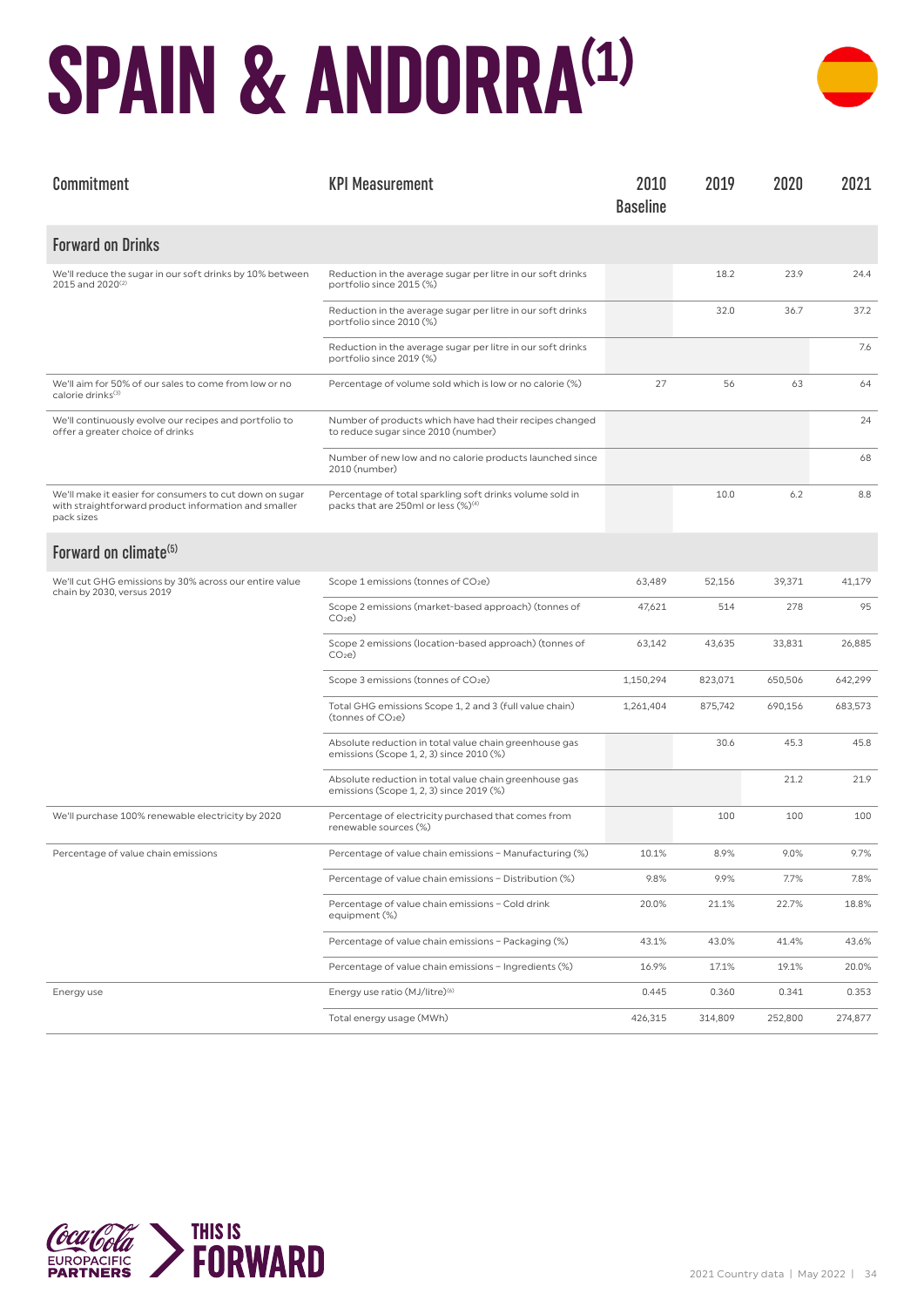# SPAIN & ANDORRA[1]

| Commitment | KPI Measurement | 2010 Baseline | 2019 | 2020 | 2021 |
|---|---|---|---|---|---|
| **Forward on Drinks** | | | | | |
| We'll reduce the sugar in our soft drinks by 10% between 2015 and 2020[2] | Reduction in the average sugar per litre in our soft drinks portfolio since 2015 (%) | | 18.2 | 23.9 | 24.4 |
| | Reduction in the average sugar per litre in our soft drinks portfolio since 2010 (%) | | 32.0 | 36.7 | 37.2 |
| | Reduction in the average sugar per litre in our soft drinks portfolio since 2019 (%) | | | | 7.6 |
| We'll aim for 50% of our sales to come from low or no calorie drinks[3] | Percentage of volume sold which is low or no calorie (%) | 27 | 56 | 63 | 64 |
| We'll continuously evolve our recipes and portfolio to offer a greater choice of drinks | Number of products which have had their recipes changed to reduce sugar since 2010 (number) | | | | 24 |
| | Number of new low and no calorie products launched since 2010 (number) | | | | 68 |
| We'll make it easier for consumers to cut down on sugar with straightforward product information and smaller pack sizes | Percentage of total sparkling soft drinks volume sold in packs that are 250ml or less (%)[4] | | 10.0 | 6.2 | 8.8 |
| **Forward on climate[5]** | | | | | |
| We'll cut GHG emissions by 30% across our entire value chain by 2030, versus 2019 | Scope 1 emissions (tonnes of $CO_2e$) | 63,489 | 52,156 | 39,371 | 41,179 |
| | Scope 2 emissions (market-based approach) (tonnes of $CO_2e$) | 47,621 | 514 | 278 | 95 |
| | Scope 2 emissions (location-based approach) (tonnes of $CO_2e$) | 63,142 | 43,635 | 33,831 | 26,885 |
| | Scope 3 emissions (tonnes of $CO_2e$) | 1,150,294 | 823,071 | 650,506 | 642,299 |
| | Total GHG emissions Scope 1, 2 and 3 (full value chain) (tonnes of $CO_2e$) | 1,261,404 | 875,742 | 690,156 | 683,573 |
| | Absolute reduction in total value chain greenhouse gas emissions (Scope 1, 2, 3) since 2010 (%) | | 30.6 | 45.3 | 45.8 |
| | Absolute reduction in total value chain greenhouse gas emissions (Scope 1, 2, 3) since 2019 (%) | | | 21.2 | 21.9 |
| We'll purchase 100% renewable electricity by 2020 | Percentage of electricity purchased that comes from renewable sources (%) | | 100 | 100 | 100 |
| Percentage of value chain emissions | Percentage of value chain emissions – Manufacturing (%) | 10.1% | 8.9% | 9.0% | 9.7% |
| | Percentage of value chain emissions – Distribution (%) | 9.8% | 9.9% | 7.7% | 7.8% |
| | Percentage of value chain emissions – Cold drink equipment (%) | 20.0% | 21.1% | 22.7% | 18.8% |
| | Percentage of value chain emissions – Packaging (%) | 43.1% | 43.0% | 41.4% | 43.6% |
| | Percentage of value chain emissions – Ingredients (%) | 16.9% | 17.1% | 19.1% | 20.0% |
| Energy use | Energy use ratio (MJ/litre)[6] | 0.445 | 0.360 | 0.341 | 0.353 |
| | Total energy usage (MWh) | 426,315 | 314,809 | 252,800 | 274,877 |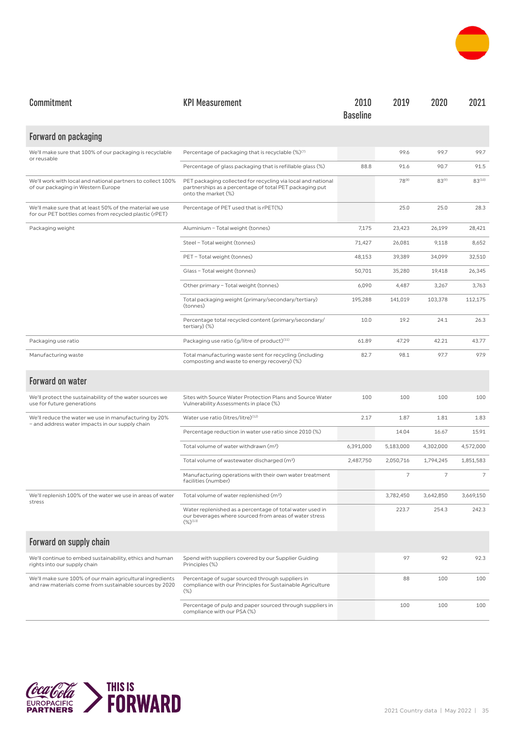| Commitment | KPI Measurement | 2010 Baseline | 2019 | 2020 | 2021 |
|---|---|---|---|---|---|
| **Forward on packaging** | | | | | |
| We'll make sure that 100% of our packaging is recyclable or reusable | Percentage of packaging that is recyclable (%)[7] | | 99.6 | 99.7 | 99.7 |
| | Percentage of glass packaging that is refillable glass (%) | 88.8 | 91.6 | 90.7 | 91.5 |
| We'll work with local and national partners to collect 100% of our packaging in Western Europe | PET packaging collected for recycling via local and national partnerships as a percentage of total PET packaging put onto the market (%) | | 78[8] | 83[9] | 83[10] |
| We'll make sure that at least 50% of the material we use for our PET bottles comes from recycled plastic (rPET) | Percentage of PET used that is rPET(%) | | 25.0 | 25.0 | 28.3 |
| Packaging weight | Aluminium – Total weight (tonnes) | 7,175 | 23,423 | 26,199 | 28,421 |
| | Steel – Total weight (tonnes) | 71,427 | 26,081 | 9,118 | 8,652 |
| | PET – Total weight (tonnes) | 48,153 | 39,389 | 34,099 | 32,510 |
| | Glass – Total weight (tonnes) | 50,701 | 35,280 | 19,418 | 26,345 |
| | Other primary – Total weight (tonnes) | 6,090 | 4,487 | 3,267 | 3,763 |
| | Total packaging weight (primary/secondary/tertiary) (tonnes) | 195,288 | 141,019 | 103,378 | 112,175 |
| | Percentage total recycled content (primary/secondary/tertiary) (%) | 10.0 | 19.2 | 24.1 | 26.3 |
| Packaging use ratio | Packaging use ratio (g/litre of product)[11] | 61.89 | 47.29 | 42.21 | 43.77 |
| Manufacturing waste | Total manufacturing waste sent for recycling (including composting and waste to energy recovery) (%) | 82.7 | 98.1 | 97.7 | 97.9 |
| **Forward on water** | | | | | |
| We'll protect the sustainability of the water sources we use for future generations | Sites with Source Water Protection Plans and Source Water Vulnerability Assessments in place (%) | 100 | 100 | 100 | 100 |
| We'll reduce the water we use in manufacturing by 20% – and address water impacts in our supply chain | Water use ratio (litres/litre)[12] | 2.17 | 1.87 | 1.81 | 1.83 |
| | Percentage reduction in water use ratio since 2010 (%) | | 14.04 | 16.67 | 15.91 |
| | Total volume of water withdrawn ($m^3$) | 6,391,000 | 5,183,000 | 4,302,000 | 4,572,000 |
| | Total volume of wastewater discharged ($m^3$) | 2,487,750 | 2,050,716 | 1,794,245 | 1,851,583 |
| | Manufacturing operations with their own water treatment facilities (number) | | 7 | 7 | 7 |
| We'll replenish 100% of the water we use in areas of water stress | Total volume of water replenished ($m^3$) | | 3,782,450 | 3,642,850 | 3,669,150 |
| | Water replenished as a percentage of total water used in our beverages where sourced from areas of water stress (%)[13] | | 223.7 | 254.3 | 242.3 |
| **Forward on supply chain** | | | | | |
| We'll continue to embed sustainability, ethics and human rights into our supply chain | Spend with suppliers covered by our Supplier Guiding Principles (%) | | 97 | 92 | 92.3 |
| We'll make sure 100% of our main agricultural ingredients and raw materials come from sustainable sources by 2020 | Percentage of sugar sourced through suppliers in compliance with our Principles for Sustainable Agriculture (%) | | 88 | 100 | 100 |
| | Percentage of pulp and paper sourced through suppliers in compliance with our PSA (%) | | 100 | 100 | 100 |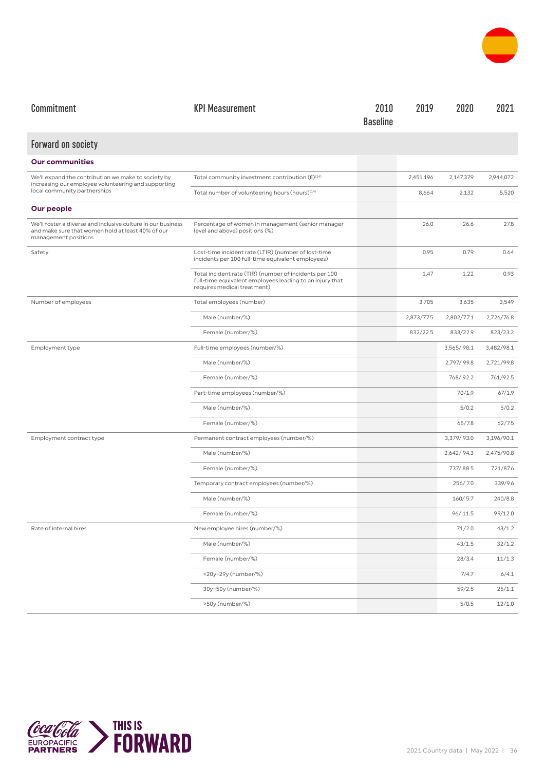| Commitment | KPI Measurement | 2010 Baseline | 2019 | 2020 | 2021 |
|---|---|---|---|---|---|
| **Forward on society** | | | | | |
| **Our communities** | | | | | |
| We'll expand the contribution we make to society by increasing our employee volunteering and supporting local community partnerships | Total community investment contribution (€)[14] | | 2,451,196 | 2,147,379 | 2,944,072 |
| | Total number of volunteering hours (hours)[14] | | 8,664 | 2,132 | 5,520 |
| **Our people** | | | | | |
| We'll foster a diverse and inclusive culture in our business and make sure that women hold at least 40% of our management positions | Percentage of women in management (senior manager level and above) positions (%) | | 26.0 | 26.6 | 27.8 |
| Safety | Lost-time incident rate (LTIR) (number of lost-time incidents per 100 full-time equivalent employees) | | 0.95 | 0.79 | 0.64 |
| | Total incident rate (TIR) (number of incidents per 100 full-time equivalent employees leading to an injury that requires medical treatment) | | 1.47 | 1.22 | 0.93 |
| Number of employees | Total employees (number) | | 3,705 | 3,635 | 3,549 |
| | Male (number/%) | | 2,873/77.5 | 2,802/77.1 | 2,726/76.8 |
| | Female (number/%) | | 832/22.5 | 833/22.9 | 823/23.2 |
| Employment type | Full-time employees (number/%) | | | 3,565/ 98.1 | 3,482/98.1 |
| | Male (number/%) | | | 2,797/ 99.8 | 2,721/99.8 |
| | Female (number/%) | | | 768/ 92.2 | 761/92.5 |
| | Part-time employees (number/%) | | | 70/1.9 | 67/1.9 |
| | Male (number/%) | | | 5/0.2 | 5/0.2 |
| | Female (number/%) | | | 65/7.8 | 62/7.5 |
| Employment contract type | Permanent contract employees (number/%) | | | 3,379/ 93.0 | 3,196/90.1 |
| | Male (number/%) | | | 2,642/ 94.3 | 2,475/90.8 |
| | Female (number/%) | | | 737/ 88.5 | 721/87.6 |
| | Temporary contract employees (number/%) | | | 256/ 7.0 | 339/9.6 |
| | Male (number/%) | | | 160/ 5.7 | 240/8.8 |
| | Female (number/%) | | | 96/ 11.5 | 99/12.0 |
| Rate of internal hires | New employee hires (number/%) | | | 71/2.0 | 43/1.2 |
| | Male (number/%) | | | 43/1.5 | 32/1.2 |
| | Female (number/%) | | | 28/3.4 | 11/1.3 |
| | <20y–29y (number/%) | | | 7/4.7 | 6/4.1 |
| | 30y–50y (number/%) | | | 59/2.5 | 25/1.1 |
| | >50y (number/%) | | | 5/0.5 | 12/1.0 |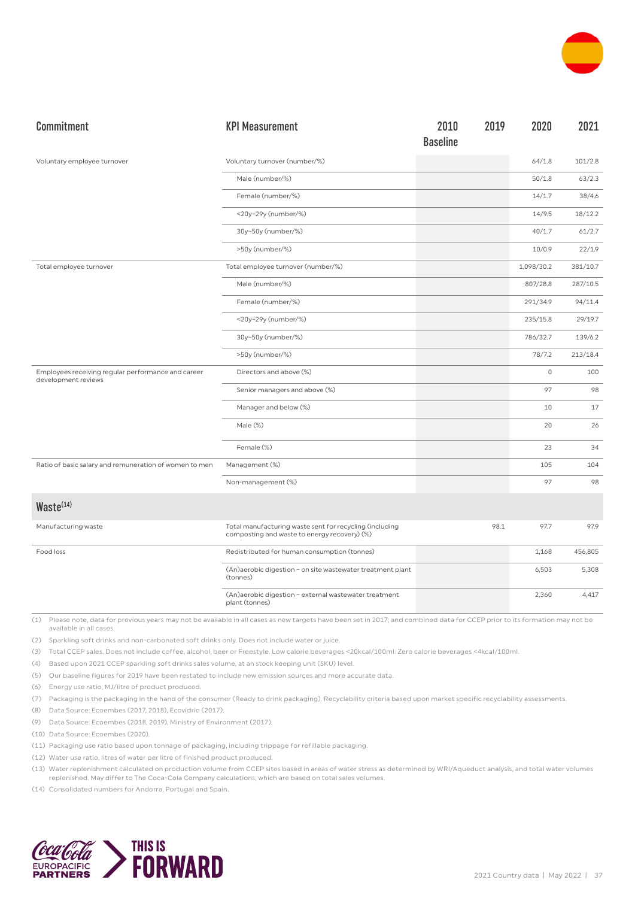| Commitment | KPI Measurement | 2010 Baseline | 2019 | 2020 | 2021 |
|---|---|---|---|---|---|
| Voluntary employee turnover | Voluntary turnover (number/%) | | | 64/1.8 | 101/2.8 |
| | Male (number/%) | | | 50/1.8 | 63/2.3 |
| | Female (number/%) | | | 14/1.7 | 38/4.6 |
| | <20y–29y (number/%) | | | 14/9.5 | 18/12.2 |
| | 30y–50y (number/%) | | | 40/1.7 | 61/2.7 |
| | >50y (number/%) | | | 10/0.9 | 22/1.9 |
| Total employee turnover | Total employee turnover (number/%) | | | 1,098/30.2 | 381/10.7 |
| | Male (number/%) | | | 807/28.8 | 287/10.5 |
| | Female (number/%) | | | 291/34.9 | 94/11.4 |
| | <20y–29y (number/%) | | | 235/15.8 | 29/19.7 |
| | 30y–50y (number/%) | | | 786/32.7 | 139/6.2 |
| | >50y (number/%) | | | 78/7.2 | 213/18.4 |
| Employees receiving regular performance and career development reviews | Directors and above (%) | | | 0 | 100 |
| | Senior managers and above (%) | | | 97 | 98 |
| | Manager and below (%) | | | 10 | 17 |
| | Male (%) | | | 20 | 26 |
| | Female (%) | | | 23 | 34 |
| Ratio of basic salary and remuneration of women to men | Management (%) | | | 105 | 104 |
| | Non-management (%) | | | 97 | 98 |
| **Waste[14]** | | | | | |
| Manufacturing waste | Total manufacturing waste sent for recycling (including composting and waste to energy recovery) (%) | | 98.1 | 97.7 | 97.9 |
| Food loss | Redistributed for human consumption (tonnes) | | | 1,168 | 456,805 |
| | (An)aerobic digestion – on site wastewater treatment plant (tonnes) | | | 6,503 | 5,308 |
| | (An)aerobic digestion – external wastewater treatment plant (tonnes) | | | 2,360 | 4,417 |

(1) Please note, data for previous years may not be available in all cases as new targets have been set in 2017; and combined data for CCEP prior to its formation may not be available in all cases.

(2) Sparkling soft drinks and non-carbonated soft drinks only. Does not include water or juice.

(3) Total CCEP sales. Does not include coffee, alcohol, beer or Freestyle. Low calorie beverages <20kcal/100ml. Zero calorie beverages <4kcal/100ml.

(4) Based upon 2021 CCEP sparkling soft drinks sales volume, at an stock keeping unit (SKU) level.

(5) Our baseline figures for 2019 have been restated to include new emission sources and more accurate data.

(6) Energy use ratio, MJ/litre of product produced.

(7) Packaging is the packaging in the hand of the consumer (Ready to drink packaging). Recyclability criteria based upon market specific recyclability assessments.

(8) Data Source: Ecoembes (2017, 2018), Ecovidrio (2017).

(9) Data Source: Ecoembes (2018, 2019), Ministry of Environment (2017).

(10) Data Source: Ecoembes (2020).

(11) Packaging use ratio based upon tonnage of packaging, including trippage for refillable packaging.

(12) Water use ratio, litres of water per litre of finished product produced.

(13) Water replenishment calculated on production volume from CCEP sites based in areas of water stress as determined by WRI/Aqueduct analysis, and total water volumes replenished. May differ to The Coca-Cola Company calculations, which are based on total sales volumes.

(14) Consolidated numbers for Andorra, Portugal and Spain.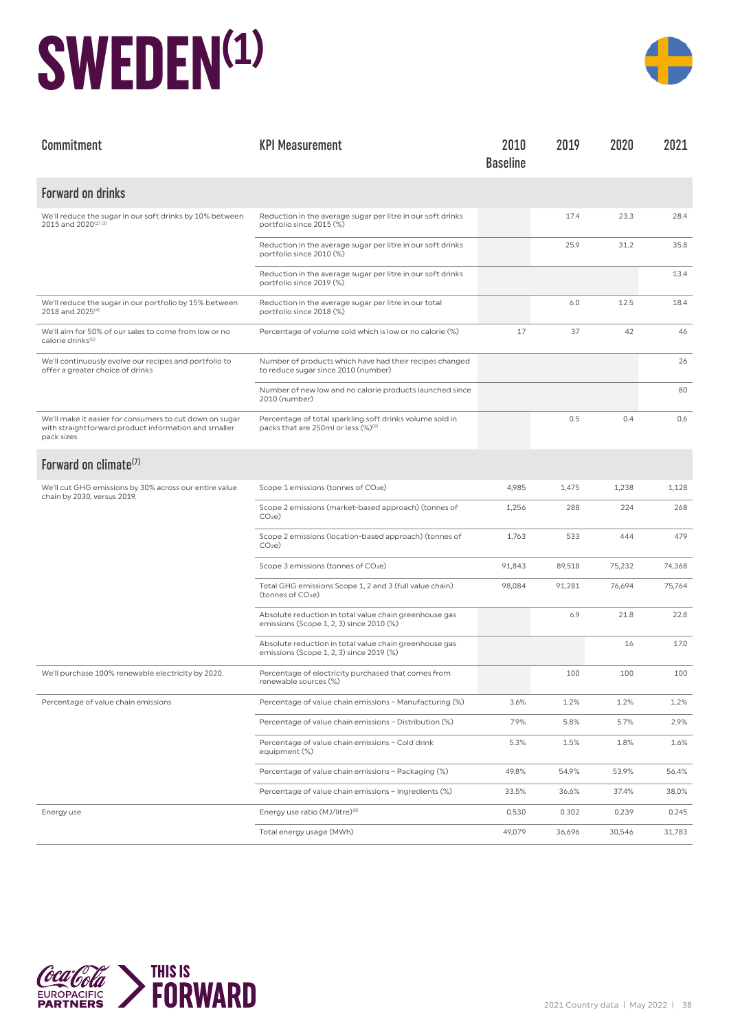# SWEDEN[1]

| Commitment | KPI Measurement | 2010 Baseline | 2019 | 2020 | 2021 |
|---|---|---|---|---|---|
| **Forward on drinks** | | | | | |
| We'll reduce the sugar in our soft drinks by 10% between 2015 and 2020[2][3] | Reduction in the average sugar per litre in our soft drinks portfolio since 2015 (%) | | 17.4 | 23.3 | 28.4 |
| | Reduction in the average sugar per litre in our soft drinks portfolio since 2010 (%) | | 25.9 | 31.2 | 35.8 |
| | Reduction in the average sugar per litre in our soft drinks portfolio since 2019 (%) | | | | 13.4 |
| We'll reduce the sugar in our portfolio by 15% between 2018 and 2025[4] | Reduction in the average sugar per litre in our total portfolio since 2018 (%) | | 6.0 | 12.5 | 18.4 |
| We'll aim for 50% of our sales to come from low or no calorie drinks[5] | Percentage of volume sold which is low or no calorie (%) | 17 | 37 | 42 | 46 |
| We'll continuously evolve our recipes and portfolio to offer a greater choice of drinks | Number of products which have had their recipes changed to reduce sugar since 2010 (number) | | | | 26 |
| | Number of new low and no calorie products launched since 2010 (number) | | | | 80 |
| We'll make it easier for consumers to cut down on sugar with straightforward product information and smaller pack sizes | Percentage of total sparkling soft drinks volume sold in packs that are 250ml or less (%)[6] | | 0.5 | 0.4 | 0.6 |
| **Forward on climate[7]** | | | | | |
| We'll cut GHG emissions by 30% across our entire value chain by 2030, versus 2019. | Scope 1 emissions (tonnes of $CO_2e$) | 4,985 | 1,475 | 1,238 | 1,128 |
| | Scope 2 emissions (market-based approach) (tonnes of $CO_2e$) | 1,256 | 288 | 224 | 268 |
| | Scope 2 emissions (location-based approach) (tonnes of $CO_2e$) | 1,763 | 533 | 444 | 479 |
| | Scope 3 emissions (tonnes of $CO_2e$) | 91,843 | 89,518 | 75,232 | 74,368 |
| | Total GHG emissions Scope 1, 2 and 3 (full value chain) (tonnes of $CO_2e$) | 98,084 | 91,281 | 76,694 | 75,764 |
| | Absolute reduction in total value chain greenhouse gas emissions (Scope 1, 2, 3) since 2010 (%) | | 6.9 | 21.8 | 22.8 |
| | Absolute reduction in total value chain greenhouse gas emissions (Scope 1, 2, 3) since 2019 (%) | | | 16 | 17.0 |
| We'll purchase 100% renewable electricity by 2020. | Percentage of electricity purchased that comes from renewable sources (%) | | 100 | 100 | 100 |
| Percentage of value chain emissions | Percentage of value chain emissions – Manufacturing (%) | 3.6% | 1.2% | 1.2% | 1.2% |
| | Percentage of value chain emissions – Distribution (%) | 7.9% | 5.8% | 5.7% | 2.9% |
| | Percentage of value chain emissions – Cold drink equipment (%) | 5.3% | 1.5% | 1.8% | 1.6% |
| | Percentage of value chain emissions – Packaging (%) | 49.8% | 54.9% | 53.9% | 56.4% |
| | Percentage of value chain emissions – Ingredients (%) | 33.5% | 36.6% | 37.4% | 38.0% |
| Energy use | Energy use ratio (MJ/litre)[8] | 0.530 | 0.302 | 0.239 | 0.245 |
| | Total energy usage (MWh) | 49,079 | 36,696 | 30,546 | 31,783 |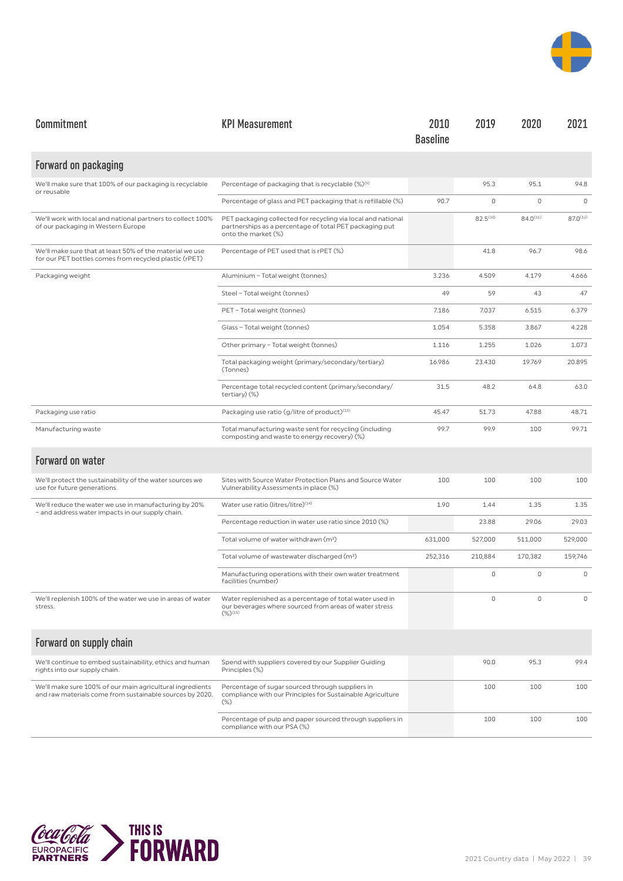| Commitment | KPI Measurement | 2010 Baseline | 2019 | 2020 | 2021 |
|---|---|---|---|---|---|
| **Forward on packaging** | | | | | |
| We'll make sure that 100% of our packaging is recyclable or reusable | Percentage of packaging that is recyclable (%)[9] | | 95.3 | 95.1 | 94.8 |
| | Percentage of glass and PET packaging that is refillable (%) | 90.7 | 0 | 0 | 0 |
| We'll work with local and national partners to collect 100% of our packaging in Western Europe | PET packaging collected for recycling via local and national partnerships as a percentage of total PET packaging put onto the market (%) | | 82.5[10] | 84.0[11] | 87.0[12] |
| We'll make sure that at least 50% of the material we use for our PET bottles comes from recycled plastic (rPET) | Percentage of PET used that is rPET (%) | | 41.8 | 96.7 | 98.6 |
| Packaging weight | Aluminium – Total weight (tonnes) | 3.236 | 4.509 | 4.179 | 4.666 |
| | Steel – Total weight (tonnes) | 49 | 59 | 43 | 47 |
| | PET – Total weight (tonnes) | 7.186 | 7.037 | 6.515 | 6.379 |
| | Glass – Total weight (tonnes) | 1.054 | 5.358 | 3.867 | 4.228 |
| | Other primary – Total weight (tonnes) | 1.116 | 1.255 | 1.026 | 1.073 |
| | Total packaging weight (primary/secondary/tertiary) (Tonnes) | 16.986 | 23.430 | 19.769 | 20.895 |
| | Percentage total recycled content (primary/secondary/tertiary) (%) | 31.5 | 48.2 | 64.8 | 63.0 |
| Packaging use ratio | Packaging use ratio (g/litre of product)[13] | 45.47 | 51.73 | 47.88 | 48.71 |
| Manufacturing waste | Total manufacturing waste sent for recycling (including composting and waste to energy recovery) (%) | 99.7 | 99.9 | 100 | 99.71 |
| **Forward on water** | | | | | |
| We'll protect the sustainability of the water sources we use for future generations. | Sites with Source Water Protection Plans and Source Water Vulnerability Assessments in place (%) | 100 | 100 | 100 | 100 |
| We'll reduce the water we use in manufacturing by 20% – and address water impacts in our supply chain. | Water use ratio (litres/litre)[14] | 1.90 | 1.44 | 1.35 | 1.35 |
| | Percentage reduction in water use ratio since 2010 (%) | | 23.88 | 29.06 | 29.03 |
| | Total volume of water withdrawn ($m^3$) | 631,000 | 527,000 | 511,000 | 529,000 |
| | Total volume of wastewater discharged ($m^3$) | 252,316 | 210,884 | 170,382 | 159,746 |
| | Manufacturing operations with their own water treatment facilities (number) | | 0 | 0 | 0 |
| We'll replenish 100% of the water we use in areas of water stress. | Water replenished as a percentage of total water used in our beverages where sourced from areas of water stress (%)[15] | | 0 | 0 | 0 |
| **Forward on supply chain** | | | | | |
| We'll continue to embed sustainability, ethics and human rights into our supply chain. | Spend with suppliers covered by our Supplier Guiding Principles (%) | | 90.0 | 95.3 | 99.4 |
| We'll make sure 100% of our main agricultural ingredients and raw materials come from sustainable sources by 2020. | Percentage of sugar sourced through suppliers in compliance with our Principles for Sustainable Agriculture (%) | | 100 | 100 | 100 |
| | Percentage of pulp and paper sourced through suppliers in compliance with our PSA (%) | | 100 | 100 | 100 |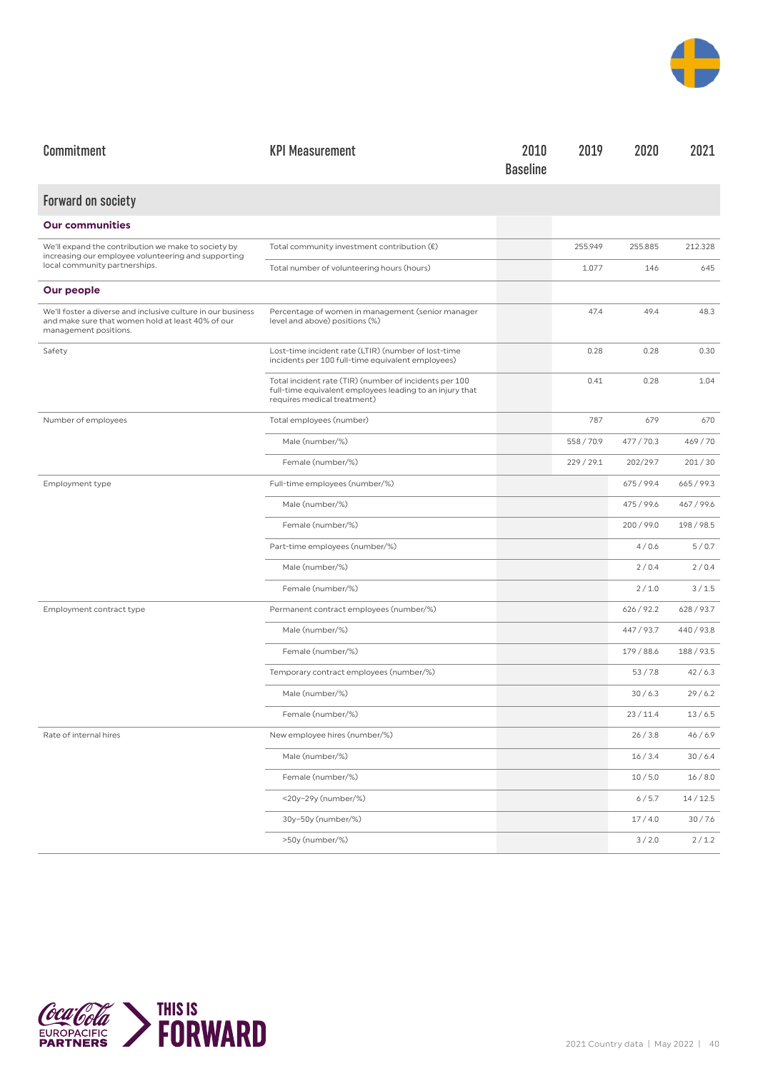| Commitment | KPI Measurement | 2010 Baseline | 2019 | 2020 | 2021 |
|---|---|---|---|---|---|
| **Forward on society** | | | | | |
| **Our communities** | | | | | |
| We'll expand the contribution we make to society by increasing our employee volunteering and supporting local community partnerships. | Total community investment contribution (€) | | 255.949 | 255.885 | 212.328 |
| | Total number of volunteering hours (hours) | | 1.077 | 146 | 645 |
| **Our people** | | | | | |
| We'll foster a diverse and inclusive culture in our business and make sure that women hold at least 40% of our management positions. | Percentage of women in management (senior manager level and above) positions (%) | | 47.4 | 49.4 | 48.3 |
| Safety | Lost-time incident rate (LTIR) (number of lost-time incidents per 100 full-time equivalent employees) | | 0.28 | 0.28 | 0.30 |
| | Total incident rate (TIR) (number of incidents per 100 full-time equivalent employees leading to an injury that requires medical treatment) | | 0.41 | 0.28 | 1.04 |
| Number of employees | Total employees (number) | | 787 | 679 | 670 |
| | Male (number/%) | | 558 / 70.9 | 477 / 70.3 | 469 / 70 |
| | Female (number/%) | | 229 / 29.1 | 202/29.7 | 201 / 30 |
| Employment type | Full-time employees (number/%) | | | 675 / 99.4 | 665 / 99.3 |
| | Male (number/%) | | | 475 / 99.6 | 467 / 99.6 |
| | Female (number/%) | | | 200 / 99.0 | 198 / 98.5 |
| | Part-time employees (number/%) | | | 4 / 0.6 | 5 / 0.7 |
| | Male (number/%) | | | 2 / 0.4 | 2 / 0.4 |
| | Female (number/%) | | | 2 / 1.0 | 3 / 1.5 |
| Employment contract type | Permanent contract employees (number/%) | | | 626 / 92.2 | 628 / 93.7 |
| | Male (number/%) | | | 447 / 93.7 | 440 / 93.8 |
| | Female (number/%) | | | 179 / 88.6 | 188 / 93.5 |
| | Temporary contract employees (number/%) | | | 53 / 7.8 | 42 / 6.3 |
| | Male (number/%) | | | 30 / 6.3 | 29 / 6.2 |
| | Female (number/%) | | | 23 / 11.4 | 13 / 6.5 |
| Rate of internal hires | New employee hires (number/%) | | | 26 / 3.8 | 46 / 6.9 |
| | Male (number/%) | | | 16 / 3.4 | 30 / 6.4 |
| | Female (number/%) | | | 10 / 5.0 | 16 / 8.0 |
| | <20y–29y (number/%) | | | 6 / 5.7 | 14 / 12.5 |
| | 30y–50y (number/%) | | | 17 / 4.0 | 30 / 7.6 |
| | >50y (number/%) | | | 3 / 2.0 | 2 / 1.2 |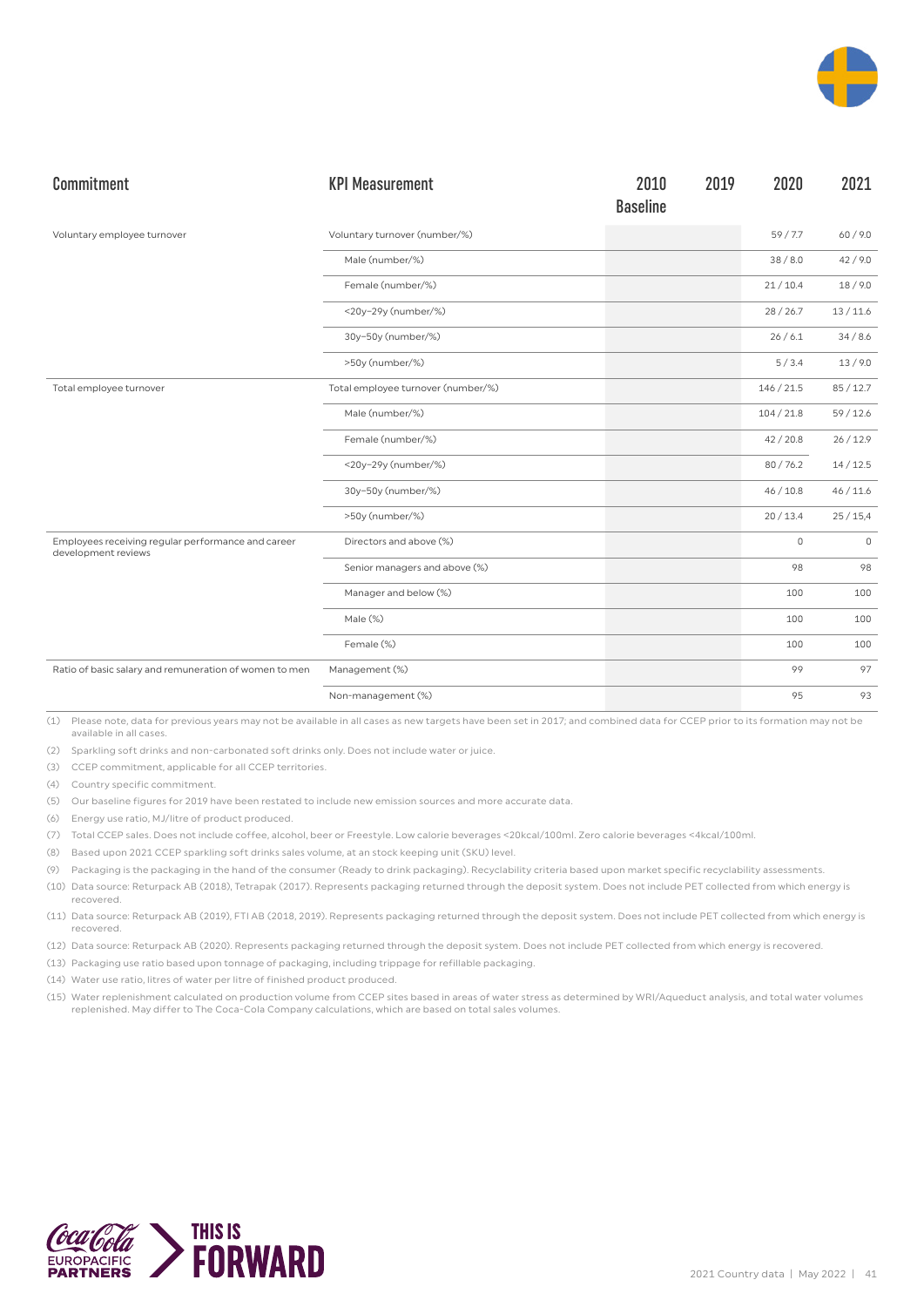| Commitment | KPI Measurement | 2010 Baseline | 2019 | 2020 | 2021 |
|---|---|---|---|---|---|
| Voluntary employee turnover | Voluntary turnover (number/%) | | | 59 / 7.7 | 60 / 9.0 |
| | Male (number/%) | | | 38 / 8.0 | 42 / 9.0 |
| | Female (number/%) | | | 21 / 10.4 | 18 / 9.0 |
| | <20y–29y (number/%) | | | 28 / 26.7 | 13 / 11.6 |
| | 30y–50y (number/%) | | | 26 / 6.1 | 34 / 8.6 |
| | >50y (number/%) | | | 5 / 3.4 | 13 / 9.0 |
| Total employee turnover | Total employee turnover (number/%) | | | 146 / 21.5 | 85 / 12.7 |
| | Male (number/%) | | | 104 / 21.8 | 59 / 12.6 |
| | Female (number/%) | | | 42 / 20.8 | 26 / 12.9 |
| | <20y–29y (number/%) | | | 80 / 76.2 | 14 / 12.5 |
| | 30y–50y (number/%) | | | 46 / 10.8 | 46 / 11.6 |
| | >50y (number/%) | | | 20 / 13.4 | 25 / 15,4 |
| Employees receiving regular performance and career development reviews | Directors and above (%) | | | 0 | 0 |
| | Senior managers and above (%) | | | 98 | 98 |
| | Manager and below (%) | | | 100 | 100 |
| | Male (%) | | | 100 | 100 |
| | Female (%) | | | 100 | 100 |
| Ratio of basic salary and remuneration of women to men | Management (%) | | | 99 | 97 |
| | Non-management (%) | | | 95 | 93 |

(1) Please note, data for previous years may not be available in all cases as new targets have been set in 2017; and combined data for CCEP prior to its formation may not be available in all cases.

(2) Sparkling soft drinks and non-carbonated soft drinks only. Does not include water or juice.

(3) CCEP commitment, applicable for all CCEP territories.

(4) Country specific commitment.

(5) Our baseline figures for 2019 have been restated to include new emission sources and more accurate data.

(6) Energy use ratio, MJ/litre of product produced.

(7) Total CCEP sales. Does not include coffee, alcohol, beer or Freestyle. Low calorie beverages <20kcal/100ml. Zero calorie beverages <4kcal/100ml.

(8) Based upon 2021 CCEP sparkling soft drinks sales volume, at an stock keeping unit (SKU) level.

(9) Packaging is the packaging in the hand of the consumer (Ready to drink packaging). Recyclability criteria based upon market specific recyclability assessments.

(10) Data source: Returpack AB (2018), Tetrapak (2017). Represents packaging returned through the deposit system. Does not include PET collected from which energy is recovered.

(11) Data source: Returpack AB (2019), FTI AB (2018, 2019). Represents packaging returned through the deposit system. Does not include PET collected from which energy is recovered.

(12) Data source: Returpack AB (2020). Represents packaging returned through the deposit system. Does not include PET collected from which energy is recovered.

(13) Packaging use ratio based upon tonnage of packaging, including trippage for refillable packaging.

(14) Water use ratio, litres of water per litre of finished product produced.

(15) Water replenishment calculated on production volume from CCEP sites based in areas of water stress as determined by WRI/Aqueduct analysis, and total water volumes replenished. May differ to The Coca-Cola Company calculations, which are based on total sales volumes.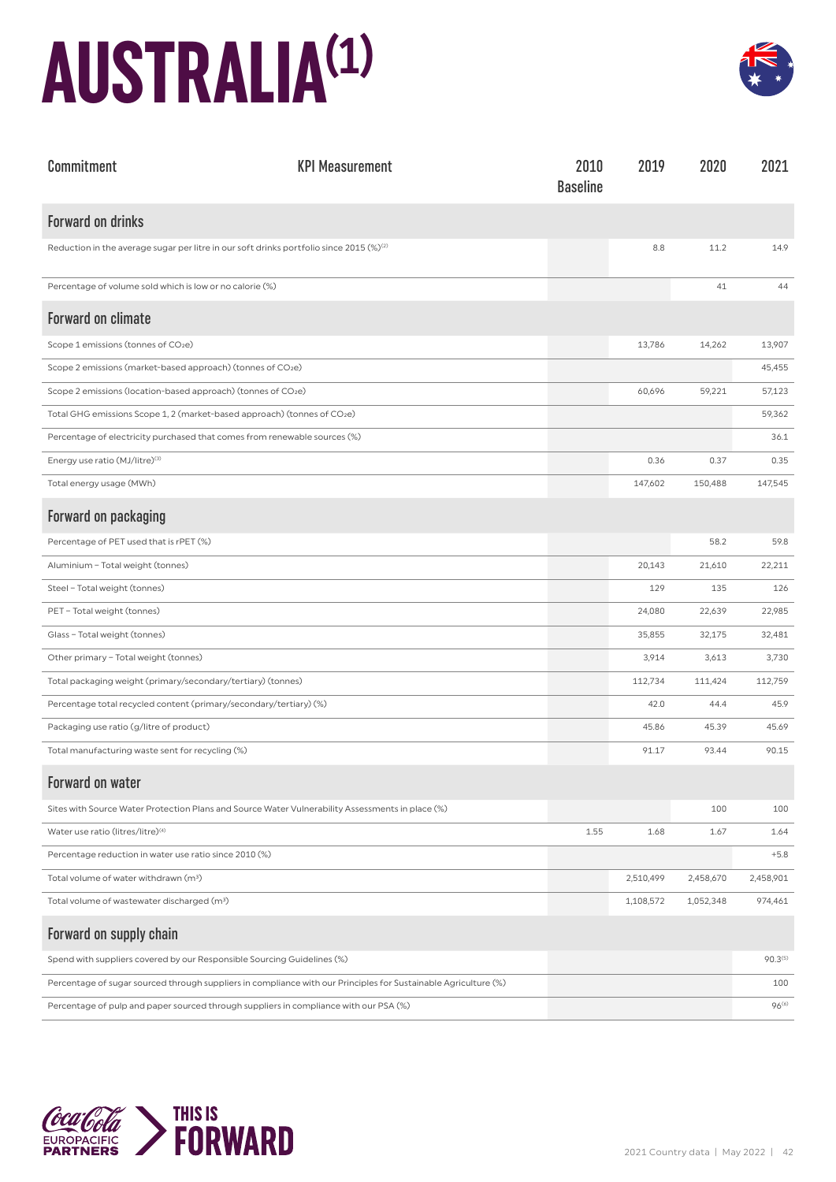# AUSTRALIA[1]

| Commitment | KPI Measurement | 2010 Baseline | 2019 | 2020 | 2021 |
|---|---|---|---|---|---|
| **Forward on drinks** | | | | | |
| Reduction in the average sugar per litre in our soft drinks portfolio since 2015 (%)[2] | | | 8.8 | 11.2 | 14.9 |
| Percentage of volume sold which is low or no calorie (%) | | | | 41 | 44 |
| **Forward on climate** | | | | | |
| Scope 1 emissions (tonnes of $CO_2e$) | | | 13,786 | 14,262 | 13,907 |
| Scope 2 emissions (market-based approach) (tonnes of $CO_2e$) | | | | | 45,455 |
| Scope 2 emissions (location-based approach) (tonnes of $CO_2e$) | | | 60,696 | 59,221 | 57,123 |
| Total GHG emissions Scope 1, 2 (market-based approach) (tonnes of $CO_2e$) | | | | | 59,362 |
| Percentage of electricity purchased that comes from renewable sources (%) | | | | | 36.1 |
| Energy use ratio (MJ/litre)[3] | | | 0.36 | 0.37 | 0.35 |
| Total energy usage (MWh) | | | 147,602 | 150,488 | 147,545 |
| **Forward on packaging** | | | | | |
| Percentage of PET used that is rPET (%) | | | | 58.2 | 59.8 |
| Aluminium – Total weight (tonnes) | | | 20,143 | 21,610 | 22,211 |
| Steel – Total weight (tonnes) | | | 129 | 135 | 126 |
| PET – Total weight (tonnes) | | | 24,080 | 22,639 | 22,985 |
| Glass – Total weight (tonnes) | | | 35,855 | 32,175 | 32,481 |
| Other primary – Total weight (tonnes) | | | 3,914 | 3,613 | 3,730 |
| Total packaging weight (primary/secondary/tertiary) (tonnes) | | | 112,734 | 111,424 | 112,759 |
| Percentage total recycled content (primary/secondary/tertiary) (%) | | | 42.0 | 44.4 | 45.9 |
| Packaging use ratio (g/litre of product) | | | 45.86 | 45.39 | 45.69 |
| Total manufacturing waste sent for recycling (%) | | | 91.17 | 93.44 | 90.15 |
| **Forward on water** | | | | | |
| Sites with Source Water Protection Plans and Source Water Vulnerability Assessments in place (%) | | | | 100 | 100 |
| Water use ratio (litres/litre)[4] | | 1.55 | 1.68 | 1.67 | 1.64 |
| Percentage reduction in water use ratio since 2010 (%) | | | | | +5.8 |
| Total volume of water withdrawn ($m^3$) | | | 2,510,499 | 2,458,670 | 2,458,901 |
| Total volume of wastewater discharged ($m^3$) | | | 1,108,572 | 1,052,348 | 974,461 |
| **Forward on supply chain** | | | | | |
| Spend with suppliers covered by our Responsible Sourcing Guidelines (%) | | | | | 90.3[5] |
| Percentage of sugar sourced through suppliers in compliance with our Principles for Sustainable Agriculture (%) | | | | | 100 |
| Percentage of pulp and paper sourced through suppliers in compliance with our PSA (%) | | | | | 96[6] |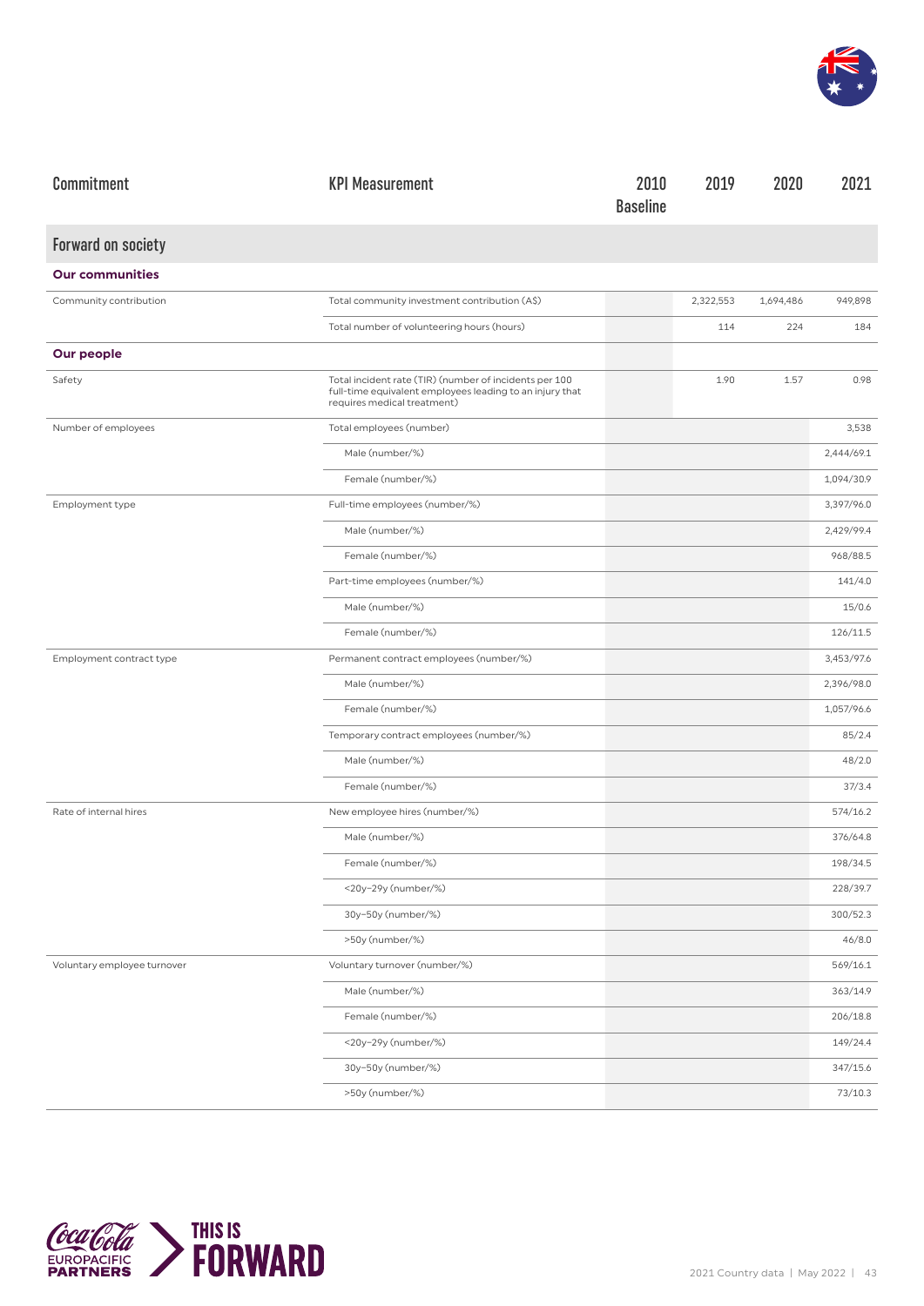| Commitment | KPI Measurement | 2010 Baseline | 2019 | 2020 | 2021 |
|---|---|---|---|---|---|
| **Forward on society** | | | | | |
| **Our communities** | | | | | |
| Community contribution | Total community investment contribution (A$) | | 2,322,553 | 1,694,486 | 949,898 |
| | Total number of volunteering hours (hours) | | 114 | 224 | 184 |
| **Our people** | | | | | |
| Safety | Total incident rate (TIR) (number of incidents per 100 full-time equivalent employees leading to an injury that requires medical treatment) | | 1.90 | 1.57 | 0.98 |
| Number of employees | Total employees (number) | | | | 3,538 |
| | Male (number/%) | | | | 2,444/69.1 |
| | Female (number/%) | | | | 1,094/30.9 |
| Employment type | Full-time employees (number/%) | | | | 3,397/96.0 |
| | Male (number/%) | | | | 2,429/99.4 |
| | Female (number/%) | | | | 968/88.5 |
| | Part-time employees (number/%) | | | | 141/4.0 |
| | Male (number/%) | | | | 15/0.6 |
| | Female (number/%) | | | | 126/11.5 |
| Employment contract type | Permanent contract employees (number/%) | | | | 3,453/97.6 |
| | Male (number/%) | | | | 2,396/98.0 |
| | Female (number/%) | | | | 1,057/96.6 |
| | Temporary contract employees (number/%) | | | | 85/2.4 |
| | Male (number/%) | | | | 48/2.0 |
| | Female (number/%) | | | | 37/3.4 |
| Rate of internal hires | New employee hires (number/%) | | | | 574/16.2 |
| | Male (number/%) | | | | 376/64.8 |
| | Female (number/%) | | | | 198/34.5 |
| | <20y–29y (number/%) | | | | 228/39.7 |
| | 30y–50y (number/%) | | | | 300/52.3 |
| | >50y (number/%) | | | | 46/8.0 |
| Voluntary employee turnover | Voluntary turnover (number/%) | | | | 569/16.1 |
| | Male (number/%) | | | | 363/14.9 |
| | Female (number/%) | | | | 206/18.8 |
| | <20y–29y (number/%) | | | | 149/24.4 |
| | 30y–50y (number/%) | | | | 347/15.6 |
| | >50y (number/%) | | | | 73/10.3 |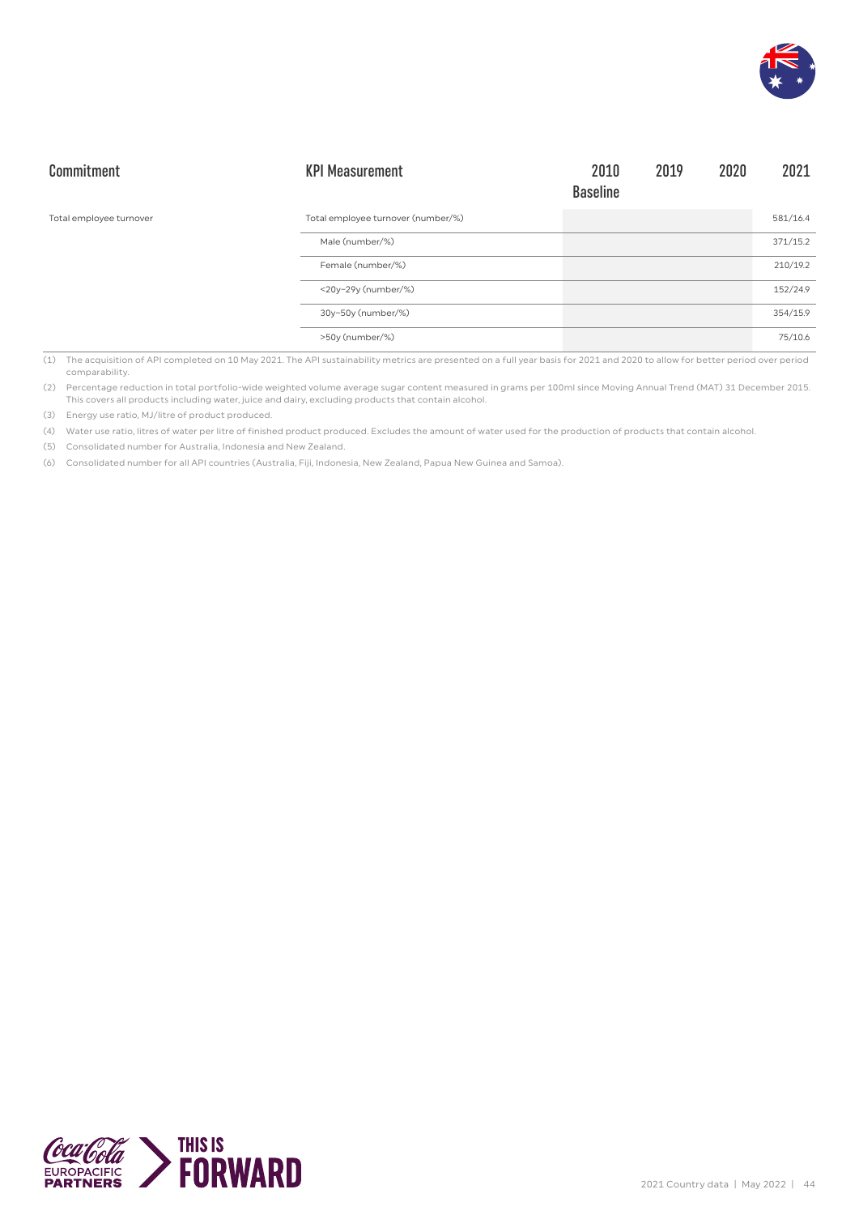| Commitment | KPI Measurement | 2010 Baseline | 2019 | 2020 | 2021 |
|---|---|---|---|---|---|
| Total employee turnover | Total employee turnover (number/%) | | | | 581/16.4 |
| | Male (number/%) | | | | 371/15.2 |
| | Female (number/%) | | | | 210/19.2 |
| | <20y–29y (number/%) | | | | 152/24.9 |
| | 30y–50y (number/%) | | | | 354/15.9 |
| | >50y (number/%) | | | | 75/10.6 |

(1) The acquisition of API completed on 10 May 2021. The API sustainability metrics are presented on a full year basis for 2021 and 2020 to allow for better period over period comparability.

(2) Percentage reduction in total portfolio-wide weighted volume average sugar content measured in grams per 100ml since Moving Annual Trend (MAT) 31 December 2015. This covers all products including water, juice and dairy, excluding products that contain alcohol.

(3) Energy use ratio, MJ/litre of product produced.

(4) Water use ratio, litres of water per litre of finished product produced. Excludes the amount of water used for the production of products that contain alcohol.

(5) Consolidated number for Australia, Indonesia and New Zealand.

(6) Consolidated number for all API countries (Australia, Fiji, Indonesia, New Zealand, Papua New Guinea and Samoa).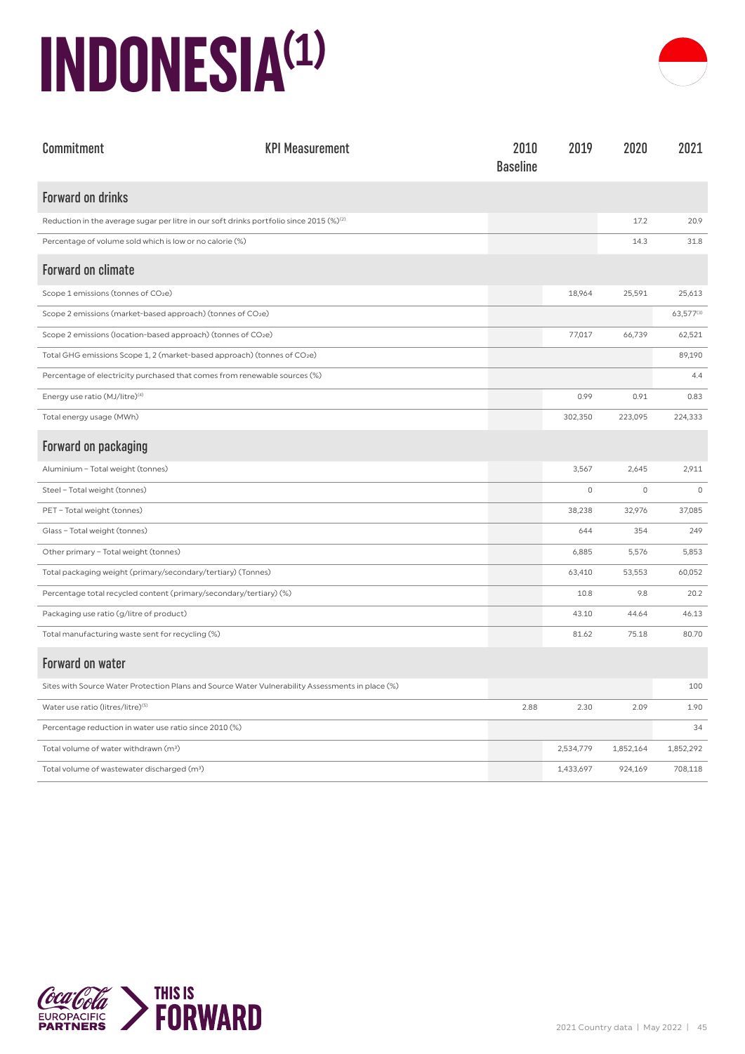# INDONESIA[1]

| Commitment | KPI Measurement | 2010 Baseline | 2019 | 2020 | 2021 |
|---|---|---|---|---|---|
| **Forward on drinks** | | | | | |
| Reduction in the average sugar per litre in our soft drinks portfolio since 2015 (%)[2] | | | | 17.2 | 20.9 |
| Percentage of volume sold which is low or no calorie (%) | | | | 14.3 | 31.8 |
| **Forward on climate** | | | | | |
| Scope 1 emissions (tonnes of $CO_2e$) | | | 18,964 | 25,591 | 25,613 |
| Scope 2 emissions (market-based approach) (tonnes of $CO_2e$) | | | | | 63,577[3] |
| Scope 2 emissions (location-based approach) (tonnes of $CO_2e$) | | | 77,017 | 66,739 | 62,521 |
| Total GHG emissions Scope 1, 2 (market-based approach) (tonnes of $CO_2e$) | | | | | 89,190 |
| Percentage of electricity purchased that comes from renewable sources (%) | | | | | 4.4 |
| Energy use ratio (MJ/litre)[4] | | | 0.99 | 0.91 | 0.83 |
| Total energy usage (MWh) | | | 302,350 | 223,095 | 224,333 |
| **Forward on packaging** | | | | | |
| Aluminium – Total weight (tonnes) | | | 3,567 | 2,645 | 2,911 |
| Steel – Total weight (tonnes) | | | 0 | 0 | 0 |
| PET – Total weight (tonnes) | | | 38,238 | 32,976 | 37,085 |
| Glass – Total weight (tonnes) | | | 644 | 354 | 249 |
| Other primary – Total weight (tonnes) | | | 6,885 | 5,576 | 5,853 |
| Total packaging weight (primary/secondary/tertiary) (Tonnes) | | | 63,410 | 53,553 | 60,052 |
| Percentage total recycled content (primary/secondary/tertiary) (%) | | | 10.8 | 9.8 | 20.2 |
| Packaging use ratio (g/litre of product) | | | 43.10 | 44.64 | 46.13 |
| Total manufacturing waste sent for recycling (%) | | | 81.62 | 75.18 | 80.70 |
| **Forward on water** | | | | | |
| Sites with Source Water Protection Plans and Source Water Vulnerability Assessments in place (%) | | | | | 100 |
| Water use ratio (litres/litre)[5] | | 2.88 | 2.30 | 2.09 | 1.90 |
| Percentage reduction in water use ratio since 2010 (%) | | | | | 34 |
| Total volume of water withdrawn ($m^3$) | | | 2,534,779 | 1,852,164 | 1,852,292 |
| Total volume of wastewater discharged ($m^3$) | | | 1,433,697 | 924,169 | 708,118 |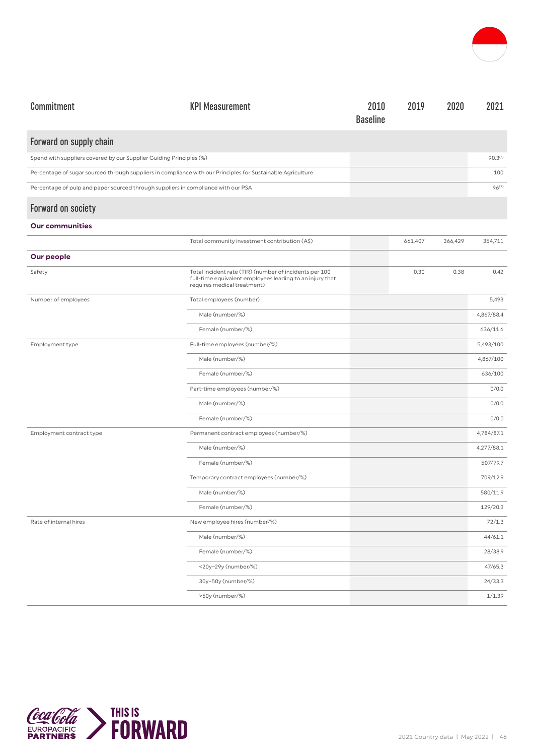| Commitment | KPI Measurement | 2010 Baseline | 2019 | 2020 | 2021 |
|---|---|---|---|---|---|
| **Forward on supply chain** | | | | | |
| Spend with suppliers covered by our Supplier Guiding Principles (%) | | | | | 90.3[6] |
| Percentage of sugar sourced through suppliers in compliance with our Principles for Sustainable Agriculture | | | | | 100 |
| Percentage of pulp and paper sourced through suppliers in compliance with our PSA | | | | | 96[7] |
| **Forward on society** | | | | | |
| **Our communities** | | | | | |
| | Total community investment contribution (A$) | | 661,407 | 366,429 | 354,711 |
| **Our people** | | | | | |
| Safety | Total incident rate (TIR) (number of incidents per 100 full-time equivalent employees leading to an injury that requires medical treatment) | | 0.30 | 0.38 | 0.42 |
| Number of employees | Total employees (number) | | | | 5,493 |
| | Male (number/%) | | | | 4,867/88.4 |
| | Female (number/%) | | | | 636/11.6 |
| Employment type | Full-time employees (number/%) | | | | 5,493/100 |
| | Male (number/%) | | | | 4,867/100 |
| | Female (number/%) | | | | 636/100 |
| | Part-time employees (number/%) | | | | 0/0.0 |
| | Male (number/%) | | | | 0/0.0 |
| | Female (number/%) | | | | 0/0.0 |
| Employment contract type | Permanent contract employees (number/%) | | | | 4,784/87.1 |
| | Male (number/%) | | | | 4,277/88.1 |
| | Female (number/%) | | | | 507/79.7 |
| | Temporary contract employees (number/%) | | | | 709/12.9 |
| | Male (number/%) | | | | 580/11.9 |
| | Female (number/%) | | | | 129/20.3 |
| Rate of internal hires | New employee hires (number/%) | | | | 72/1.3 |
| | Male (number/%) | | | | 44/61.1 |
| | Female (number/%) | | | | 28/38.9 |
| | <20y–29y (number/%) | | | | 47/65.3 |
| | 30y–50y (number/%) | | | | 24/33.3 |
| | >50y (number/%) | | | | 1/1.39 |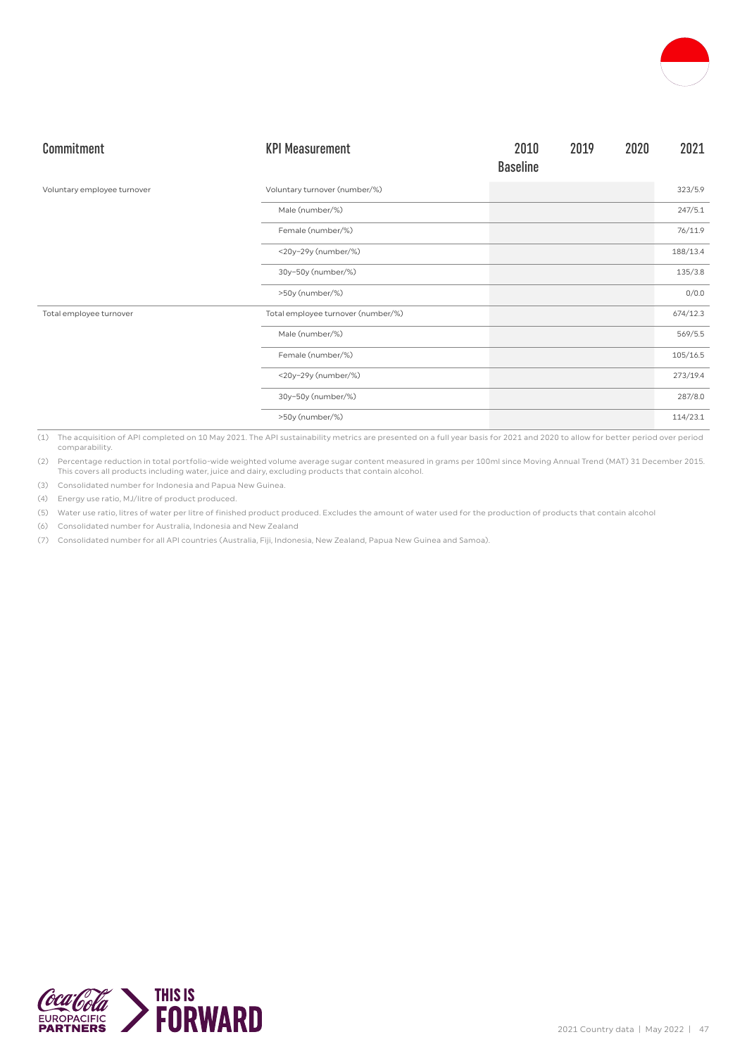| Commitment | KPI Measurement | 2010 Baseline | 2019 | 2020 | 2021 |
|---|---|---|---|---|---|
| Voluntary employee turnover | Voluntary turnover (number/%) | | | | 323/5.9 |
| | Male (number/%) | | | | 247/5.1 |
| | Female (number/%) | | | | 76/11.9 |
| | <20y–29y (number/%) | | | | 188/13.4 |
| | 30y–50y (number/%) | | | | 135/3.8 |
| | >50y (number/%) | | | | 0/0.0 |
| Total employee turnover | Total employee turnover (number/%) | | | | 674/12.3 |
| | Male (number/%) | | | | 569/5.5 |
| | Female (number/%) | | | | 105/16.5 |
| | <20y–29y (number/%) | | | | 273/19.4 |
| | 30y–50y (number/%) | | | | 287/8.0 |
| | >50y (number/%) | | | | 114/23.1 |

(1) The acquisition of API completed on 10 May 2021. The API sustainability metrics are presented on a full year basis for 2021 and 2020 to allow for better period over period comparability.

(2) Percentage reduction in total portfolio-wide weighted volume average sugar content measured in grams per 100ml since Moving Annual Trend (MAT) 31 December 2015. This covers all products including water, juice and dairy, excluding products that contain alcohol.

(3) Consolidated number for Indonesia and Papua New Guinea.

(4) Energy use ratio, MJ/litre of product produced.

(5) Water use ratio, litres of water per litre of finished product produced. Excludes the amount of water used for the production of products that contain alcohol

(6) Consolidated number for Australia, Indonesia and New Zealand

(7) Consolidated number for all API countries (Australia, Fiji, Indonesia, New Zealand, Papua New Guinea and Samoa).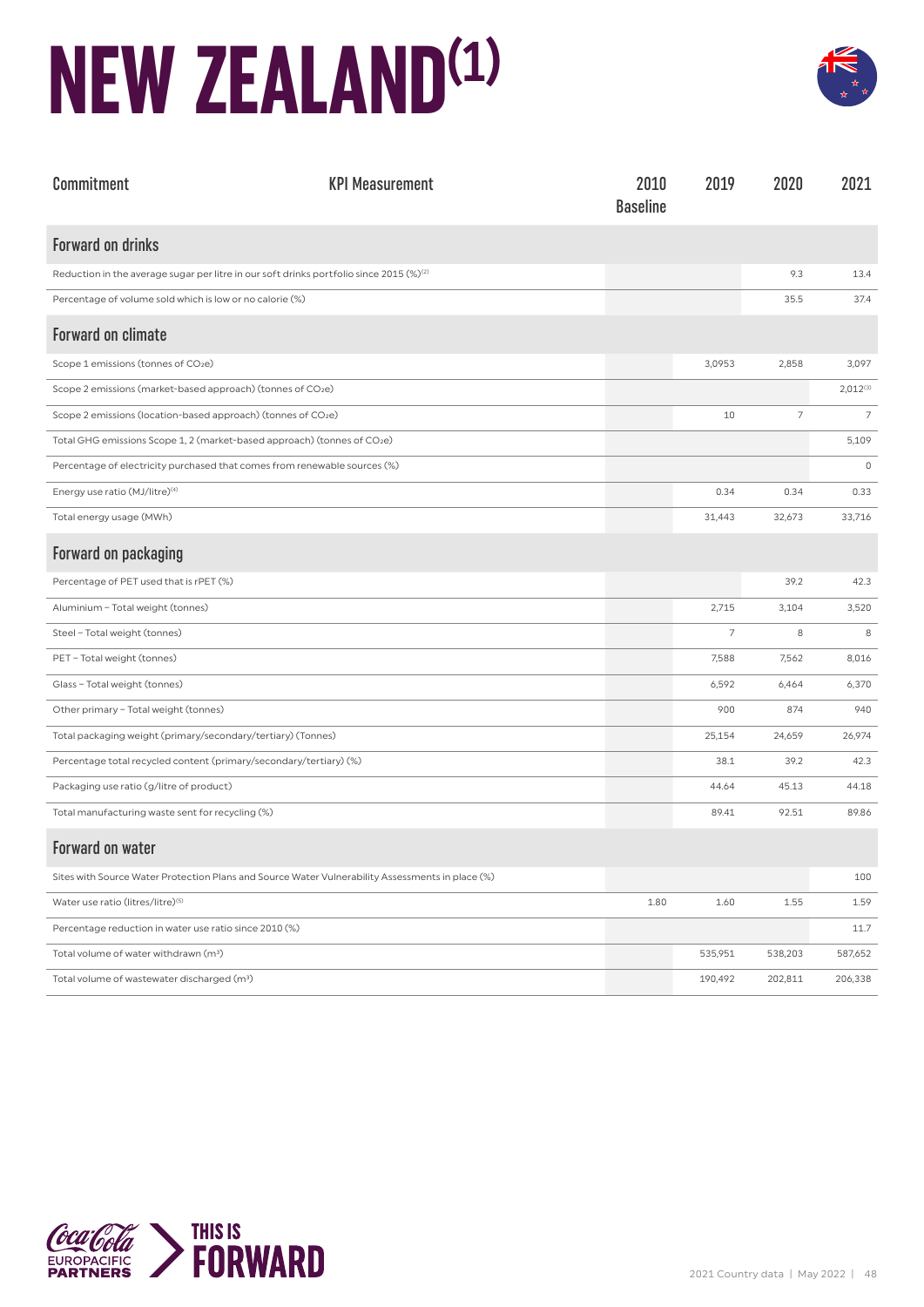# NEW ZEALAND[1]

| Commitment | KPI Measurement | 2010 Baseline | 2019 | 2020 | 2021 |
|---|---|---|---|---|---|
| **Forward on drinks** | | | | | |
| Reduction in the average sugar per litre in our soft drinks portfolio since 2015 (%)[2] | | | | 9.3 | 13.4 |
| Percentage of volume sold which is low or no calorie (%) | | | | 35.5 | 37.4 |
| **Forward on climate** | | | | | |
| Scope 1 emissions (tonnes of $CO_2e$) | | | 3,0953 | 2,858 | 3,097 |
| Scope 2 emissions (market-based approach) (tonnes of $CO_2e$) | | | | | 2,012[3] |
| Scope 2 emissions (location-based approach) (tonnes of $CO_2e$) | | | 10 | 7 | 7 |
| Total GHG emissions Scope 1, 2 (market-based approach) (tonnes of $CO_2e$) | | | | | 5,109 |
| Percentage of electricity purchased that comes from renewable sources (%) | | | | | 0 |
| Energy use ratio (MJ/litre)[4] | | | 0.34 | 0.34 | 0.33 |
| Total energy usage (MWh) | | | 31,443 | 32,673 | 33,716 |
| **Forward on packaging** | | | | | |
| Percentage of PET used that is rPET (%) | | | | 39.2 | 42.3 |
| Aluminium – Total weight (tonnes) | | | 2,715 | 3,104 | 3,520 |
| Steel – Total weight (tonnes) | | | 7 | 8 | 8 |
| PET – Total weight (tonnes) | | | 7,588 | 7,562 | 8,016 |
| Glass – Total weight (tonnes) | | | 6,592 | 6,464 | 6,370 |
| Other primary – Total weight (tonnes) | | | 900 | 874 | 940 |
| Total packaging weight (primary/secondary/tertiary) (Tonnes) | | | 25,154 | 24,659 | 26,974 |
| Percentage total recycled content (primary/secondary/tertiary) (%) | | | 38.1 | 39.2 | 42.3 |
| Packaging use ratio (g/litre of product) | | | 44.64 | 45.13 | 44.18 |
| Total manufacturing waste sent for recycling (%) | | | 89.41 | 92.51 | 89.86 |
| **Forward on water** | | | | | |
| Sites with Source Water Protection Plans and Source Water Vulnerability Assessments in place (%) | | | | | 100 |
| Water use ratio (litres/litre)[5] | | 1.80 | 1.60 | 1.55 | 1.59 |
| Percentage reduction in water use ratio since 2010 (%) | | | | | 11.7 |
| Total volume of water withdrawn ($m^3$) | | | 535,951 | 538,203 | 587,652 |
| Total volume of wastewater discharged ($m^3$) | | | 190,492 | 202,811 | 206,338 |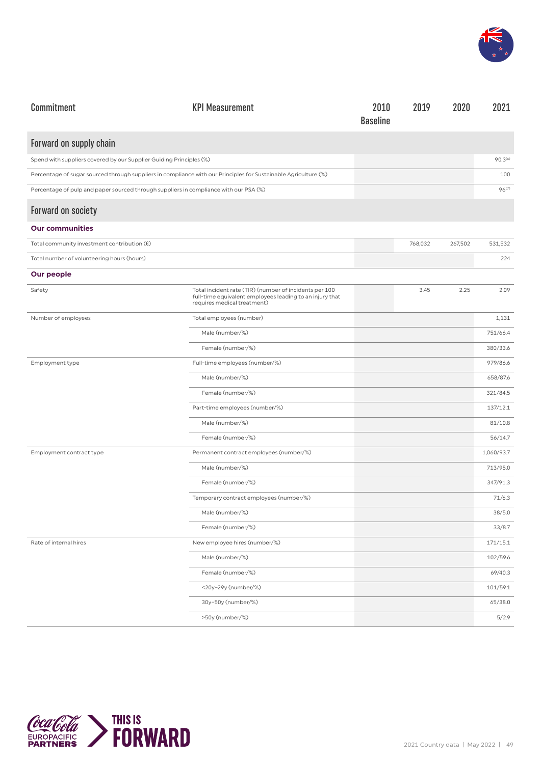| Commitment | KPI Measurement | 2010 Baseline | 2019 | 2020 | 2021 |
|---|---|---|---|---|---|
| **Forward on supply chain** | | | | | |
| Spend with suppliers covered by our Supplier Guiding Principles (%) | | | | | 90.3[6] |
| Percentage of sugar sourced through suppliers in compliance with our Principles for Sustainable Agriculture (%) | | | | | 100 |
| Percentage of pulp and paper sourced through suppliers in compliance with our PSA (%) | | | | | 96[7] |
| **Forward on society** | | | | | |
| **Our communities** | | | | | |
| Total community investment contribution (€) | | | 768,032 | 267,502 | 531,532 |
| Total number of volunteering hours (hours) | | | | | 224 |
| **Our people** | | | | | |
| Safety | Total incident rate (TIR) (number of incidents per 100 full-time equivalent employees leading to an injury that requires medical treatment) | | 3.45 | 2.25 | 2.09 |
| Number of employees | Total employees (number) | | | | 1,131 |
| | Male (number/%) | | | | 751/66.4 |
| | Female (number/%) | | | | 380/33.6 |
| Employment type | Full-time employees (number/%) | | | | 979/86.6 |
| | Male (number/%) | | | | 658/87.6 |
| | Female (number/%) | | | | 321/84.5 |
| | Part-time employees (number/%) | | | | 137/12.1 |
| | Male (number/%) | | | | 81/10.8 |
| | Female (number/%) | | | | 56/14.7 |
| Employment contract type | Permanent contract employees (number/%) | | | | 1,060/93.7 |
| | Male (number/%) | | | | 713/95.0 |
| | Female (number/%) | | | | 347/91.3 |
| | Temporary contract employees (number/%) | | | | 71/6.3 |
| | Male (number/%) | | | | 38/5.0 |
| | Female (number/%) | | | | 33/8.7 |
| Rate of internal hires | New employee hires (number/%) | | | | 171/15.1 |
| | Male (number/%) | | | | 102/59.6 |
| | Female (number/%) | | | | 69/40.3 |
| | <20y–29y (number/%) | | | | 101/59.1 |
| | 30y–50y (number/%) | | | | 65/38.0 |
| | >50y (number/%) | | | | 5/2.9 |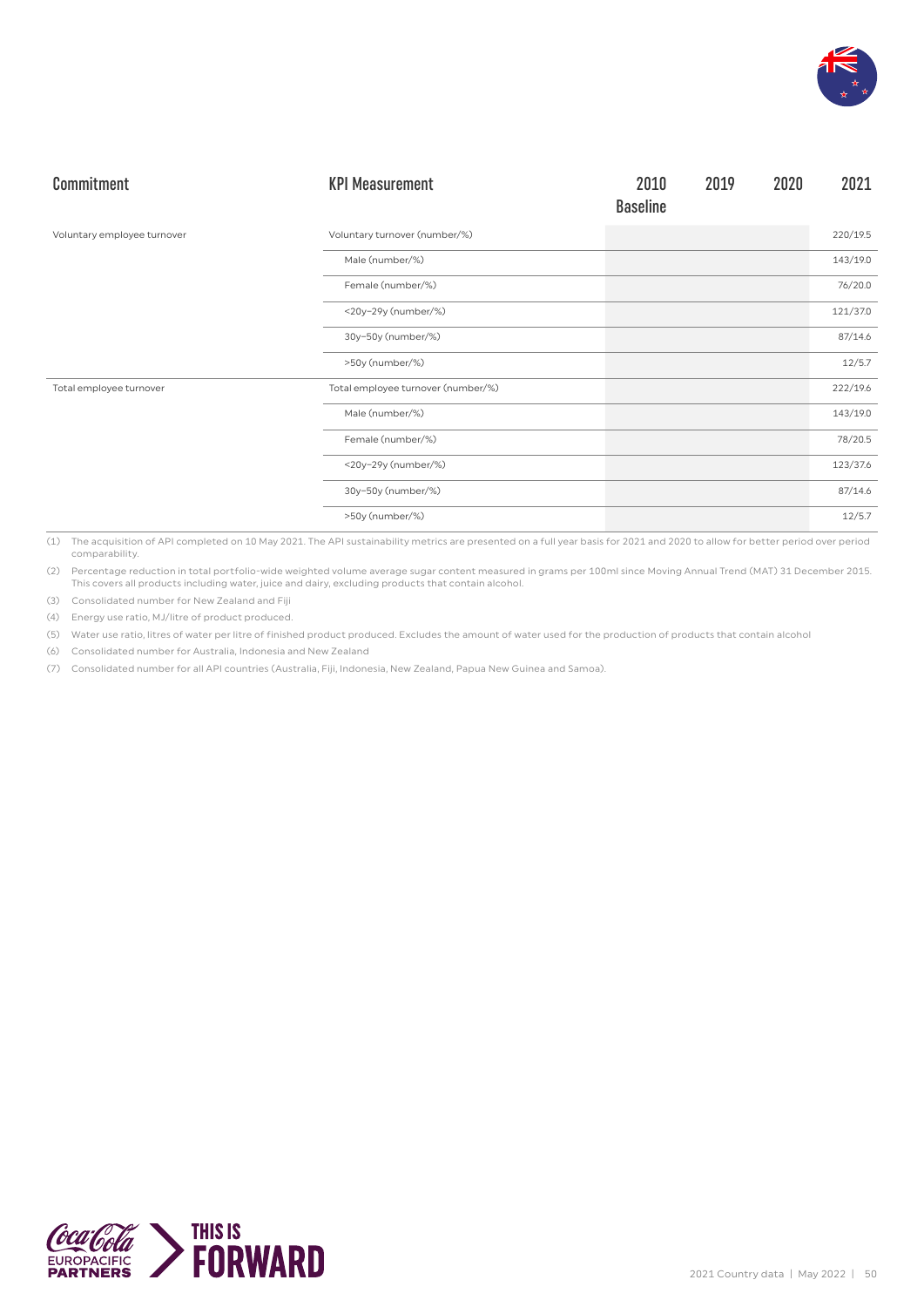| Commitment | KPI Measurement | 2010 Baseline | 2019 | 2020 | 2021 |
|---|---|---|---|---|---|
| Voluntary employee turnover | Voluntary turnover (number/%) | | | | 220/19.5 |
| | Male (number/%) | | | | 143/19.0 |
| | Female (number/%) | | | | 76/20.0 |
| | <20y–29y (number/%) | | | | 121/37.0 |
| | 30y–50y (number/%) | | | | 87/14.6 |
| | >50y (number/%) | | | | 12/5.7 |
| Total employee turnover | Total employee turnover (number/%) | | | | 222/19.6 |
| | Male (number/%) | | | | 143/19.0 |
| | Female (number/%) | | | | 78/20.5 |
| | <20y–29y (number/%) | | | | 123/37.6 |
| | 30y–50y (number/%) | | | | 87/14.6 |
| | >50y (number/%) | | | | 12/5.7 |

(1) The acquisition of API completed on 10 May 2021. The API sustainability metrics are presented on a full year basis for 2021 and 2020 to allow for better period over period comparability.

(2) Percentage reduction in total portfolio-wide weighted volume average sugar content measured in grams per 100ml since Moving Annual Trend (MAT) 31 December 2015. This covers all products including water, juice and dairy, excluding products that contain alcohol.

(3) Consolidated number for New Zealand and Fiji

(4) Energy use ratio, MJ/litre of product produced.

(5) Water use ratio, litres of water per litre of finished product produced. Excludes the amount of water used for the production of products that contain alcohol

(6) Consolidated number for Australia, Indonesia and New Zealand

(7) Consolidated number for all API countries (Australia, Fiji, Indonesia, New Zealand, Papua New Guinea and Samoa).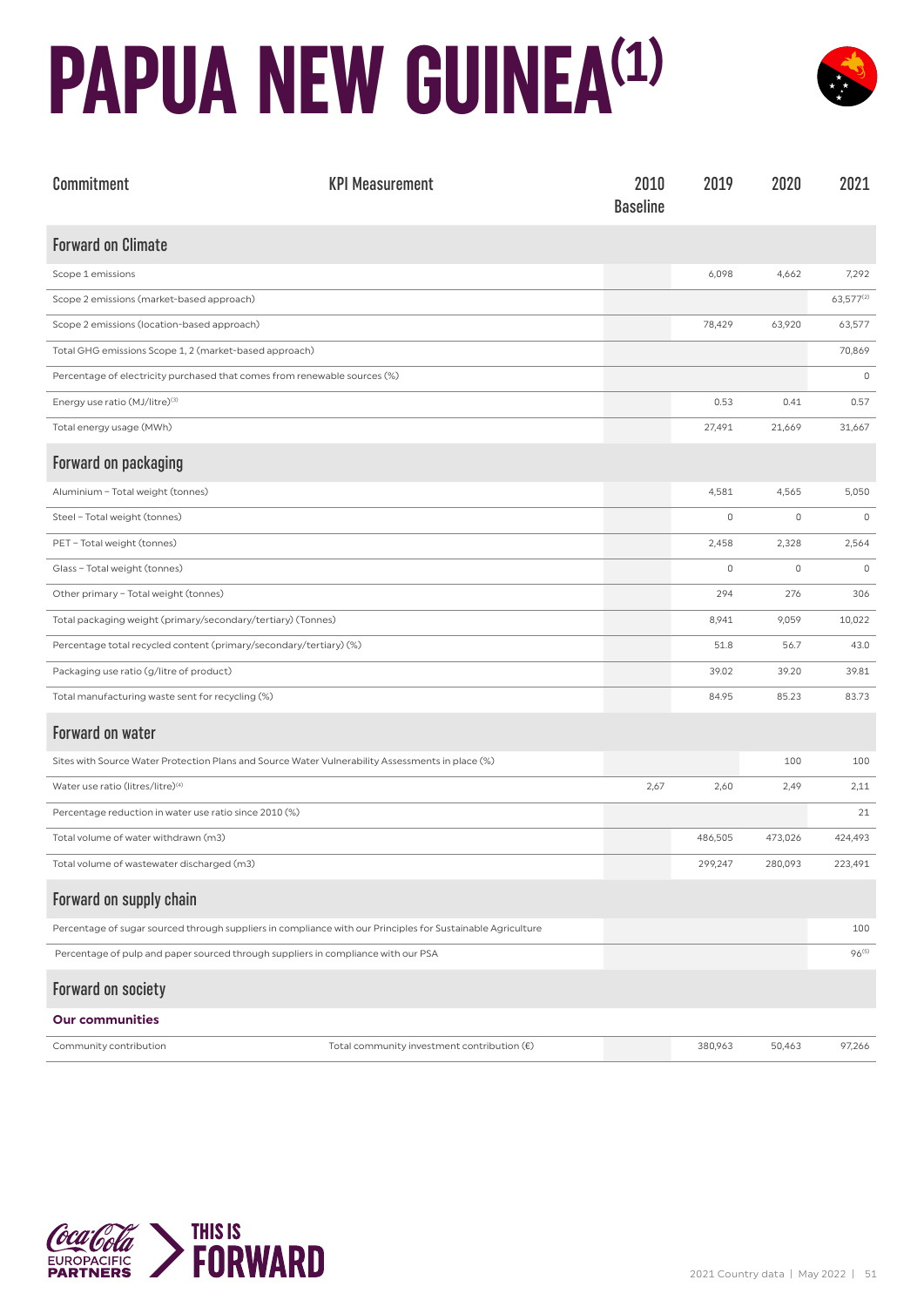# PAPUA NEW GUINEA[1]

| Commitment | KPI Measurement | 2010 Baseline | 2019 | 2020 | 2021 |
|---|---|---|---|---|---|
| **Forward on Climate** | | | | | |
| Scope 1 emissions | | | 6,098 | 4,662 | 7,292 |
| Scope 2 emissions (market-based approach) | | | | | 63,577[2] |
| Scope 2 emissions (location-based approach) | | | 78,429 | 63,920 | 63,577 |
| Total GHG emissions Scope 1, 2 (market-based approach) | | | | | 70,869 |
| Percentage of electricity purchased that comes from renewable sources (%) | | | | | 0 |
| Energy use ratio (MJ/litre)[3] | | | 0.53 | 0.41 | 0.57 |
| Total energy usage (MWh) | | | 27,491 | 21,669 | 31,667 |
| **Forward on packaging** | | | | | |
| Aluminium – Total weight (tonnes) | | | 4,581 | 4,565 | 5,050 |
| Steel – Total weight (tonnes) | | | 0 | 0 | 0 |
| PET – Total weight (tonnes) | | | 2,458 | 2,328 | 2,564 |
| Glass – Total weight (tonnes) | | | 0 | 0 | 0 |
| Other primary – Total weight (tonnes) | | | 294 | 276 | 306 |
| Total packaging weight (primary/secondary/tertiary) (Tonnes) | | | 8,941 | 9,059 | 10,022 |
| Percentage total recycled content (primary/secondary/tertiary) (%) | | | 51.8 | 56.7 | 43.0 |
| Packaging use ratio (g/litre of product) | | | 39.02 | 39.20 | 39.81 |
| Total manufacturing waste sent for recycling (%) | | | 84.95 | 85.23 | 83.73 |
| **Forward on water** | | | | | |
| Sites with Source Water Protection Plans and Source Water Vulnerability Assessments in place (%) | | | | 100 | 100 |
| Water use ratio (litres/litre)[4] | | 2,67 | 2,60 | 2,49 | 2,11 |
| Percentage reduction in water use ratio since 2010 (%) | | | | | 21 |
| Total volume of water withdrawn (m3) | | | 486,505 | 473,026 | 424,493 |
| Total volume of wastewater discharged (m3) | | | 299,247 | 280,093 | 223,491 |
| **Forward on supply chain** | | | | | |
| Percentage of sugar sourced through suppliers in compliance with our Principles for Sustainable Agriculture | | | | | 100 |
| Percentage of pulp and paper sourced through suppliers in compliance with our PSA | | | | | 96[5] |
| **Forward on society** | | | | | |
| **Our communities** | | | | | |
| Community contribution | Total community investment contribution (€) | | 380,963 | 50,463 | 97,266 |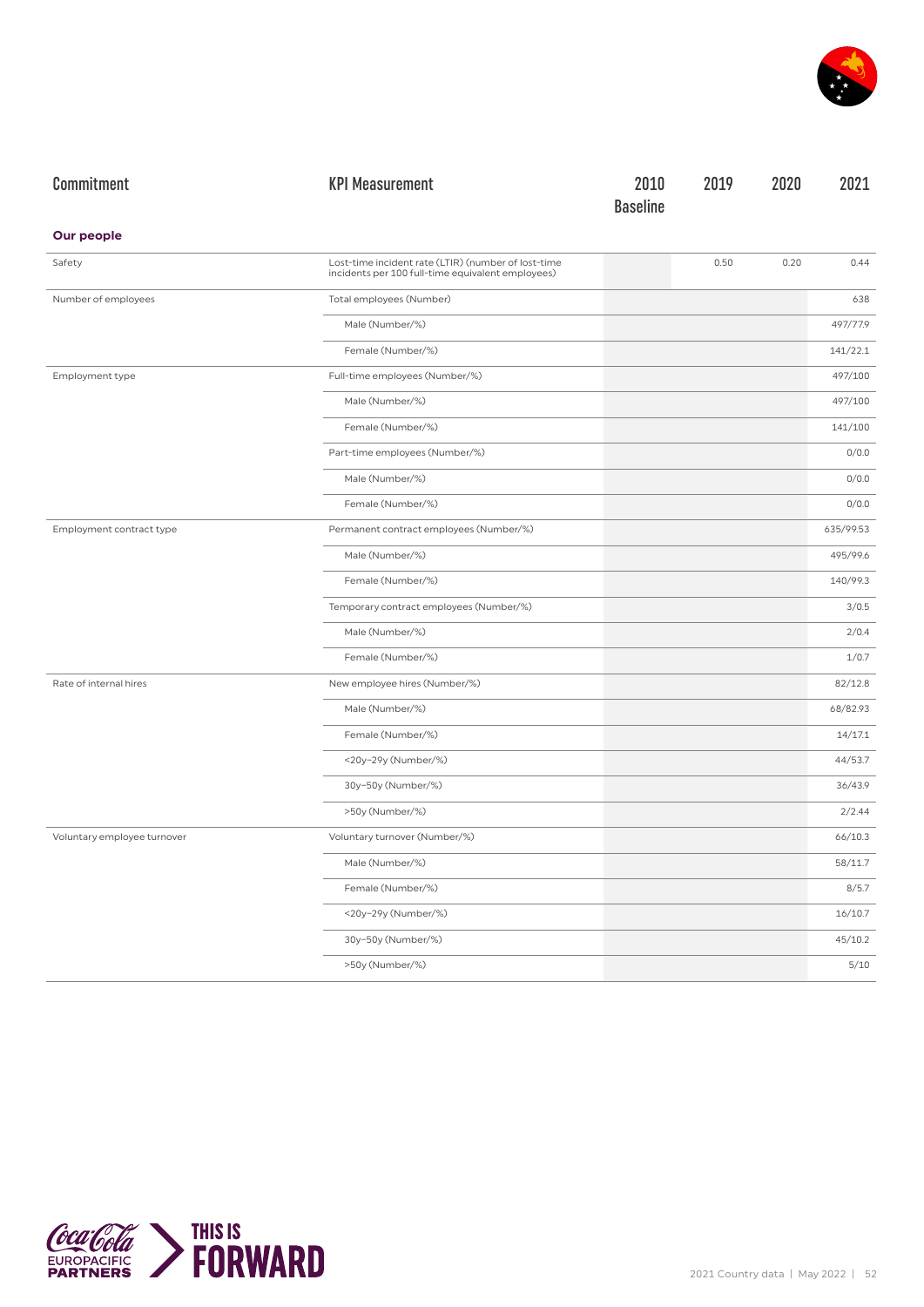| Commitment | KPI Measurement | 2010 Baseline | 2019 | 2020 | 2021 |
|---|---|---|---|---|---|
| **Our people** | | | | | |
| Safety | Lost-time incident rate (LTIR) (number of lost-time incidents per 100 full-time equivalent employees) | | 0.50 | 0.20 | 0.44 |
| Number of employees | Total employees (Number) | | | | 638 |
| | Male (Number/%) | | | | 497/77.9 |
| | Female (Number/%) | | | | 141/22.1 |
| Employment type | Full-time employees (Number/%) | | | | 497/100 |
| | Male (Number/%) | | | | 497/100 |
| | Female (Number/%) | | | | 141/100 |
| | Part-time employees (Number/%) | | | | 0/0.0 |
| | Male (Number/%) | | | | 0/0.0 |
| | Female (Number/%) | | | | 0/0.0 |
| Employment contract type | Permanent contract employees (Number/%) | | | | 635/99.53 |
| | Male (Number/%) | | | | 495/99.6 |
| | Female (Number/%) | | | | 140/99.3 |
| | Temporary contract employees (Number/%) | | | | 3/0.5 |
| | Male (Number/%) | | | | 2/0.4 |
| | Female (Number/%) | | | | 1/0.7 |
| Rate of internal hires | New employee hires (Number/%) | | | | 82/12.8 |
| | Male (Number/%) | | | | 68/82.93 |
| | Female (Number/%) | | | | 14/17.1 |
| | <20y–29y (Number/%) | | | | 44/53.7 |
| | 30y–50y (Number/%) | | | | 36/43.9 |
| | >50y (Number/%) | | | | 2/2.44 |
| Voluntary employee turnover | Voluntary turnover (Number/%) | | | | 66/10.3 |
| | Male (Number/%) | | | | 58/11.7 |
| | Female (Number/%) | | | | 8/5.7 |
| | <20y–29y (Number/%) | | | | 16/10.7 |
| | 30y–50y (Number/%) | | | | 45/10.2 |
| | >50y (Number/%) | | | | 5/10 |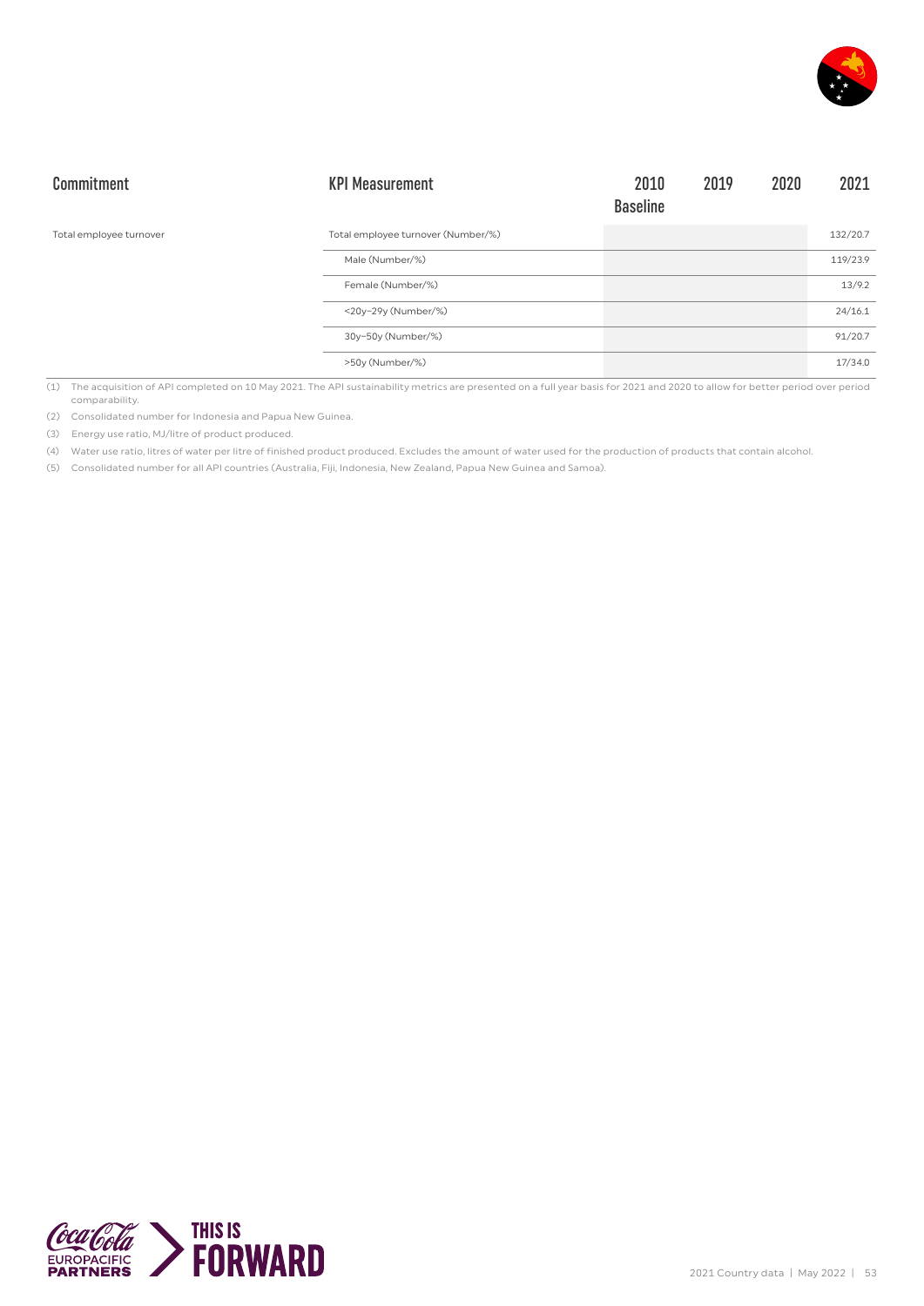| Commitment | KPI Measurement | 2010 Baseline | 2019 | 2020 | 2021 |
|---|---|---|---|---|---|
| Total employee turnover | Total employee turnover (Number/%) | | | | 132/20.7 |
| | Male (Number/%) | | | | 119/23.9 |
| | Female (Number/%) | | | | 13/9.2 |
| | <20y–29y (Number/%) | | | | 24/16.1 |
| | 30y–50y (Number/%) | | | | 91/20.7 |
| | >50y (Number/%) | | | | 17/34.0 |

(1) The acquisition of API completed on 10 May 2021. The API sustainability metrics are presented on a full year basis for 2021 and 2020 to allow for better period over period comparability.

(2) Consolidated number for Indonesia and Papua New Guinea.

(3) Energy use ratio, MJ/litre of product produced.

(4) Water use ratio, litres of water per litre of finished product produced. Excludes the amount of water used for the production of products that contain alcohol.

(5) Consolidated number for all API countries (Australia, Fiji, Indonesia, New Zealand, Papua New Guinea and Samoa).